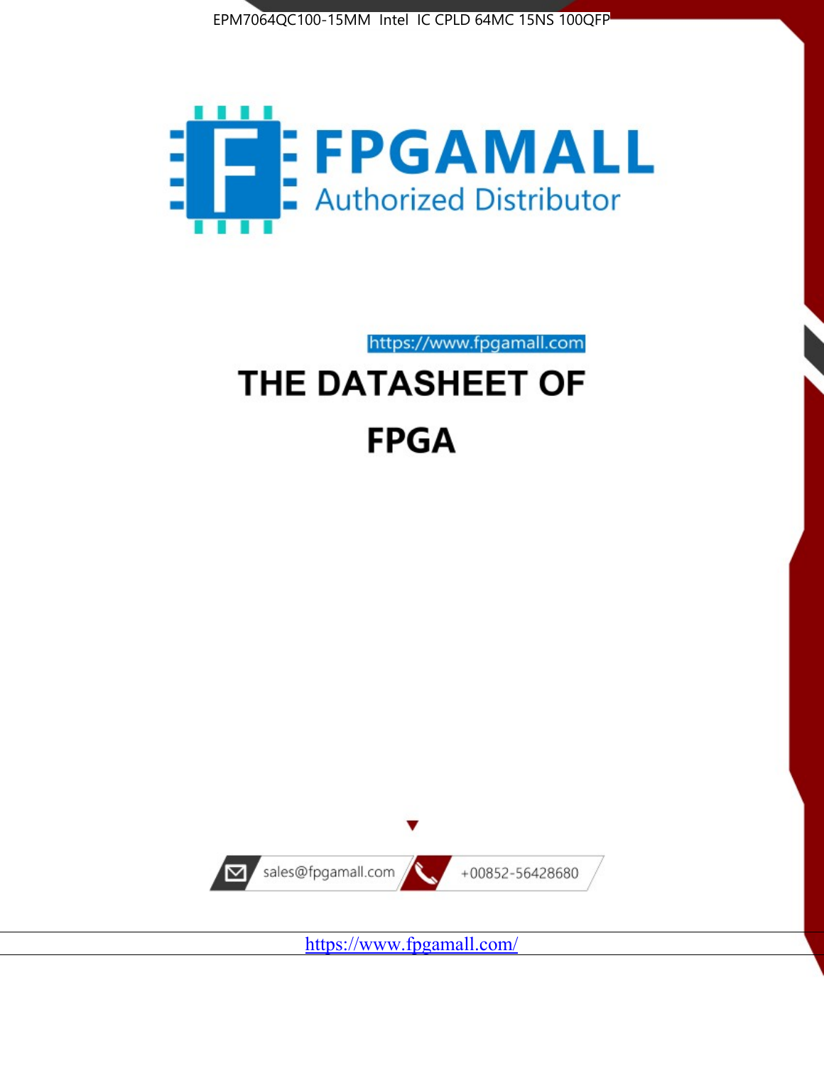EPM7064QC100-15MM Intel IC CPLD 64MC 15NS 100QFP

FPGAMALL

Authorized Distributor

https://www.fpgamall.com

# THE DATASHEET OF

# FPGA

sales@fpgamall.com

+00852-56428680

https://www.fpgamall.com/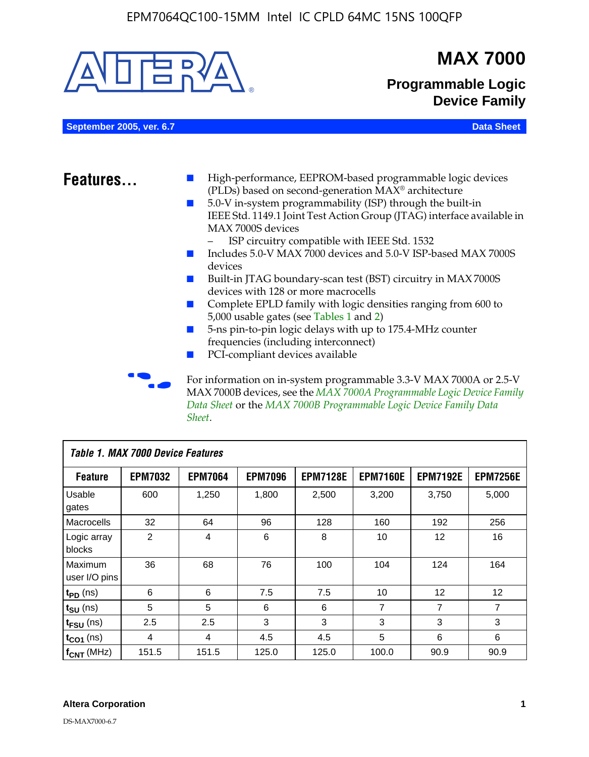# MAX 7000

## Programmable Logic Device Family

**September 2005, ver. 6.7** **Data Sheet**

## Features...

- High-performance, EEPROM-based programmable logic devices (PLDs) based on second-generation MAX® architecture
- 5.0-V in-system programmability (ISP) through the built-in IEEE Std. 1149.1 Joint Test Action Group (JTAG) interface available in MAX 7000S devices
  - ISP circuitry compatible with IEEE Std. 1532
- Includes 5.0-V MAX 7000 devices and 5.0-V ISP-based MAX 7000S devices
- Built-in JTAG boundary-scan test (BST) circuitry in MAX 7000S devices with 128 or more macrocells
- Complete EPLD family with logic densities ranging from 600 to 5,000 usable gates (see Tables 1 and 2)
- 5-ns pin-to-pin logic delays with up to 175.4-MHz counter frequencies (including interconnect)
- PCI-compliant devices available

For information on in-system programmable 3.3-V MAX 7000A or 2.5-V MAX 7000B devices, see the *MAX 7000A Programmable Logic Device Family Data Sheet* or the *MAX 7000B Programmable Logic Device Family Data Sheet*.

*Table 1. MAX 7000 Device Features*

| Feature | EPM7032 | EPM7064 | EPM7096 | EPM7128E | EPM7160E | EPM7192E | EPM7256E |
|---|---|---|---|---|---|---|---|
| Usable gates | 600 | 1,250 | 1,800 | 2,500 | 3,200 | 3,750 | 5,000 |
| Macrocells | 32 | 64 | 96 | 128 | 160 | 192 | 256 |
| Logic array blocks | 2 | 4 | 6 | 8 | 10 | 12 | 16 |
| Maximum user I/O pins | 36 | 68 | 76 | 100 | 104 | 124 | 164 |
| $t_{PD}$ (ns) | 6 | 6 | 7.5 | 7.5 | 10 | 12 | 12 |
| $t_{SU}$ (ns) | 5 | 5 | 6 | 6 | 7 | 7 | 7 |
| $t_{FSU}$ (ns) | 2.5 | 2.5 | 3 | 3 | 3 | 3 | 3 |
| $t_{CO1}$ (ns) | 4 | 4 | 4.5 | 4.5 | 5 | 6 | 6 |
| $f_{CNT}$ (MHz) | 151.5 | 151.5 | 125.0 | 125.0 | 100.0 | 90.9 | 90.9 |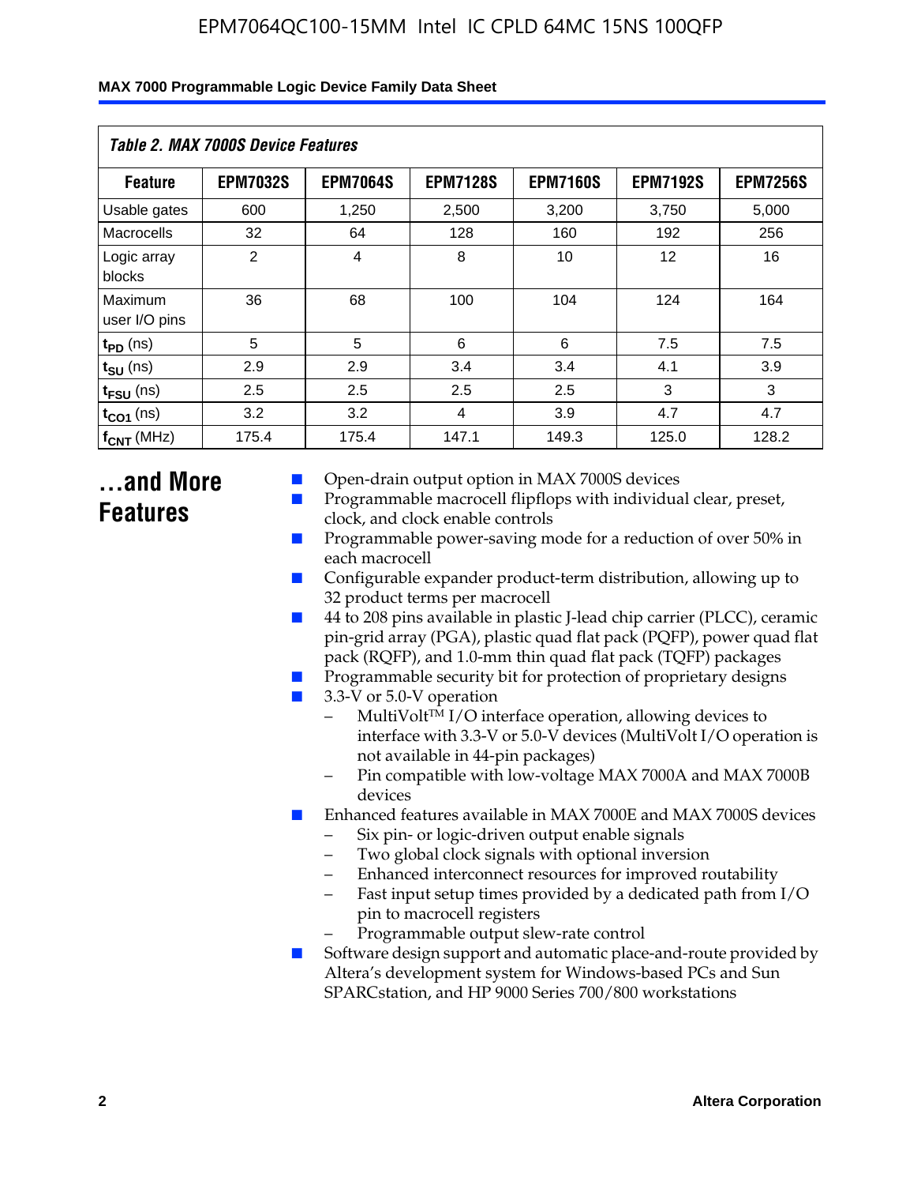*Table 2. MAX 7000S Device Features*

| Feature | EPM7032S | EPM7064S | EPM7128S | EPM7160S | EPM7192S | EPM7256S |
|---|---|---|---|---|---|---|
| Usable gates | 600 | 1,250 | 2,500 | 3,200 | 3,750 | 5,000 |
| Macrocells | 32 | 64 | 128 | 160 | 192 | 256 |
| Logic array blocks | 2 | 4 | 8 | 10 | 12 | 16 |
| Maximum user I/O pins | 36 | 68 | 100 | 104 | 124 | 164 |
| $t_{PD}$ (ns) | 5 | 5 | 6 | 6 | 7.5 | 7.5 |
| $t_{SU}$ (ns) | 2.9 | 2.9 | 3.4 | 3.4 | 4.1 | 3.9 |
| $t_{FSU}$ (ns) | 2.5 | 2.5 | 2.5 | 2.5 | 3 | 3 |
| $t_{CO1}$ (ns) | 3.2 | 3.2 | 4 | 3.9 | 4.7 | 4.7 |
| $f_{CNT}$ (MHz) | 175.4 | 175.4 | 147.1 | 149.3 | 125.0 | 128.2 |

## ...and More Features

- Open-drain output option in MAX 7000S devices
- Programmable macrocell flipflops with individual clear, preset, clock, and clock enable controls
- Programmable power-saving mode for a reduction of over 50% in each macrocell
- Configurable expander product-term distribution, allowing up to 32 product terms per macrocell
- 44 to 208 pins available in plastic J-lead chip carrier (PLCC), ceramic pin-grid array (PGA), plastic quad flat pack (PQFP), power quad flat pack (RQFP), and 1.0-mm thin quad flat pack (TQFP) packages
- Programmable security bit for protection of proprietary designs
- 3.3-V or 5.0-V operation
  - MultiVolt™ I/O interface operation, allowing devices to interface with 3.3-V or 5.0-V devices (MultiVolt I/O operation is not available in 44-pin packages)
  - Pin compatible with low-voltage MAX 7000A and MAX 7000B devices
- Enhanced features available in MAX 7000E and MAX 7000S devices
  - Six pin- or logic-driven output enable signals
  - Two global clock signals with optional inversion
  - Enhanced interconnect resources for improved routability
  - Fast input setup times provided by a dedicated path from I/O pin to macrocell registers
  - Programmable output slew-rate control
- Software design support and automatic place-and-route provided by Altera's development system for Windows-based PCs and Sun SPARCstation, and HP 9000 Series 700/800 workstations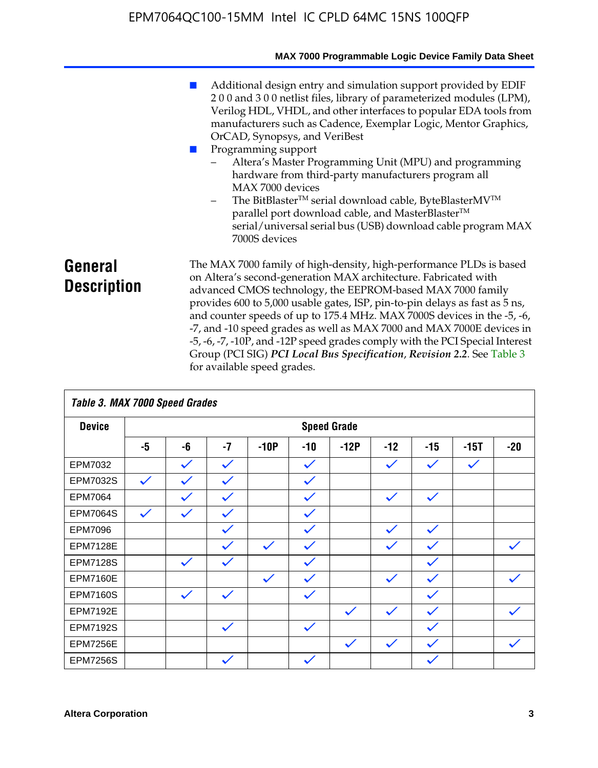- Additional design entry and simulation support provided by EDIF 2 0 0 and 3 0 0 netlist files, library of parameterized modules (LPM), Verilog HDL, VHDL, and other interfaces to popular EDA tools from manufacturers such as Cadence, Exemplar Logic, Mentor Graphics, OrCAD, Synopsys, and VeriBest
- Programming support
  - Altera's Master Programming Unit (MPU) and programming hardware from third-party manufacturers program all MAX 7000 devices
  - The BitBlaster™ serial download cable, ByteBlasterMV™ parallel port download cable, and MasterBlaster™ serial/universal serial bus (USB) download cable program MAX 7000S devices

## General Description

The MAX 7000 family of high-density, high-performance PLDs is based on Altera's second-generation MAX architecture. Fabricated with advanced CMOS technology, the EEPROM-based MAX 7000 family provides 600 to 5,000 usable gates, ISP, pin-to-pin delays as fast as 5 ns, and counter speeds of up to 175.4 MHz. MAX 7000S devices in the -5, -6, -7, and -10 speed grades as well as MAX 7000 and MAX 7000E devices in -5, -6, -7, -10P, and -12P speed grades comply with the PCI Special Interest Group (PCI SIG) ***PCI Local Bus Specification*, *Revision 2.2***. See Table 3 for available speed grades.

*Table 3. MAX 7000 Speed Grades*

| Device | Speed Grade | | | | | | | | | |
|---|---|---|---|---|---|---|---|---|---|---|
| | -5 | -6 | -7 | -10P | -10 | -12P | -12 | -15 | -15T | -20 |
| EPM7032 | | ✓ | ✓ | | ✓ | | ✓ | ✓ | ✓ | |
| EPM7032S | ✓ | ✓ | ✓ | | ✓ | | | | | |
| EPM7064 | | ✓ | ✓ | | ✓ | | ✓ | ✓ | | |
| EPM7064S | ✓ | ✓ | ✓ | | ✓ | | | | | |
| EPM7096 | | | ✓ | | ✓ | | ✓ | ✓ | | |
| EPM7128E | | | ✓ | ✓ | ✓ | | ✓ | ✓ | | ✓ |
| EPM7128S | | ✓ | ✓ | | ✓ | | | ✓ | | |
| EPM7160E | | | | ✓ | ✓ | | ✓ | ✓ | | ✓ |
| EPM7160S | | ✓ | ✓ | | ✓ | | | ✓ | | |
| EPM7192E | | | | | | ✓ | ✓ | ✓ | | ✓ |
| EPM7192S | | | ✓ | | ✓ | | | ✓ | | |
| EPM7256E | | | | | | ✓ | ✓ | ✓ | | ✓ |
| EPM7256S | | | ✓ | | ✓ | | | ✓ | | |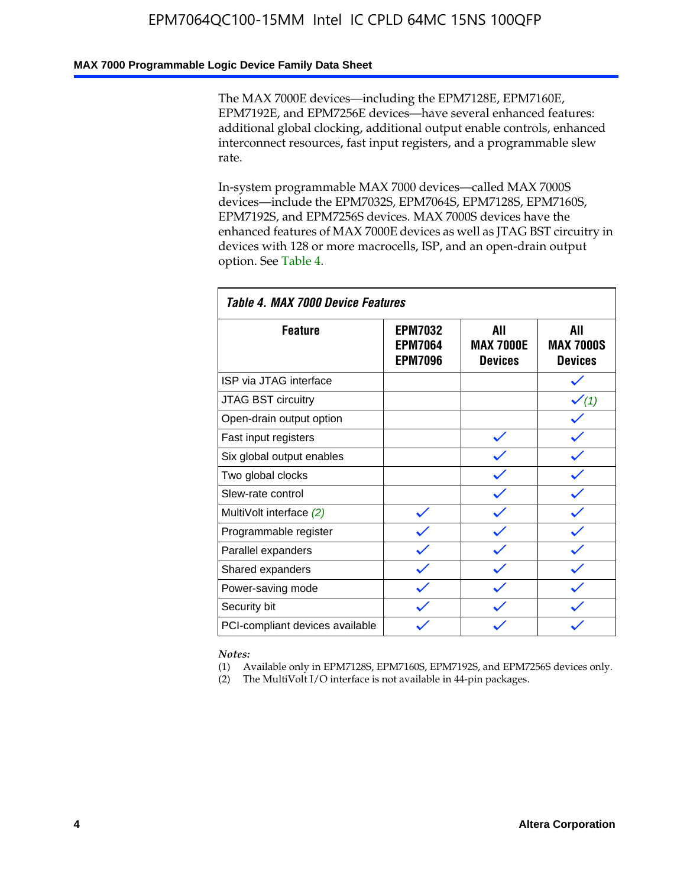The MAX 7000E devices—including the EPM7128E, EPM7160E, EPM7192E, and EPM7256E devices—have several enhanced features: additional global clocking, additional output enable controls, enhanced interconnect resources, fast input registers, and a programmable slew rate.

In-system programmable MAX 7000 devices—called MAX 7000S devices—include the EPM7032S, EPM7064S, EPM7128S, EPM7160S, EPM7192S, and EPM7256S devices. MAX 7000S devices have the enhanced features of MAX 7000E devices as well as JTAG BST circuitry in devices with 128 or more macrocells, ISP, and an open-drain output option. See Table 4.

*Table 4. MAX 7000 Device Features*

| Feature | EPM7032 EPM7064 EPM7096 | All MAX 7000E Devices | All MAX 7000S Devices |
|---|---|---|---|
| ISP via JTAG interface | | | ✓ |
| JTAG BST circuitry | | | ✓ *(1)* |
| Open-drain output option | | | ✓ |
| Fast input registers | | ✓ | ✓ |
| Six global output enables | | ✓ | ✓ |
| Two global clocks | | ✓ | ✓ |
| Slew-rate control | | ✓ | ✓ |
| MultiVolt interface *(2)* | ✓ | ✓ | ✓ |
| Programmable register | ✓ | ✓ | ✓ |
| Parallel expanders | ✓ | ✓ | ✓ |
| Shared expanders | ✓ | ✓ | ✓ |
| Power-saving mode | ✓ | ✓ | ✓ |
| Security bit | ✓ | ✓ | ✓ |
| PCI-compliant devices available | ✓ | ✓ | ✓ |

*Notes:*

(1) Available only in EPM7128S, EPM7160S, EPM7192S, and EPM7256S devices only.
(2) The MultiVolt I/O interface is not available in 44-pin packages.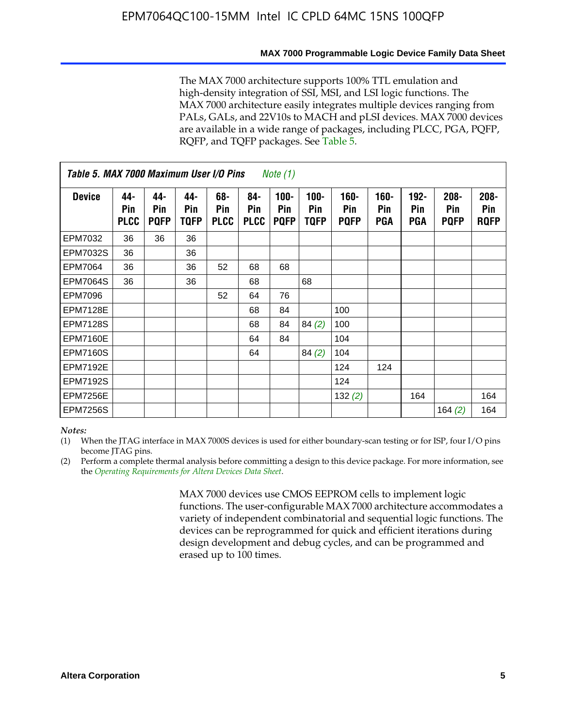The MAX 7000 architecture supports 100% TTL emulation and high-density integration of SSI, MSI, and LSI logic functions. The MAX 7000 architecture easily integrates multiple devices ranging from PALs, GALs, and 22V10s to MACH and pLSI devices. MAX 7000 devices are available in a wide range of packages, including PLCC, PGA, PQFP, RQFP, and TQFP packages. See Table 5.

**Table 5. MAX 7000 Maximum User I/O Pins** *Note (1)*

| Device | 44-Pin PLCC | 44-Pin PQFP | 44-Pin TQFP | 68-Pin PLCC | 84-Pin PLCC | 100-Pin PQFP | 100-Pin TQFP | 160-Pin PQFP | 160-Pin PGA | 192-Pin PGA | 208-Pin PQFP | 208-Pin RQFP |
|---|---|---|---|---|---|---|---|---|---|---|---|---|
| EPM7032 | 36 | 36 | 36 | | | | | | | | | |
| EPM7032S | 36 | | 36 | | | | | | | | | |
| EPM7064 | 36 | | 36 | 52 | 68 | 68 | | | | | | |
| EPM7064S | 36 | | 36 | | 68 | | 68 | | | | | |
| EPM7096 | | | | 52 | 64 | 76 | | | | | | |
| EPM7128E | | | | | 68 | 84 | | 100 | | | | |
| EPM7128S | | | | | 68 | 84 | 84 *(2)* | 100 | | | | |
| EPM7160E | | | | | 64 | 84 | | 104 | | | | |
| EPM7160S | | | | | 64 | | 84 *(2)* | 104 | | | | |
| EPM7192E | | | | | | | | 124 | 124 | | | |
| EPM7192S | | | | | | | | 124 | | | | |
| EPM7256E | | | | | | | | 132 *(2)* | | 164 | | 164 |
| EPM7256S | | | | | | | | | | | 164 *(2)* | 164 |

*Notes:*

(1) When the JTAG interface in MAX 7000S devices is used for either boundary-scan testing or for ISP, four I/O pins become JTAG pins.

(2) Perform a complete thermal analysis before committing a design to this device package. For more information, see the *Operating Requirements for Altera Devices Data Sheet*.

MAX 7000 devices use CMOS EEPROM cells to implement logic functions. The user-configurable MAX 7000 architecture accommodates a variety of independent combinatorial and sequential logic functions. The devices can be reprogrammed for quick and efficient iterations during design development and debug cycles, and can be programmed and erased up to 100 times.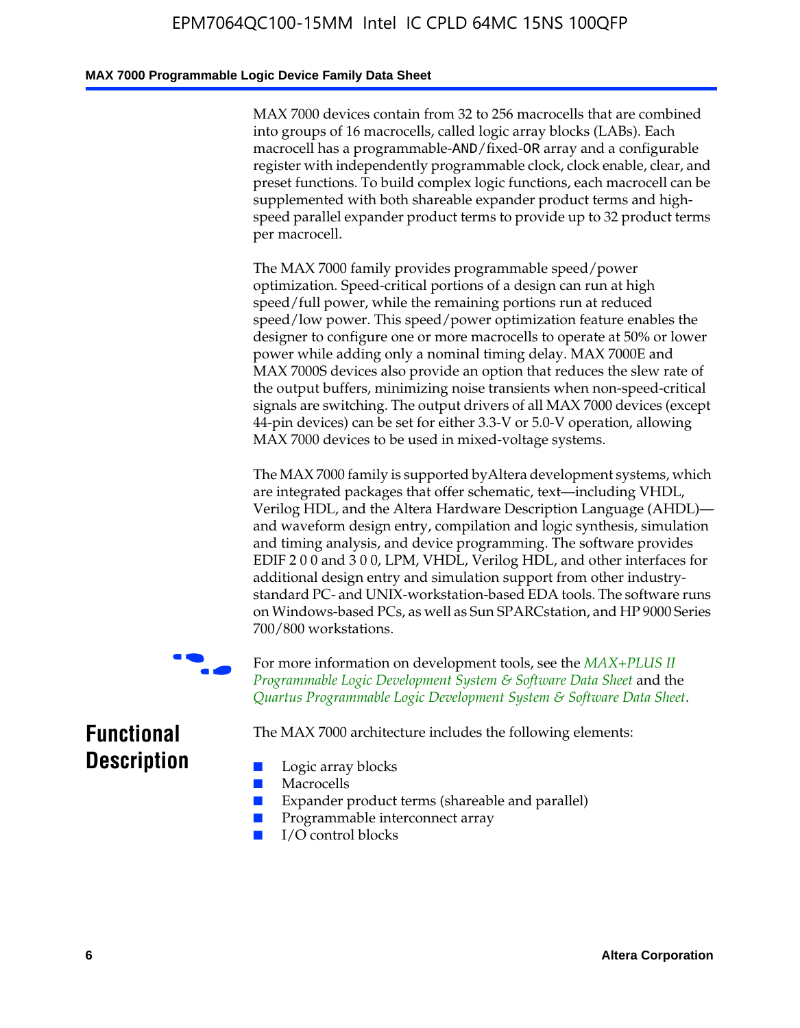MAX 7000 devices contain from 32 to 256 macrocells that are combined into groups of 16 macrocells, called logic array blocks (LABs). Each macrocell has a programmable-AND/fixed-OR array and a configurable register with independently programmable clock, clock enable, clear, and preset functions. To build complex logic functions, each macrocell can be supplemented with both shareable expander product terms and high-speed parallel expander product terms to provide up to 32 product terms per macrocell.

The MAX 7000 family provides programmable speed/power optimization. Speed-critical portions of a design can run at high speed/full power, while the remaining portions run at reduced speed/low power. This speed/power optimization feature enables the designer to configure one or more macrocells to operate at 50% or lower power while adding only a nominal timing delay. MAX 7000E and MAX 7000S devices also provide an option that reduces the slew rate of the output buffers, minimizing noise transients when non-speed-critical signals are switching. The output drivers of all MAX 7000 devices (except 44-pin devices) can be set for either 3.3-V or 5.0-V operation, allowing MAX 7000 devices to be used in mixed-voltage systems.

The MAX 7000 family is supported by Altera development systems, which are integrated packages that offer schematic, text—including VHDL, Verilog HDL, and the Altera Hardware Description Language (AHDL)—and waveform design entry, compilation and logic synthesis, simulation and timing analysis, and device programming. The software provides EDIF 2 0 0 and 3 0 0, LPM, VHDL, Verilog HDL, and other interfaces for additional design entry and simulation support from other industry-standard PC- and UNIX-workstation-based EDA tools. The software runs on Windows-based PCs, as well as Sun SPARCstation, and HP 9000 Series 700/800 workstations.

For more information on development tools, see the *MAX+PLUS II Programmable Logic Development System & Software Data Sheet* and the *Quartus Programmable Logic Development System & Software Data Sheet*.

## Functional Description

The MAX 7000 architecture includes the following elements:

- Logic array blocks
- Macrocells
- Expander product terms (shareable and parallel)
- Programmable interconnect array
- I/O control blocks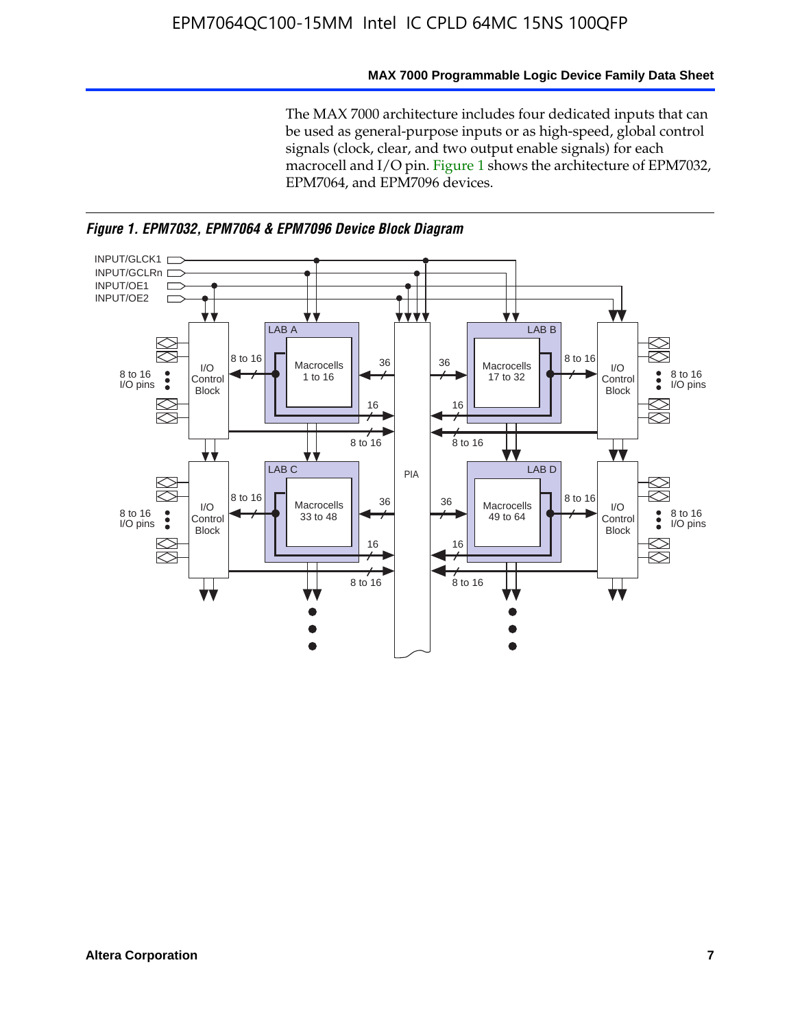The MAX 7000 architecture includes four dedicated inputs that can be used as general-purpose inputs or as high-speed, global control signals (clock, clear, and two output enable signals) for each macrocell and I/O pin. Figure 1 shows the architecture of EPM7032, EPM7064, and EPM7096 devices.

*Figure 1. EPM7032, EPM7064 & EPM7096 Device Block Diagram*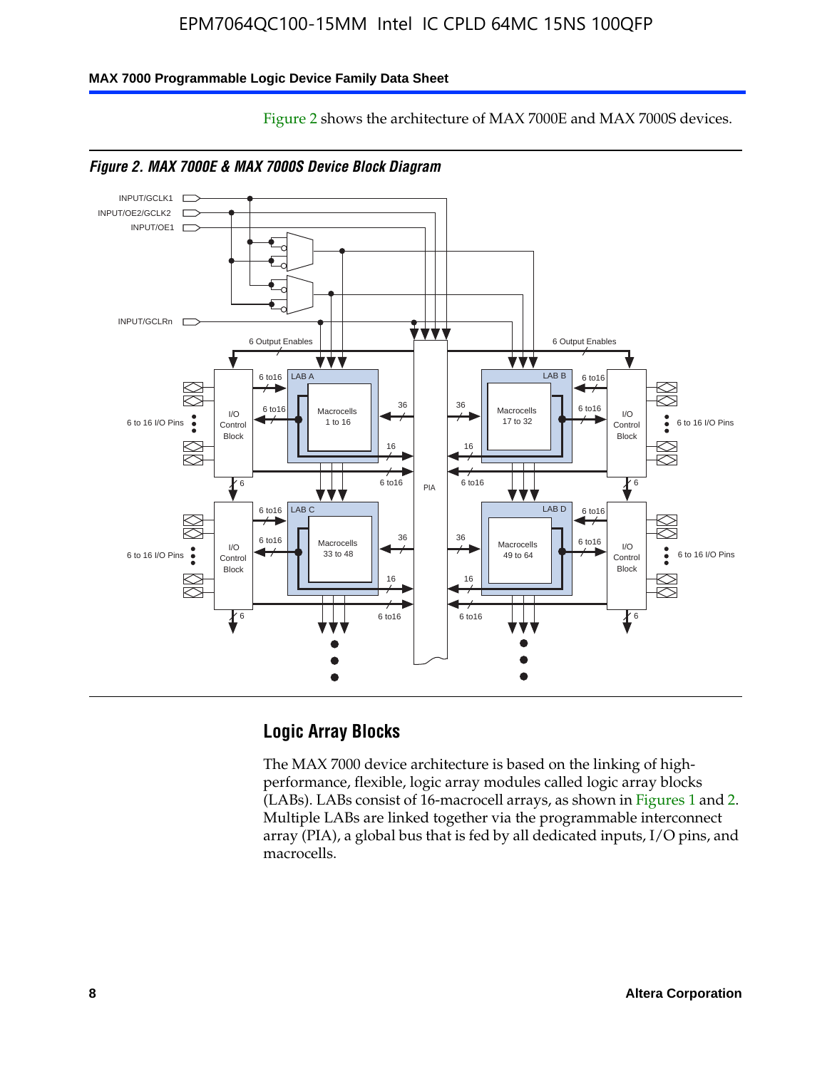Figure 2 shows the architecture of MAX 7000E and MAX 7000S devices.

*Figure 2. MAX 7000E & MAX 7000S Device Block Diagram*

## Logic Array Blocks

The MAX 7000 device architecture is based on the linking of high-performance, flexible, logic array modules called logic array blocks (LABs). LABs consist of 16-macrocell arrays, as shown in Figures 1 and 2. Multiple LABs are linked together via the programmable interconnect array (PIA), a global bus that is fed by all dedicated inputs, I/O pins, and macrocells.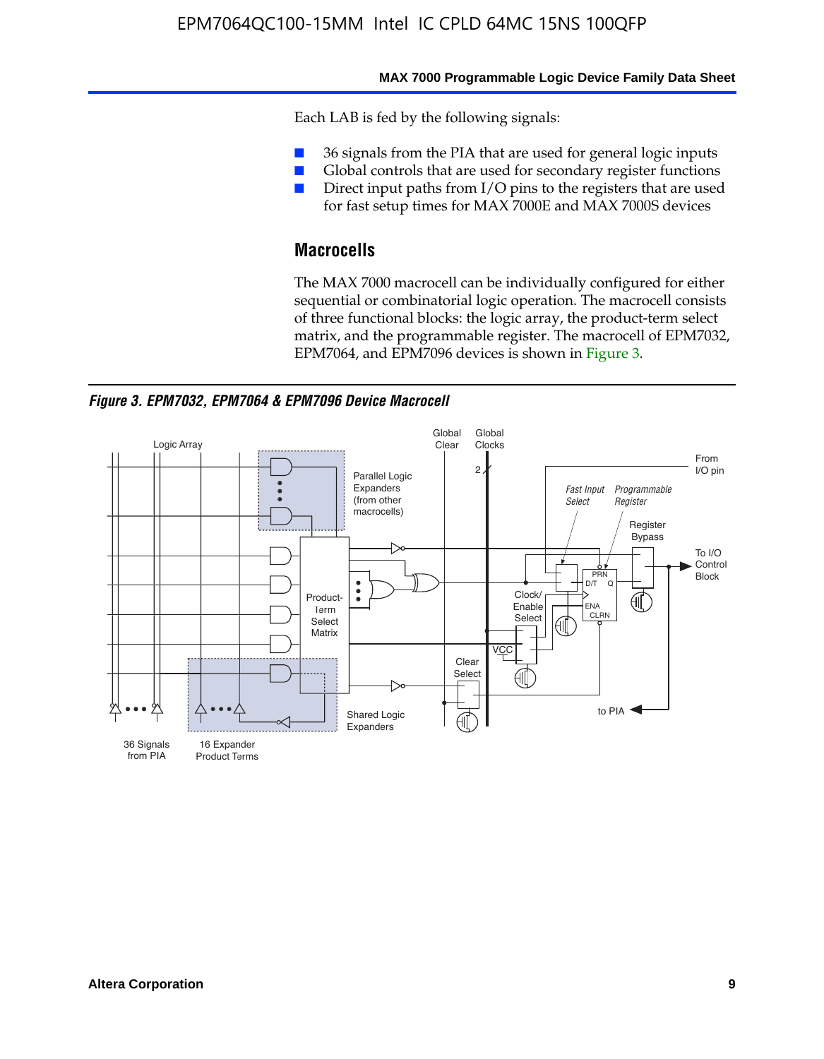Each LAB is fed by the following signals:

- 36 signals from the PIA that are used for general logic inputs
- Global controls that are used for secondary register functions
- Direct input paths from I/O pins to the registers that are used for fast setup times for MAX 7000E and MAX 7000S devices

## Macrocells

The MAX 7000 macrocell can be individually configured for either sequential or combinatorial logic operation. The macrocell consists of three functional blocks: the logic array, the product-term select matrix, and the programmable register. The macrocell of EPM7032, EPM7064, and EPM7096 devices is shown in Figure 3.

*Figure 3. EPM7032, EPM7064 & EPM7096 Device Macrocell*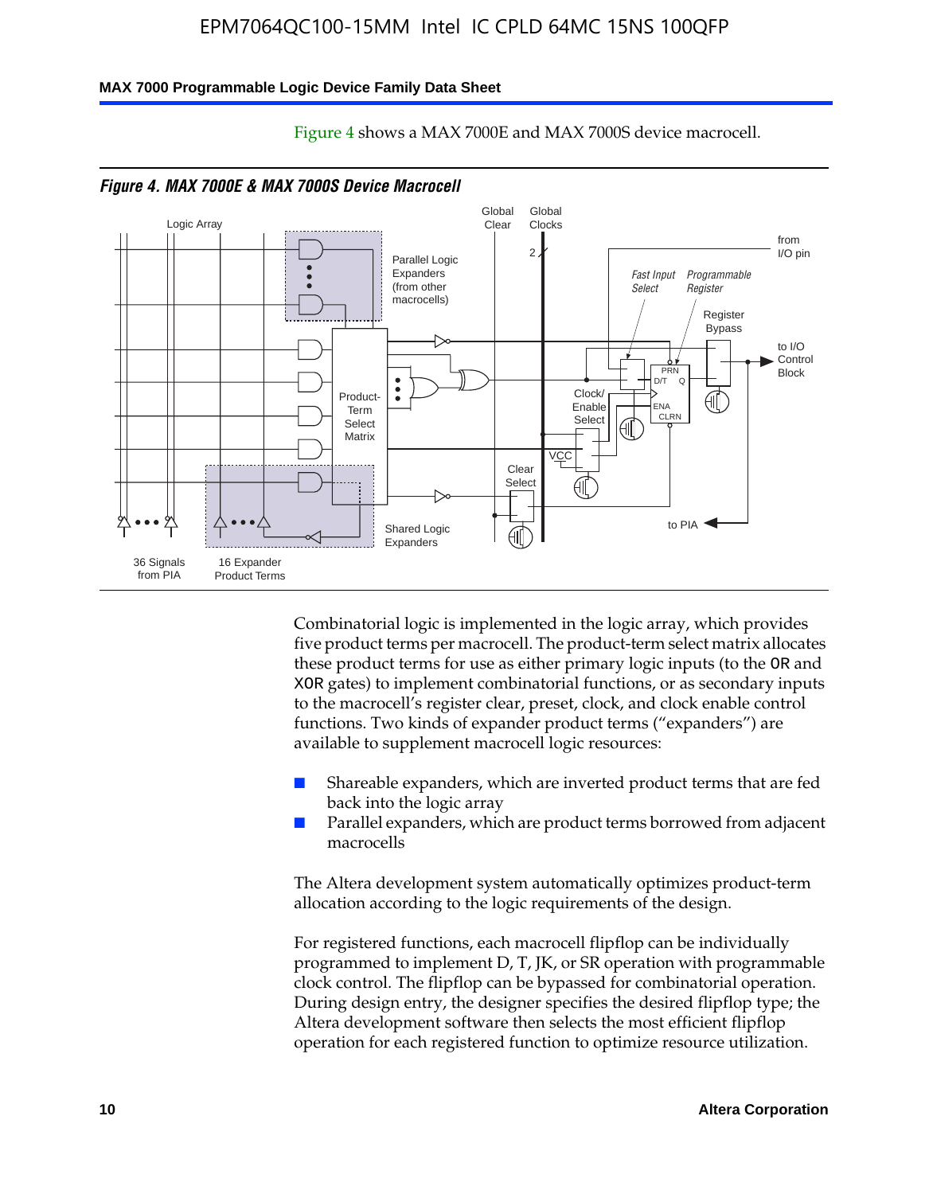Figure 4 shows a MAX 7000E and MAX 7000S device macrocell.

*Figure 4. MAX 7000E & MAX 7000S Device Macrocell*

Combinatorial logic is implemented in the logic array, which provides five product terms per macrocell. The product-term select matrix allocates these product terms for use as either primary logic inputs (to the OR and XOR gates) to implement combinatorial functions, or as secondary inputs to the macrocell's register clear, preset, clock, and clock enable control functions. Two kinds of expander product terms ("expanders") are available to supplement macrocell logic resources:

- Shareable expanders, which are inverted product terms that are fed back into the logic array
- Parallel expanders, which are product terms borrowed from adjacent macrocells

The Altera development system automatically optimizes product-term allocation according to the logic requirements of the design.

For registered functions, each macrocell flipflop can be individually programmed to implement D, T, JK, or SR operation with programmable clock control. The flipflop can be bypassed for combinatorial operation. During design entry, the designer specifies the desired flipflop type; the Altera development software then selects the most efficient flipflop operation for each registered function to optimize resource utilization.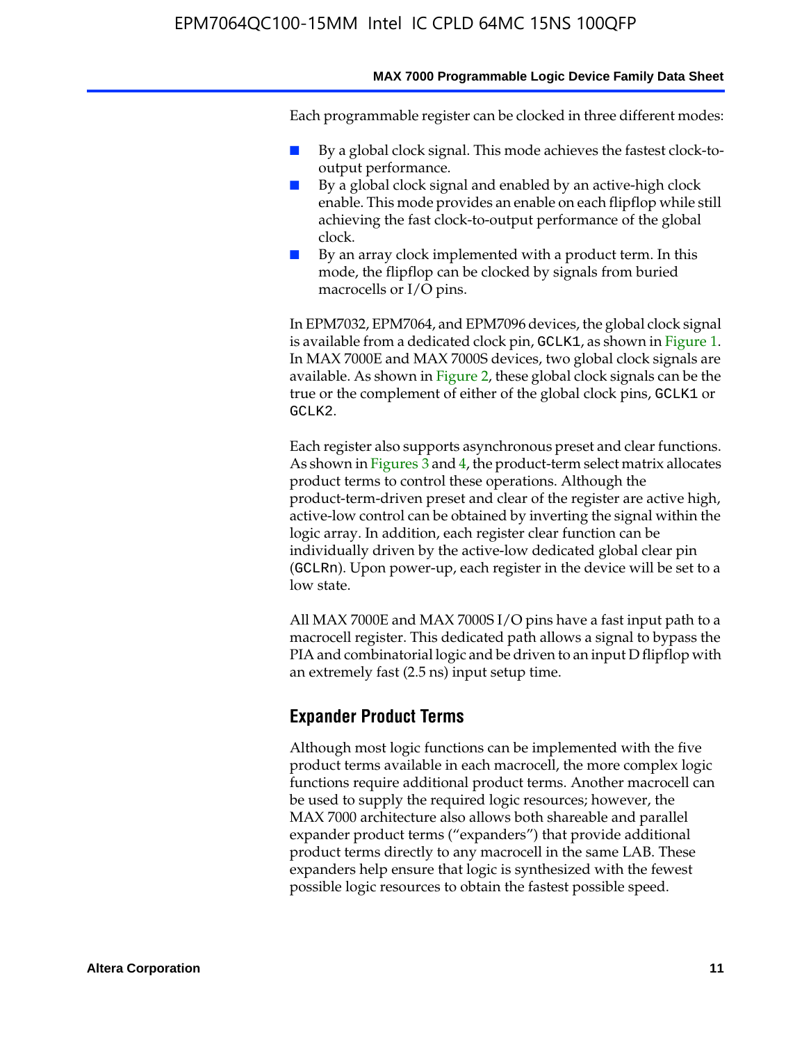Each programmable register can be clocked in three different modes:

- By a global clock signal. This mode achieves the fastest clock-to-output performance.
- By a global clock signal and enabled by an active-high clock enable. This mode provides an enable on each flipflop while still achieving the fast clock-to-output performance of the global clock.
- By an array clock implemented with a product term. In this mode, the flipflop can be clocked by signals from buried macrocells or I/O pins.

In EPM7032, EPM7064, and EPM7096 devices, the global clock signal is available from a dedicated clock pin, GCLK1, as shown in Figure 1. In MAX 7000E and MAX 7000S devices, two global clock signals are available. As shown in Figure 2, these global clock signals can be the true or the complement of either of the global clock pins, GCLK1 or GCLK2.

Each register also supports asynchronous preset and clear functions. As shown in Figures 3 and 4, the product-term select matrix allocates product terms to control these operations. Although the product-term-driven preset and clear of the register are active high, active-low control can be obtained by inverting the signal within the logic array. In addition, each register clear function can be individually driven by the active-low dedicated global clear pin (GCLRn). Upon power-up, each register in the device will be set to a low state.

All MAX 7000E and MAX 7000S I/O pins have a fast input path to a macrocell register. This dedicated path allows a signal to bypass the PIA and combinatorial logic and be driven to an input D flipflop with an extremely fast (2.5 ns) input setup time.

## Expander Product Terms

Although most logic functions can be implemented with the five product terms available in each macrocell, the more complex logic functions require additional product terms. Another macrocell can be used to supply the required logic resources; however, the MAX 7000 architecture also allows both shareable and parallel expander product terms ("expanders") that provide additional product terms directly to any macrocell in the same LAB. These expanders help ensure that logic is synthesized with the fewest possible logic resources to obtain the fastest possible speed.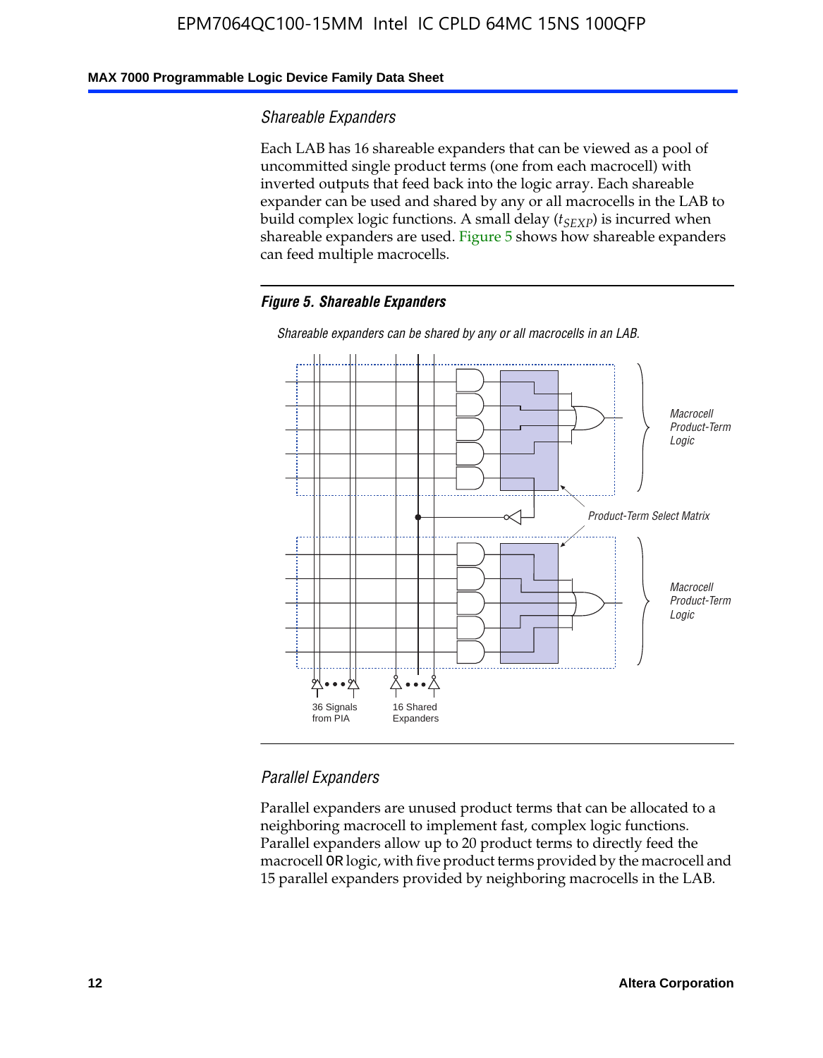### Shareable Expanders

Each LAB has 16 shareable expanders that can be viewed as a pool of uncommitted single product terms (one from each macrocell) with inverted outputs that feed back into the logic array. Each shareable expander can be used and shared by any or all macrocells in the LAB to build complex logic functions. A small delay ($t_{SEXP}$) is incurred when shareable expanders are used. Figure 5 shows how shareable expanders can feed multiple macrocells.

**Figure 5. Shareable Expanders**

*Shareable expanders can be shared by any or all macrocells in an LAB.*

Macrocell Product-Term Logic

Product-Term Select Matrix

Macrocell Product-Term Logic

36 Signals from PIA

16 Shared Expanders

### Parallel Expanders

Parallel expanders are unused product terms that can be allocated to a neighboring macrocell to implement fast, complex logic functions. Parallel expanders allow up to 20 product terms to directly feed the macrocell OR logic, with five product terms provided by the macrocell and 15 parallel expanders provided by neighboring macrocells in the LAB.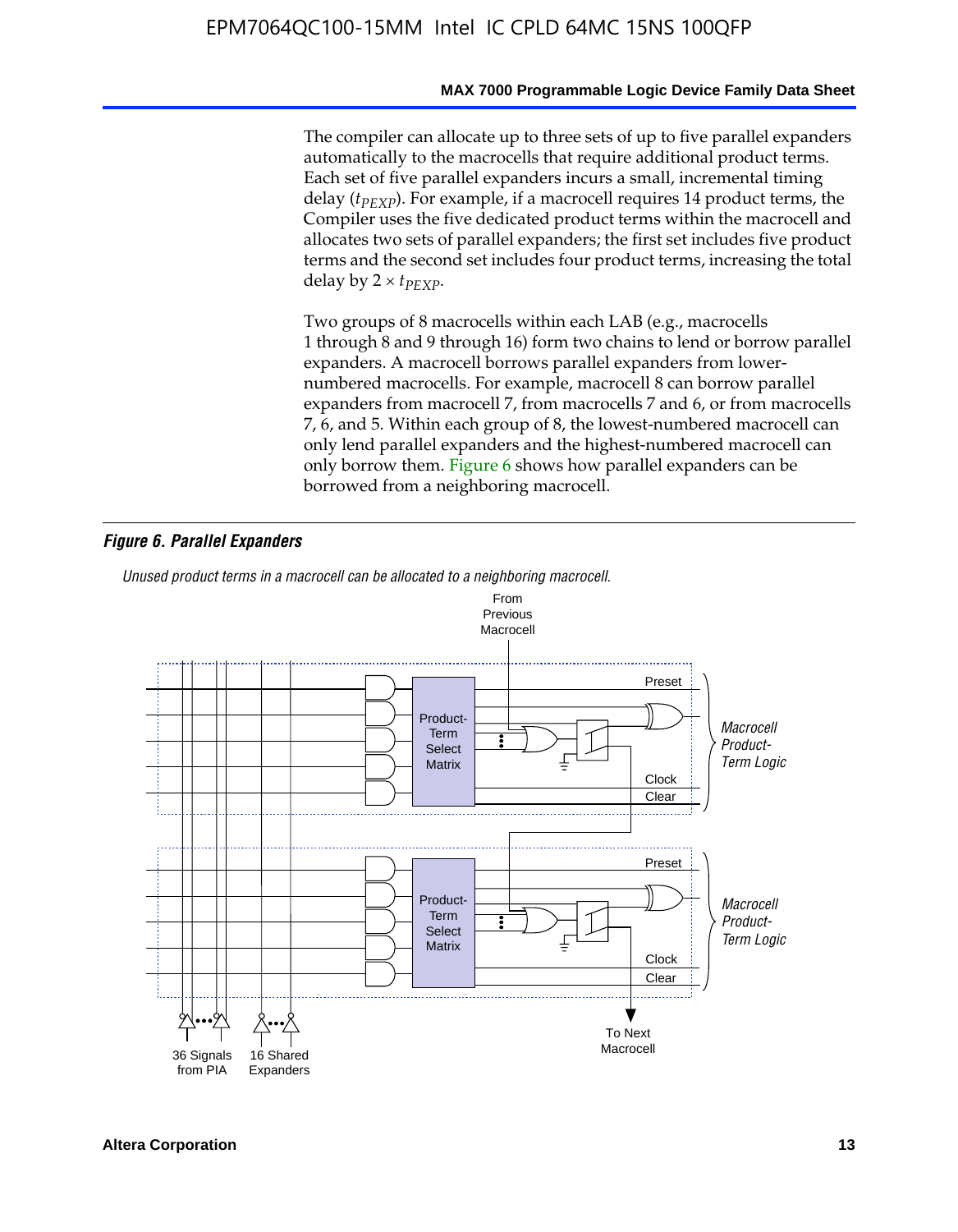The compiler can allocate up to three sets of up to five parallel expanders automatically to the macrocells that require additional product terms. Each set of five parallel expanders incurs a small, incremental timing delay ($t_{PEXP}$). For example, if a macrocell requires 14 product terms, the Compiler uses the five dedicated product terms within the macrocell and allocates two sets of parallel expanders; the first set includes five product terms and the second set includes four product terms, increasing the total delay by $2 \times t_{PEXP}$.

Two groups of 8 macrocells within each LAB (e.g., macrocells 1 through 8 and 9 through 16) form two chains to lend or borrow parallel expanders. A macrocell borrows parallel expanders from lower-numbered macrocells. For example, macrocell 8 can borrow parallel expanders from macrocell 7, from macrocells 7 and 6, or from macrocells 7, 6, and 5. Within each group of 8, the lowest-numbered macrocell can only lend parallel expanders and the highest-numbered macrocell can only borrow them. Figure 6 shows how parallel expanders can be borrowed from a neighboring macrocell.

***Figure 6. Parallel Expanders***

*Unused product terms in a macrocell can be allocated to a neighboring macrocell.*

From Previous Macrocell

Product-Term Select Matrix

Preset

Clock

Clear

*Macrocell Product-Term Logic*

Product-Term Select Matrix

Preset

Clock

Clear

*Macrocell Product-Term Logic*

36 Signals from PIA

16 Shared Expanders

To Next Macrocell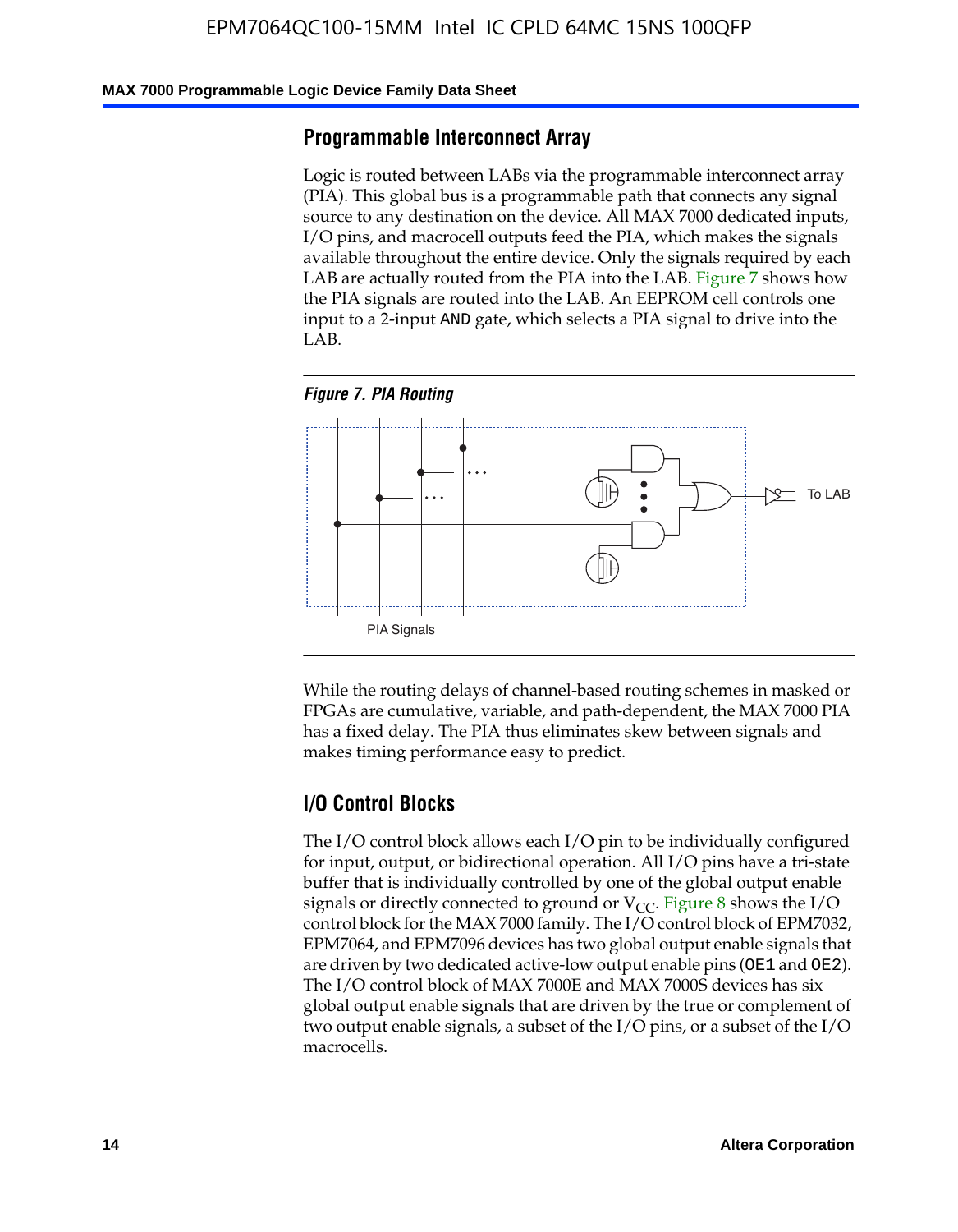## Programmable Interconnect Array

Logic is routed between LABs via the programmable interconnect array (PIA). This global bus is a programmable path that connects any signal source to any destination on the device. All MAX 7000 dedicated inputs, I/O pins, and macrocell outputs feed the PIA, which makes the signals available throughout the entire device. Only the signals required by each LAB are actually routed from the PIA into the LAB. Figure 7 shows how the PIA signals are routed into the LAB. An EEPROM cell controls one input to a 2-input AND gate, which selects a PIA signal to drive into the LAB.

*Figure 7. PIA Routing*

To LAB

PIA Signals

While the routing delays of channel-based routing schemes in masked or FPGAs are cumulative, variable, and path-dependent, the MAX 7000 PIA has a fixed delay. The PIA thus eliminates skew between signals and makes timing performance easy to predict.

## I/O Control Blocks

The I/O control block allows each I/O pin to be individually configured for input, output, or bidirectional operation. All I/O pins have a tri-state buffer that is individually controlled by one of the global output enable signals or directly connected to ground or $V_{CC}$. Figure 8 shows the I/O control block for the MAX 7000 family. The I/O control block of EPM7032, EPM7064, and EPM7096 devices has two global output enable signals that are driven by two dedicated active-low output enable pins (OE1 and OE2). The I/O control block of MAX 7000E and MAX 7000S devices has six global output enable signals that are driven by the true or complement of two output enable signals, a subset of the I/O pins, or a subset of the I/O macrocells.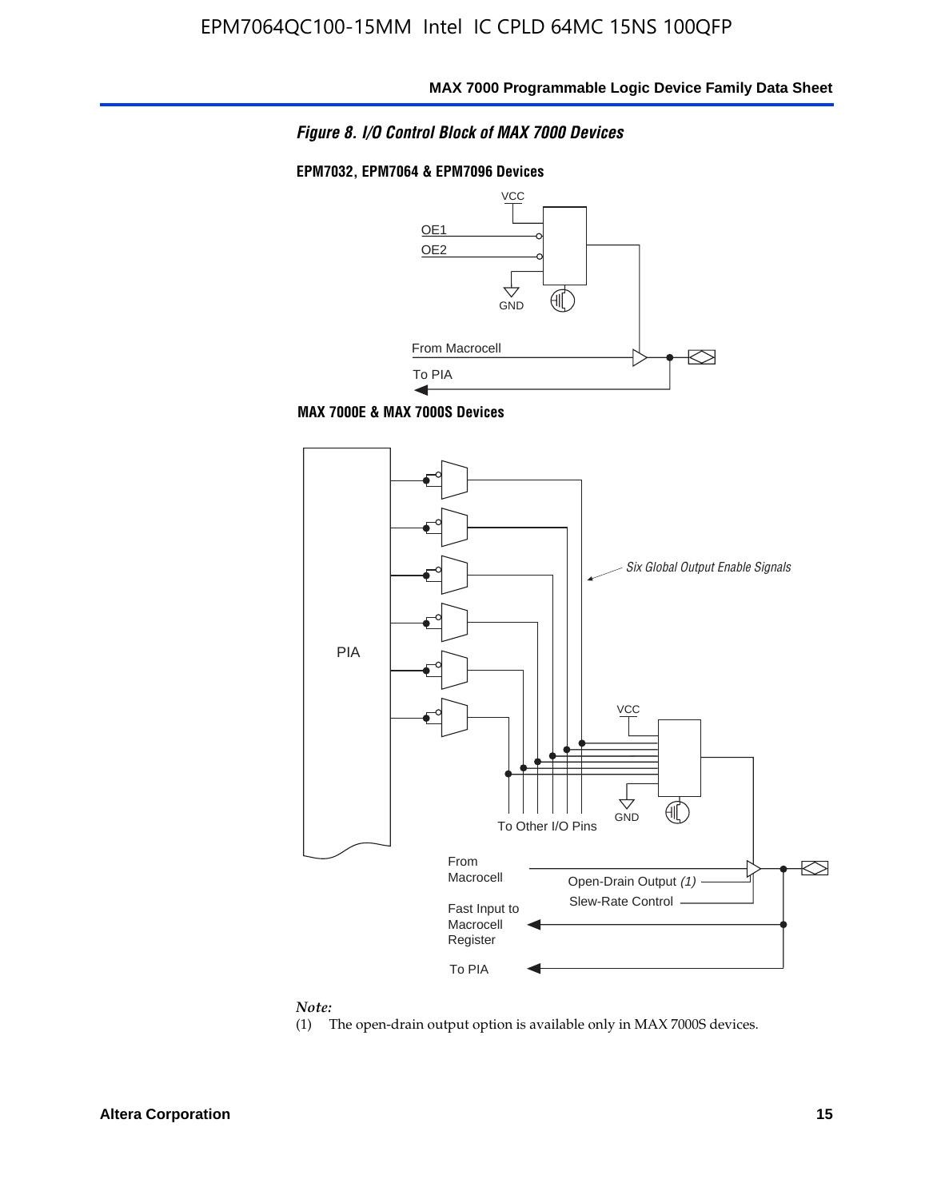*Figure 8. I/O Control Block of MAX 7000 Devices*

**EPM7032, EPM7064 & EPM7096 Devices**

VCC

OE1

OE2

GND

From Macrocell

To PIA

**MAX 7000E & MAX 7000S Devices**

PIA

*Six Global Output Enable Signals*

VCC

GND

To Other I/O Pins

From Macrocell

Open-Drain Output *(1)*

Slew-Rate Control

Fast Input to Macrocell Register

To PIA

*Note:*

(1) The open-drain output option is available only in MAX 7000S devices.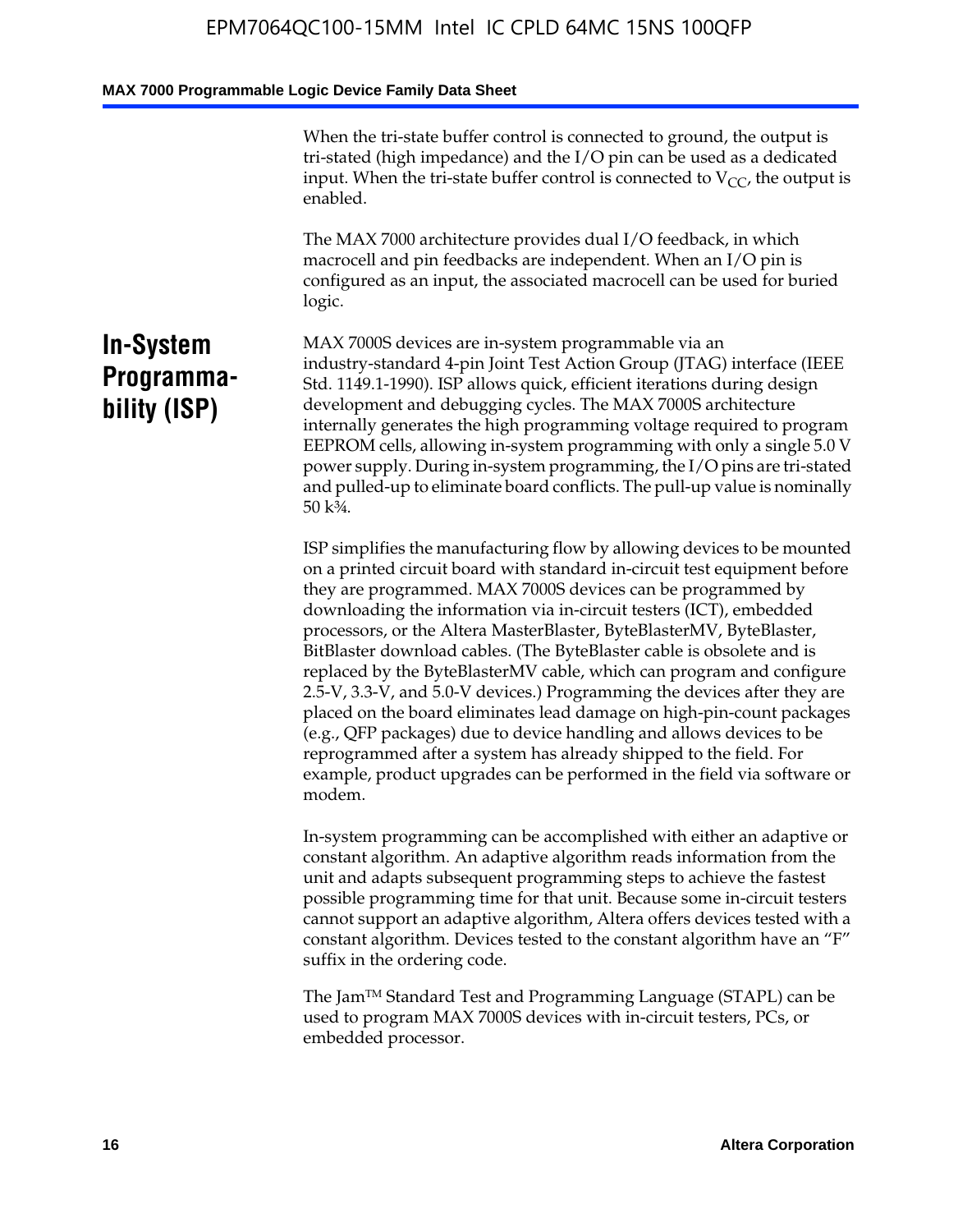When the tri-state buffer control is connected to ground, the output is tri-stated (high impedance) and the I/O pin can be used as a dedicated input. When the tri-state buffer control is connected to $V_{CC}$, the output is enabled.

The MAX 7000 architecture provides dual I/O feedback, in which macrocell and pin feedbacks are independent. When an I/O pin is configured as an input, the associated macrocell can be used for buried logic.

## In-System Programmability (ISP)

MAX 7000S devices are in-system programmable via an industry-standard 4-pin Joint Test Action Group (JTAG) interface (IEEE Std. 1149.1-1990). ISP allows quick, efficient iterations during design development and debugging cycles. The MAX 7000S architecture internally generates the high programming voltage required to program EEPROM cells, allowing in-system programming with only a single 5.0 V power supply. During in-system programming, the I/O pins are tri-stated and pulled-up to eliminate board conflicts. The pull-up value is nominally 50 k¾.

ISP simplifies the manufacturing flow by allowing devices to be mounted on a printed circuit board with standard in-circuit test equipment before they are programmed. MAX 7000S devices can be programmed by downloading the information via in-circuit testers (ICT), embedded processors, or the Altera MasterBlaster, ByteBlasterMV, ByteBlaster, BitBlaster download cables. (The ByteBlaster cable is obsolete and is replaced by the ByteBlasterMV cable, which can program and configure 2.5-V, 3.3-V, and 5.0-V devices.) Programming the devices after they are placed on the board eliminates lead damage on high-pin-count packages (e.g., QFP packages) due to device handling and allows devices to be reprogrammed after a system has already shipped to the field. For example, product upgrades can be performed in the field via software or modem.

In-system programming can be accomplished with either an adaptive or constant algorithm. An adaptive algorithm reads information from the unit and adapts subsequent programming steps to achieve the fastest possible programming time for that unit. Because some in-circuit testers cannot support an adaptive algorithm, Altera offers devices tested with a constant algorithm. Devices tested to the constant algorithm have an “F” suffix in the ordering code.

The Jam™ Standard Test and Programming Language (STAPL) can be used to program MAX 7000S devices with in-circuit testers, PCs, or embedded processor.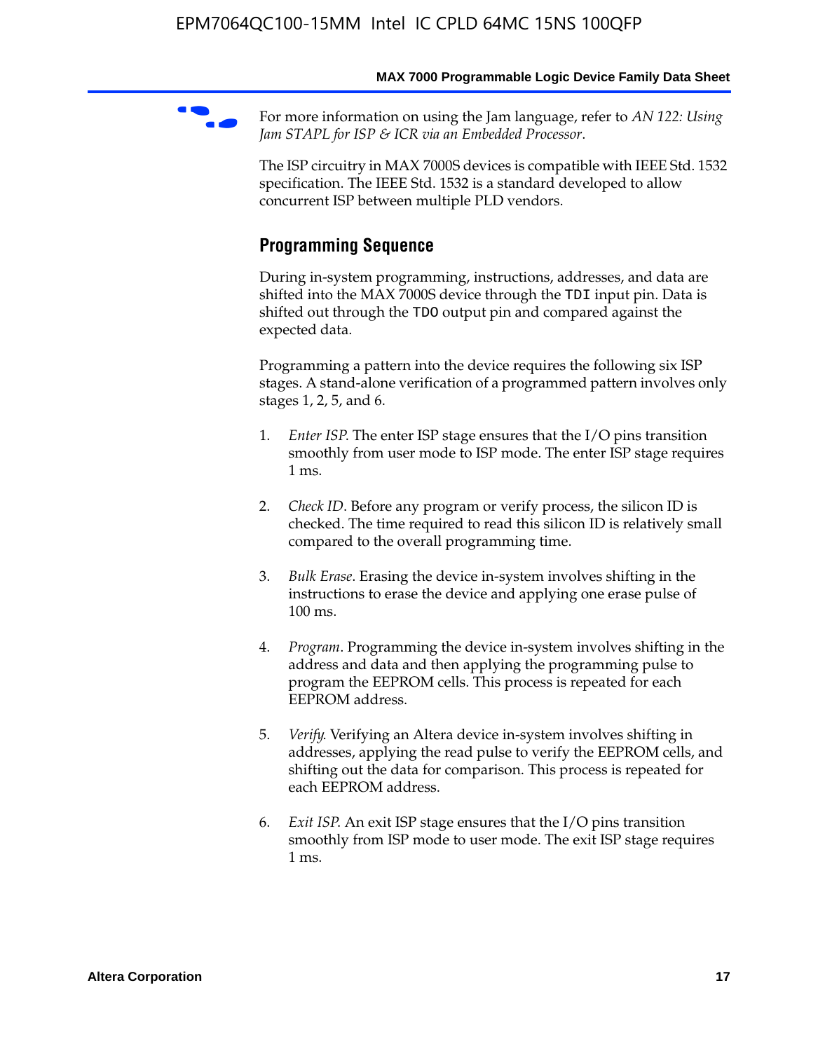For more information on using the Jam language, refer to *AN 122: Using Jam STAPL for ISP & ICR via an Embedded Processor*.

The ISP circuitry in MAX 7000S devices is compatible with IEEE Std. 1532 specification. The IEEE Std. 1532 is a standard developed to allow concurrent ISP between multiple PLD vendors.

## Programming Sequence

During in-system programming, instructions, addresses, and data are shifted into the MAX 7000S device through the `TDI` input pin. Data is shifted out through the `TDO` output pin and compared against the expected data.

Programming a pattern into the device requires the following six ISP stages. A stand-alone verification of a programmed pattern involves only stages 1, 2, 5, and 6.

1. *Enter ISP*. The enter ISP stage ensures that the I/O pins transition smoothly from user mode to ISP mode. The enter ISP stage requires 1 ms.

2. *Check ID*. Before any program or verify process, the silicon ID is checked. The time required to read this silicon ID is relatively small compared to the overall programming time.

3. *Bulk Erase*. Erasing the device in-system involves shifting in the instructions to erase the device and applying one erase pulse of 100 ms.

4. *Program*. Programming the device in-system involves shifting in the address and data and then applying the programming pulse to program the EEPROM cells. This process is repeated for each EEPROM address.

5. *Verify*. Verifying an Altera device in-system involves shifting in addresses, applying the read pulse to verify the EEPROM cells, and shifting out the data for comparison. This process is repeated for each EEPROM address.

6. *Exit ISP*. An exit ISP stage ensures that the I/O pins transition smoothly from ISP mode to user mode. The exit ISP stage requires 1 ms.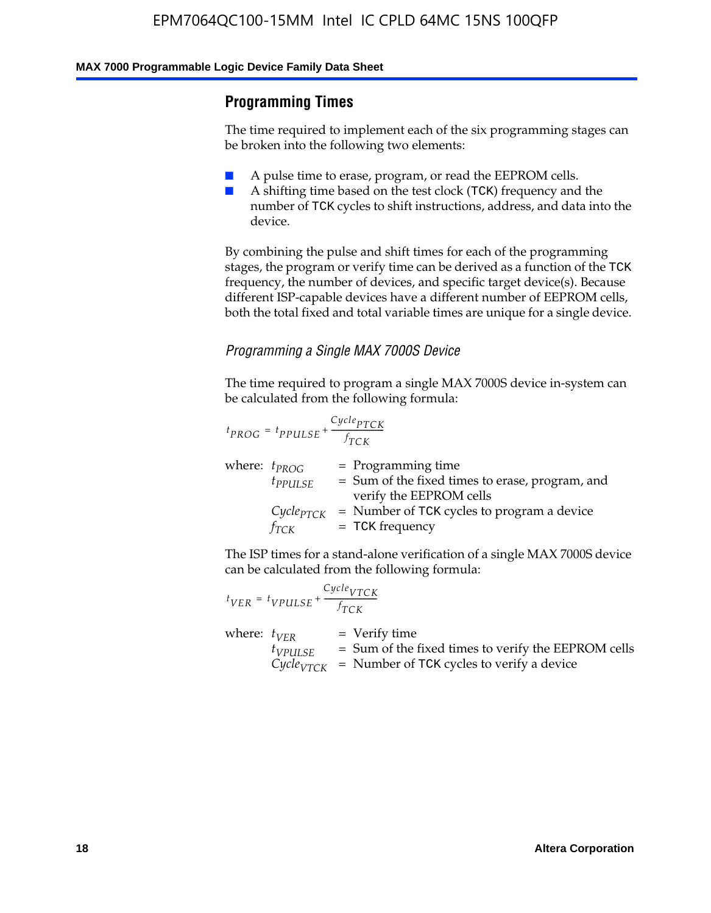## Programming Times

The time required to implement each of the six programming stages can be broken into the following two elements:

- A pulse time to erase, program, or read the EEPROM cells.
- A shifting time based on the test clock (TCK) frequency and the number of TCK cycles to shift instructions, address, and data into the device.

By combining the pulse and shift times for each of the programming stages, the program or verify time can be derived as a function of the TCK frequency, the number of devices, and specific target device(s). Because different ISP-capable devices have a different number of EEPROM cells, both the total fixed and total variable times are unique for a single device.

### *Programming a Single MAX 7000S Device*

The time required to program a single MAX 7000S device in-system can be calculated from the following formula:

$$t_{PROG} = t_{PPULSE} + \frac{Cycle_{PTCK}}{f_{TCK}}$$

where: $t_{PROG}$ = Programming time
$t_{PPULSE}$ = Sum of the fixed times to erase, program, and verify the EEPROM cells
$Cycle_{PTCK}$ = Number of TCK cycles to program a device
$f_{TCK}$ = TCK frequency

The ISP times for a stand-alone verification of a single MAX 7000S device can be calculated from the following formula:

$$t_{VER} = t_{VPULSE} + \frac{Cycle_{VTCK}}{f_{TCK}}$$

where: $t_{VER}$ = Verify time
$t_{VPULSE}$ = Sum of the fixed times to verify the EEPROM cells
$Cycle_{VTCK}$ = Number of TCK cycles to verify a device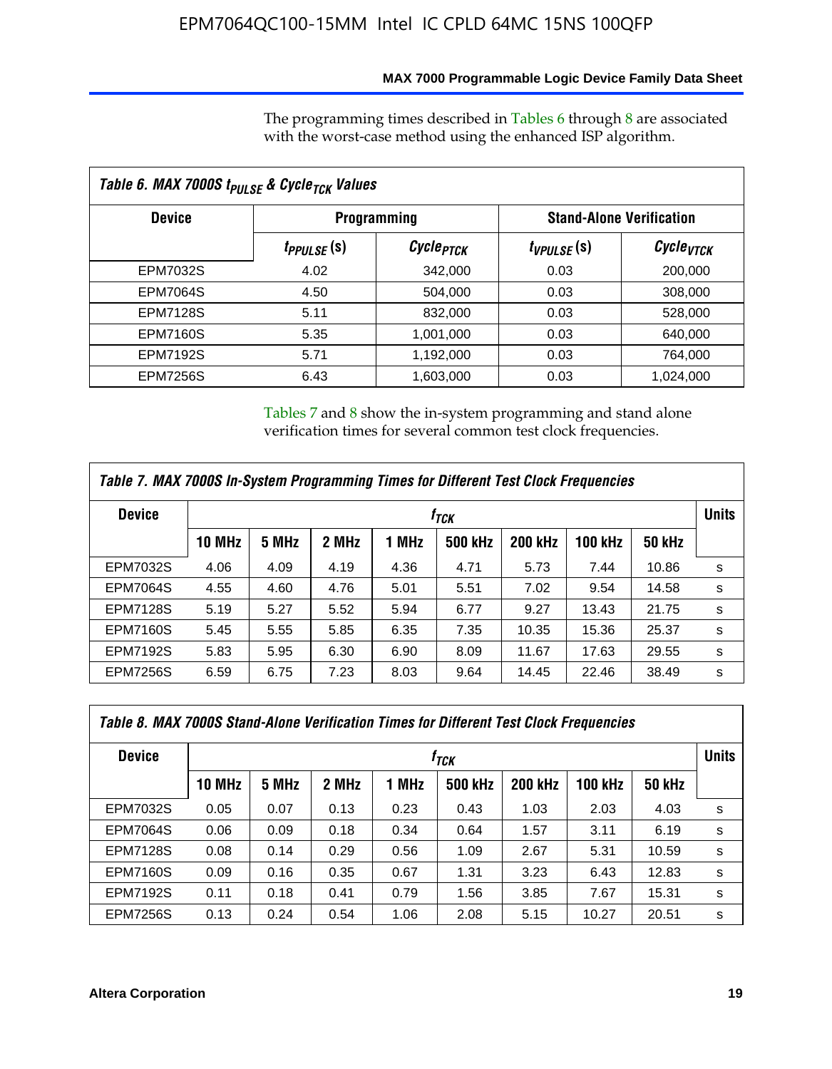The programming times described in Tables 6 through 8 are associated with the worst-case method using the enhanced ISP algorithm.

*Table 6. MAX 7000S $t_{PULSE}$ & $Cycle_{TCK}$ Values*

| Device | Programming | | Stand-Alone Verification | |
|---|---|---|---|---|
| | $t_{PPULSE}$ (s) | $Cycle_{PTCK}$ | $t_{VPULSE}$ (s) | $Cycle_{VTCK}$ |
| EPM7032S | 4.02 | 342,000 | 0.03 | 200,000 |
| EPM7064S | 4.50 | 504,000 | 0.03 | 308,000 |
| EPM7128S | 5.11 | 832,000 | 0.03 | 528,000 |
| EPM7160S | 5.35 | 1,001,000 | 0.03 | 640,000 |
| EPM7192S | 5.71 | 1,192,000 | 0.03 | 764,000 |
| EPM7256S | 6.43 | 1,603,000 | 0.03 | 1,024,000 |

Tables 7 and 8 show the in-system programming and stand alone verification times for several common test clock frequencies.

*Table 7. MAX 7000S In-System Programming Times for Different Test Clock Frequencies*

| Device | $f_{TCK}$ | | | | | | | | Units |
|---|---|---|---|---|---|---|---|---|---|
| | 10 MHz | 5 MHz | 2 MHz | 1 MHz | 500 kHz | 200 kHz | 100 kHz | 50 kHz | |
| EPM7032S | 4.06 | 4.09 | 4.19 | 4.36 | 4.71 | 5.73 | 7.44 | 10.86 | s |
| EPM7064S | 4.55 | 4.60 | 4.76 | 5.01 | 5.51 | 7.02 | 9.54 | 14.58 | s |
| EPM7128S | 5.19 | 5.27 | 5.52 | 5.94 | 6.77 | 9.27 | 13.43 | 21.75 | s |
| EPM7160S | 5.45 | 5.55 | 5.85 | 6.35 | 7.35 | 10.35 | 15.36 | 25.37 | s |
| EPM7192S | 5.83 | 5.95 | 6.30 | 6.90 | 8.09 | 11.67 | 17.63 | 29.55 | s |
| EPM7256S | 6.59 | 6.75 | 7.23 | 8.03 | 9.64 | 14.45 | 22.46 | 38.49 | s |

*Table 8. MAX 7000S Stand-Alone Verification Times for Different Test Clock Frequencies*

| Device | $f_{TCK}$ | | | | | | | | Units |
|---|---|---|---|---|---|---|---|---|---|
| | 10 MHz | 5 MHz | 2 MHz | 1 MHz | 500 kHz | 200 kHz | 100 kHz | 50 kHz | |
| EPM7032S | 0.05 | 0.07 | 0.13 | 0.23 | 0.43 | 1.03 | 2.03 | 4.03 | s |
| EPM7064S | 0.06 | 0.09 | 0.18 | 0.34 | 0.64 | 1.57 | 3.11 | 6.19 | s |
| EPM7128S | 0.08 | 0.14 | 0.29 | 0.56 | 1.09 | 2.67 | 5.31 | 10.59 | s |
| EPM7160S | 0.09 | 0.16 | 0.35 | 0.67 | 1.31 | 3.23 | 6.43 | 12.83 | s |
| EPM7192S | 0.11 | 0.18 | 0.41 | 0.79 | 1.56 | 3.85 | 7.67 | 15.31 | s |
| EPM7256S | 0.13 | 0.24 | 0.54 | 1.06 | 2.08 | 5.15 | 10.27 | 20.51 | s |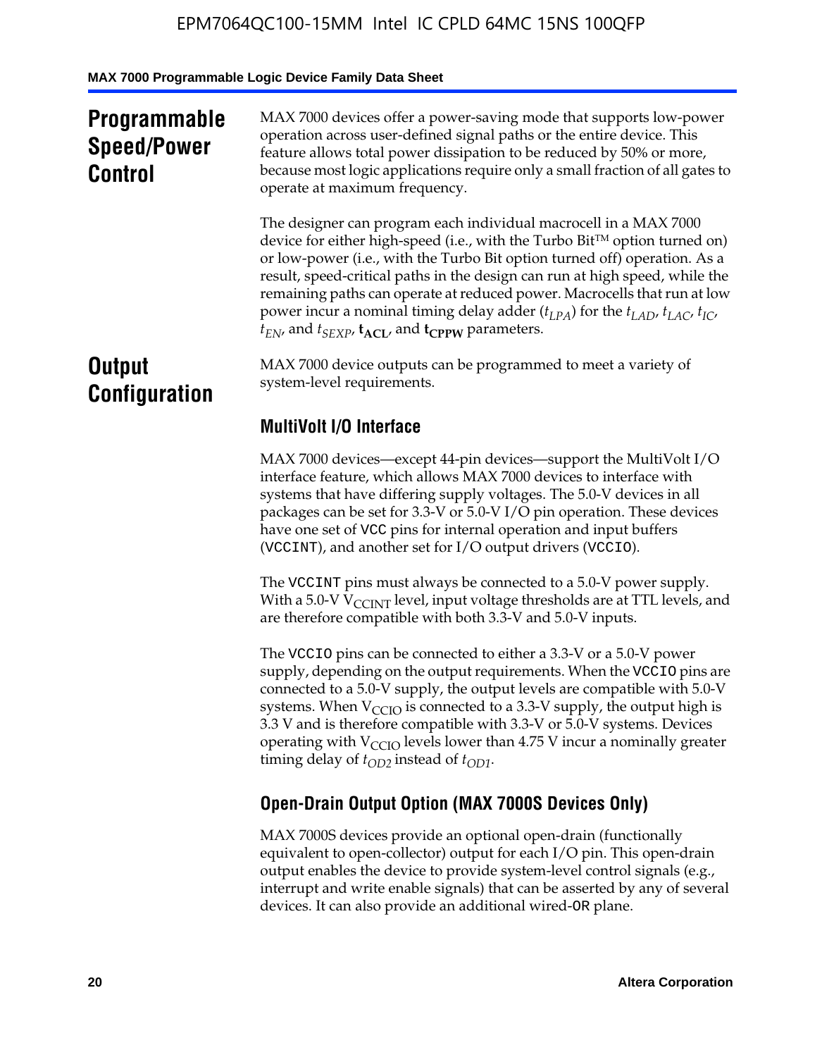## Programmable Speed/Power Control

MAX 7000 devices offer a power-saving mode that supports low-power operation across user-defined signal paths or the entire device. This feature allows total power dissipation to be reduced by 50% or more, because most logic applications require only a small fraction of all gates to operate at maximum frequency.

The designer can program each individual macrocell in a MAX 7000 device for either high-speed (i.e., with the Turbo Bit™ option turned on) or low-power (i.e., with the Turbo Bit option turned off) operation. As a result, speed-critical paths in the design can run at high speed, while the remaining paths can operate at reduced power. Macrocells that run at low power incur a nominal timing delay adder ($t_{LPA}$) for the $t_{LAD}$, $t_{LAC}$, $t_{IC}$, $t_{EN}$, and $t_{SEXP}$, $\mathbf{t_{ACL}}$, and $\mathbf{t_{CPPW}}$ parameters.

## Output Configuration

MAX 7000 device outputs can be programmed to meet a variety of system-level requirements.

### MultiVolt I/O Interface

MAX 7000 devices—except 44-pin devices—support the MultiVolt I/O interface feature, which allows MAX 7000 devices to interface with systems that have differing supply voltages. The 5.0-V devices in all packages can be set for 3.3-V or 5.0-V I/O pin operation. These devices have one set of VCC pins for internal operation and input buffers (VCCINT), and another set for I/O output drivers (VCCIO).

The VCCINT pins must always be connected to a 5.0-V power supply. With a 5.0-V $V_{CCINT}$ level, input voltage thresholds are at TTL levels, and are therefore compatible with both 3.3-V and 5.0-V inputs.

The VCCIO pins can be connected to either a 3.3-V or a 5.0-V power supply, depending on the output requirements. When the VCCIO pins are connected to a 5.0-V supply, the output levels are compatible with 5.0-V systems. When $V_{CCIO}$ is connected to a 3.3-V supply, the output high is 3.3 V and is therefore compatible with 3.3-V or 5.0-V systems. Devices operating with $V_{CCIO}$ levels lower than 4.75 V incur a nominally greater timing delay of $t_{OD2}$ instead of $t_{OD1}$.

### Open-Drain Output Option (MAX 7000S Devices Only)

MAX 7000S devices provide an optional open-drain (functionally equivalent to open-collector) output for each I/O pin. This open-drain output enables the device to provide system-level control signals (e.g., interrupt and write enable signals) that can be asserted by any of several devices. It can also provide an additional wired-OR plane.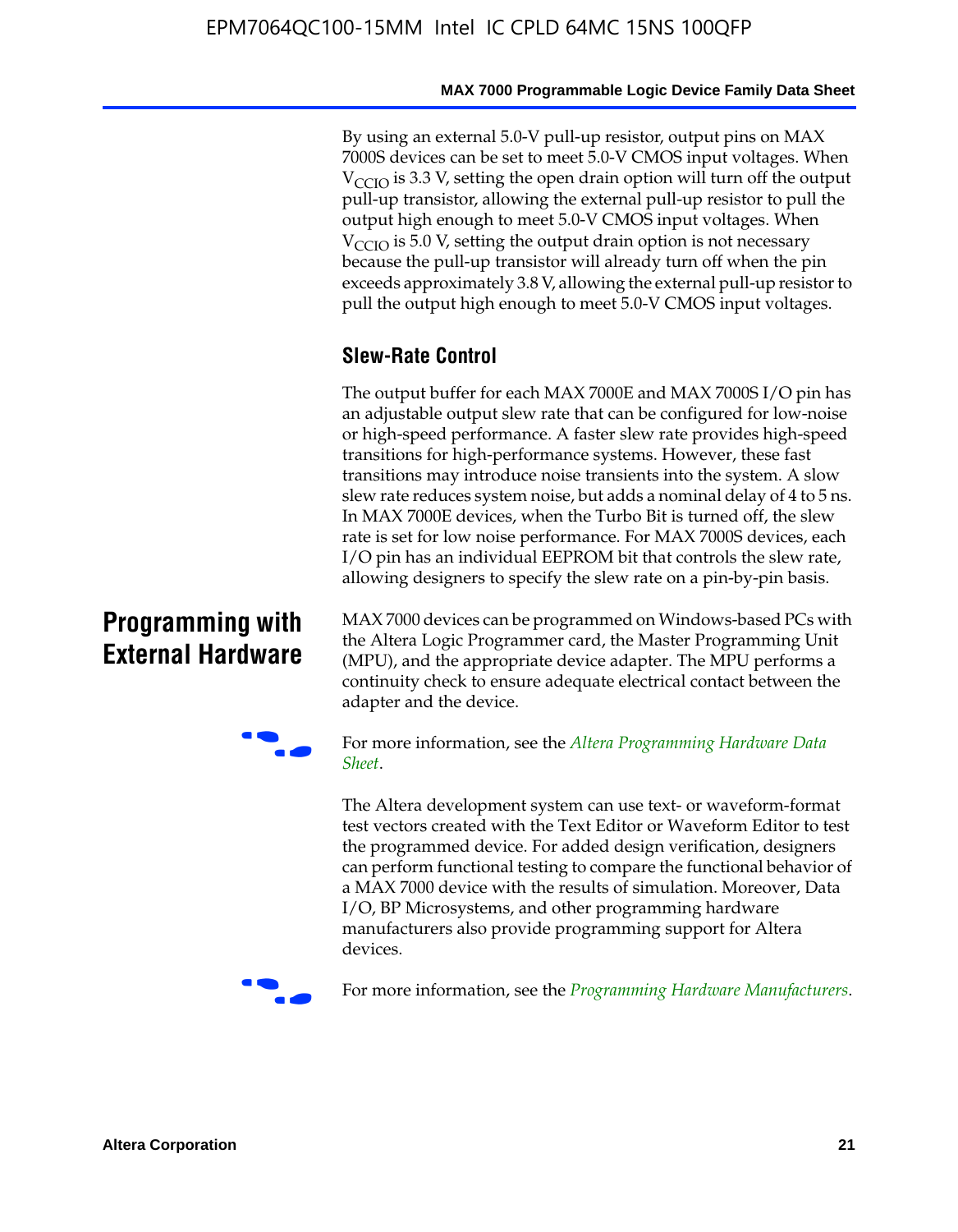By using an external 5.0-V pull-up resistor, output pins on MAX 7000S devices can be set to meet 5.0-V CMOS input voltages. When $V_{CCIO}$ is 3.3 V, setting the open drain option will turn off the output pull-up transistor, allowing the external pull-up resistor to pull the output high enough to meet 5.0-V CMOS input voltages. When $V_{CCIO}$ is 5.0 V, setting the output drain option is not necessary because the pull-up transistor will already turn off when the pin exceeds approximately 3.8 V, allowing the external pull-up resistor to pull the output high enough to meet 5.0-V CMOS input voltages.

### Slew-Rate Control

The output buffer for each MAX 7000E and MAX 7000S I/O pin has an adjustable output slew rate that can be configured for low-noise or high-speed performance. A faster slew rate provides high-speed transitions for high-performance systems. However, these fast transitions may introduce noise transients into the system. A slow slew rate reduces system noise, but adds a nominal delay of 4 to 5 ns. In MAX 7000E devices, when the Turbo Bit is turned off, the slew rate is set for low noise performance. For MAX 7000S devices, each I/O pin has an individual EEPROM bit that controls the slew rate, allowing designers to specify the slew rate on a pin-by-pin basis.

## Programming with External Hardware

MAX 7000 devices can be programmed on Windows-based PCs with the Altera Logic Programmer card, the Master Programming Unit (MPU), and the appropriate device adapter. The MPU performs a continuity check to ensure adequate electrical contact between the adapter and the device.

For more information, see the *Altera Programming Hardware Data Sheet*.

The Altera development system can use text- or waveform-format test vectors created with the Text Editor or Waveform Editor to test the programmed device. For added design verification, designers can perform functional testing to compare the functional behavior of a MAX 7000 device with the results of simulation. Moreover, Data I/O, BP Microsystems, and other programming hardware manufacturers also provide programming support for Altera devices.

For more information, see the *Programming Hardware Manufacturers*.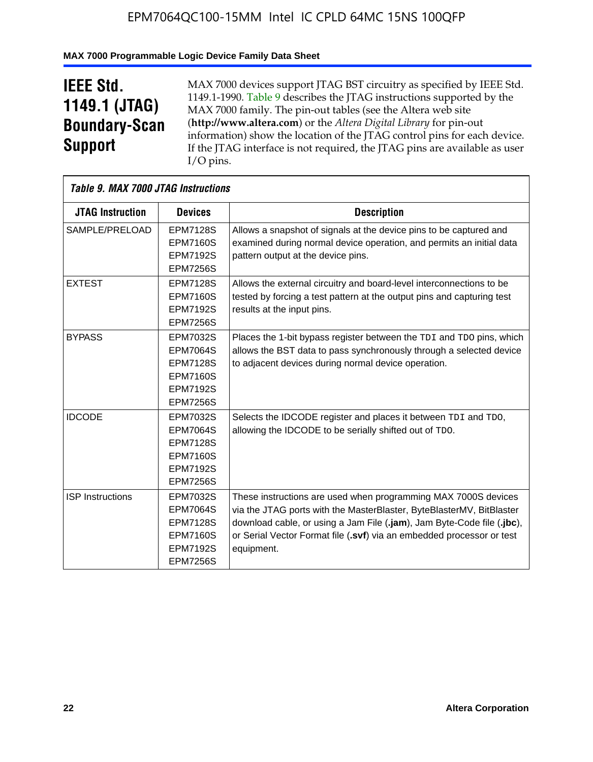# IEEE Std. 1149.1 (JTAG) Boundary-Scan Support

MAX 7000 devices support JTAG BST circuitry as specified by IEEE Std. 1149.1-1990. Table 9 describes the JTAG instructions supported by the MAX 7000 family. The pin-out tables (see the Altera web site (**http://www.altera.com**) or the *Altera Digital Library* for pin-out information) show the location of the JTAG control pins for each device. If the JTAG interface is not required, the JTAG pins are available as user I/O pins.

*Table 9. MAX 7000 JTAG Instructions*

| JTAG Instruction | Devices | Description |
|---|---|---|
| SAMPLE/PRELOAD | EPM7128S<br>EPM7160S<br>EPM7192S<br>EPM7256S | Allows a snapshot of signals at the device pins to be captured and examined during normal device operation, and permits an initial data pattern output at the device pins. |
| EXTEST | EPM7128S<br>EPM7160S<br>EPM7192S<br>EPM7256S | Allows the external circuitry and board-level interconnections to be tested by forcing a test pattern at the output pins and capturing test results at the input pins. |
| BYPASS | EPM7032S<br>EPM7064S<br>EPM7128S<br>EPM7160S<br>EPM7192S<br>EPM7256S | Places the 1-bit bypass register between the TDI and TDO pins, which allows the BST data to pass synchronously through a selected device to adjacent devices during normal device operation. |
| IDCODE | EPM7032S<br>EPM7064S<br>EPM7128S<br>EPM7160S<br>EPM7192S<br>EPM7256S | Selects the IDCODE register and places it between TDI and TDO, allowing the IDCODE to be serially shifted out of TDO. |
| ISP Instructions | EPM7032S<br>EPM7064S<br>EPM7128S<br>EPM7160S<br>EPM7192S<br>EPM7256S | These instructions are used when programming MAX 7000S devices via the JTAG ports with the MasterBlaster, ByteBlasterMV, BitBlaster download cable, or using a Jam File (**.jam**), Jam Byte-Code file (**.jbc**), or Serial Vector Format file (**.svf**) via an embedded processor or test equipment. |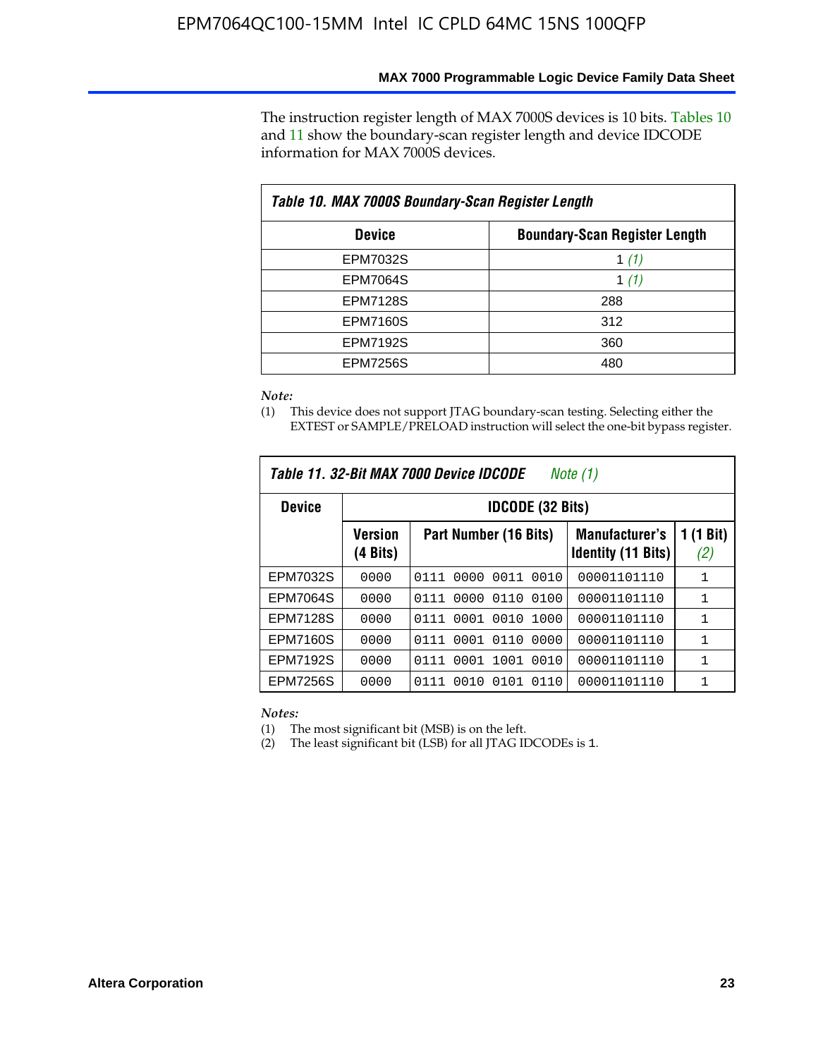The instruction register length of MAX 7000S devices is 10 bits. Tables 10 and 11 show the boundary-scan register length and device IDCODE information for MAX 7000S devices.

| *Table 10. MAX 7000S Boundary-Scan Register Length* | |
|---|---|
| **Device** | **Boundary-Scan Register Length** |
| EPM7032S | 1 *(1)* |
| EPM7064S | 1 *(1)* |
| EPM7128S | 288 |
| EPM7160S | 312 |
| EPM7192S | 360 |
| EPM7256S | 480 |

*Note:*

(1) This device does not support JTAG boundary-scan testing. Selecting either the EXTEST or SAMPLE/PRELOAD instruction will select the one-bit bypass register.

*Table 11. 32-Bit MAX 7000 Device IDCODE* *Note (1)*

| **Device** | **IDCODE (32 Bits)** | | | |
|---|---|---|---|---|
| | **Version (4 Bits)** | **Part Number (16 Bits)** | **Manufacturer's Identity (11 Bits)** | **1 (1 Bit)** *(2)* |
| EPM7032S | `0000` | `0111 0000 0011 0010` | `00001101110` | `1` |
| EPM7064S | `0000` | `0111 0000 0110 0100` | `00001101110` | `1` |
| EPM7128S | `0000` | `0111 0001 0010 1000` | `00001101110` | `1` |
| EPM7160S | `0000` | `0111 0001 0110 0000` | `00001101110` | `1` |
| EPM7192S | `0000` | `0111 0001 1001 0010` | `00001101110` | `1` |
| EPM7256S | `0000` | `0111 0010 0101 0110` | `00001101110` | `1` |

*Notes:*

(1) The most significant bit (MSB) is on the left.

(2) The least significant bit (LSB) for all JTAG IDCODEs is `1`.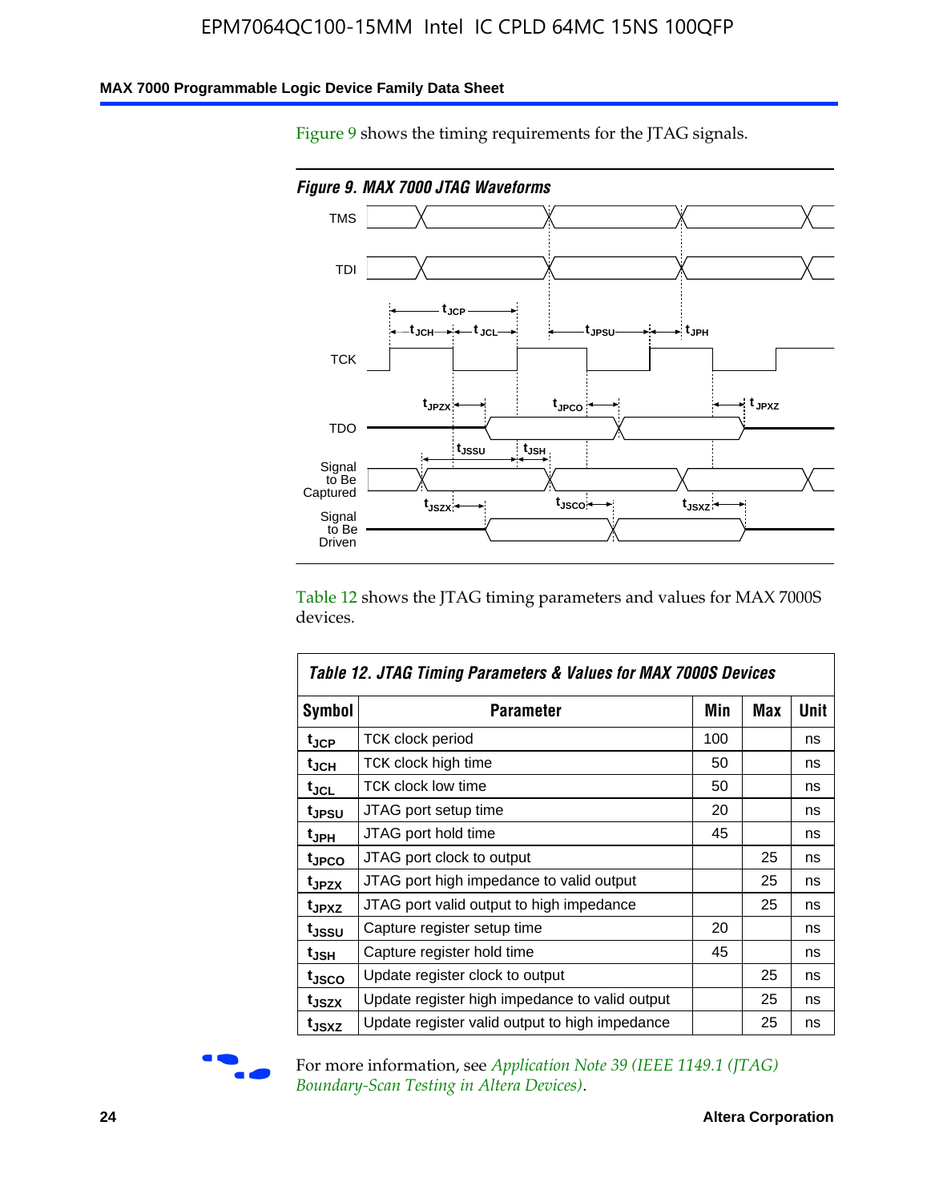Figure 9 shows the timing requirements for the JTAG signals.

*Figure 9. MAX 7000 JTAG Waveforms*

Table 12 shows the JTAG timing parameters and values for MAX 7000S devices.

| Table 12. JTAG Timing Parameters & Values for MAX 7000S Devices | | | | |
|---|---|---|---|---|
| **Symbol** | **Parameter** | **Min** | **Max** | **Unit** |
| $t_{JCP}$ | TCK clock period | 100 | | ns |
| $t_{JCH}$ | TCK clock high time | 50 | | ns |
| $t_{JCL}$ | TCK clock low time | 50 | | ns |
| $t_{JPSU}$ | JTAG port setup time | 20 | | ns |
| $t_{JPH}$ | JTAG port hold time | 45 | | ns |
| $t_{JPCO}$ | JTAG port clock to output | | 25 | ns |
| $t_{JPZX}$ | JTAG port high impedance to valid output | | 25 | ns |
| $t_{JPXZ}$ | JTAG port valid output to high impedance | | 25 | ns |
| $t_{JSSU}$ | Capture register setup time | 20 | | ns |
| $t_{JSH}$ | Capture register hold time | 45 | | ns |
| $t_{JSCO}$ | Update register clock to output | | 25 | ns |
| $t_{JSZX}$ | Update register high impedance to valid output | | 25 | ns |
| $t_{JSXZ}$ | Update register valid output to high impedance | | 25 | ns |

For more information, see *Application Note 39 (IEEE 1149.1 (JTAG) Boundary-Scan Testing in Altera Devices)*.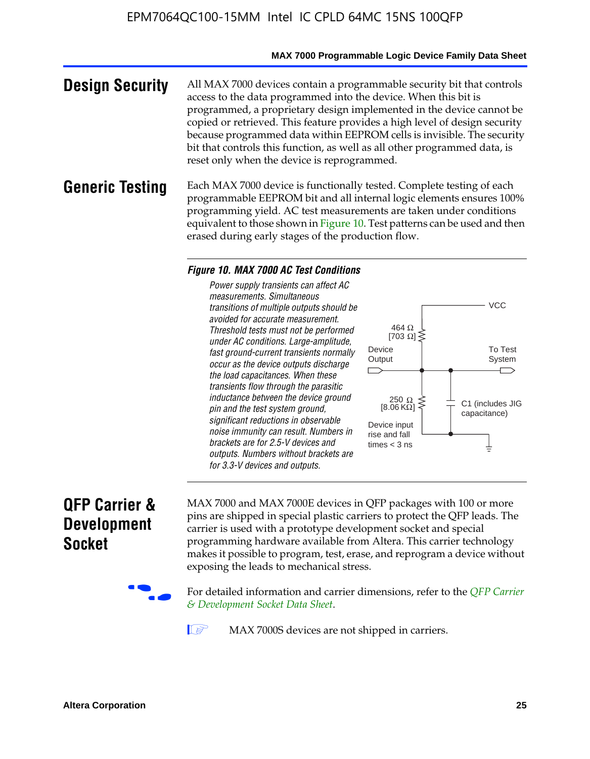## Design Security

All MAX 7000 devices contain a programmable security bit that controls access to the data programmed into the device. When this bit is programmed, a proprietary design implemented in the device cannot be copied or retrieved. This feature provides a high level of design security because programmed data within EEPROM cells is invisible. The security bit that controls this function, as well as all other programmed data, is reset only when the device is reprogrammed.

## Generic Testing

Each MAX 7000 device is functionally tested. Complete testing of each programmable EEPROM bit and all internal logic elements ensures 100% programming yield. AC test measurements are taken under conditions equivalent to those shown in Figure 10. Test patterns can be used and then erased during early stages of the production flow.

**Figure 10. MAX 7000 AC Test Conditions**

*Power supply transients can affect AC measurements. Simultaneous transitions of multiple outputs should be avoided for accurate measurement. Threshold tests must not be performed under AC conditions. Large-amplitude, fast ground-current transients normally occur as the device outputs discharge the load capacitances. When these transients flow through the parasitic inductance between the device ground pin and the test system ground, significant reductions in observable noise immunity can result. Numbers in brackets are for 2.5-V devices and outputs. Numbers without brackets are for 3.3-V devices and outputs.*

VCC

464 Ω [703 Ω]

Device Output

To Test System

250 Ω [8.06 KΩ]

C1 (includes JIG capacitance)

Device input rise and fall times < 3 ns

## QFP Carrier & Development Socket

MAX 7000 and MAX 7000E devices in QFP packages with 100 or more pins are shipped in special plastic carriers to protect the QFP leads. The carrier is used with a prototype development socket and special programming hardware available from Altera. This carrier technology makes it possible to program, test, erase, and reprogram a device without exposing the leads to mechanical stress.

For detailed information and carrier dimensions, refer to the *QFP Carrier & Development Socket Data Sheet*.

MAX 7000S devices are not shipped in carriers.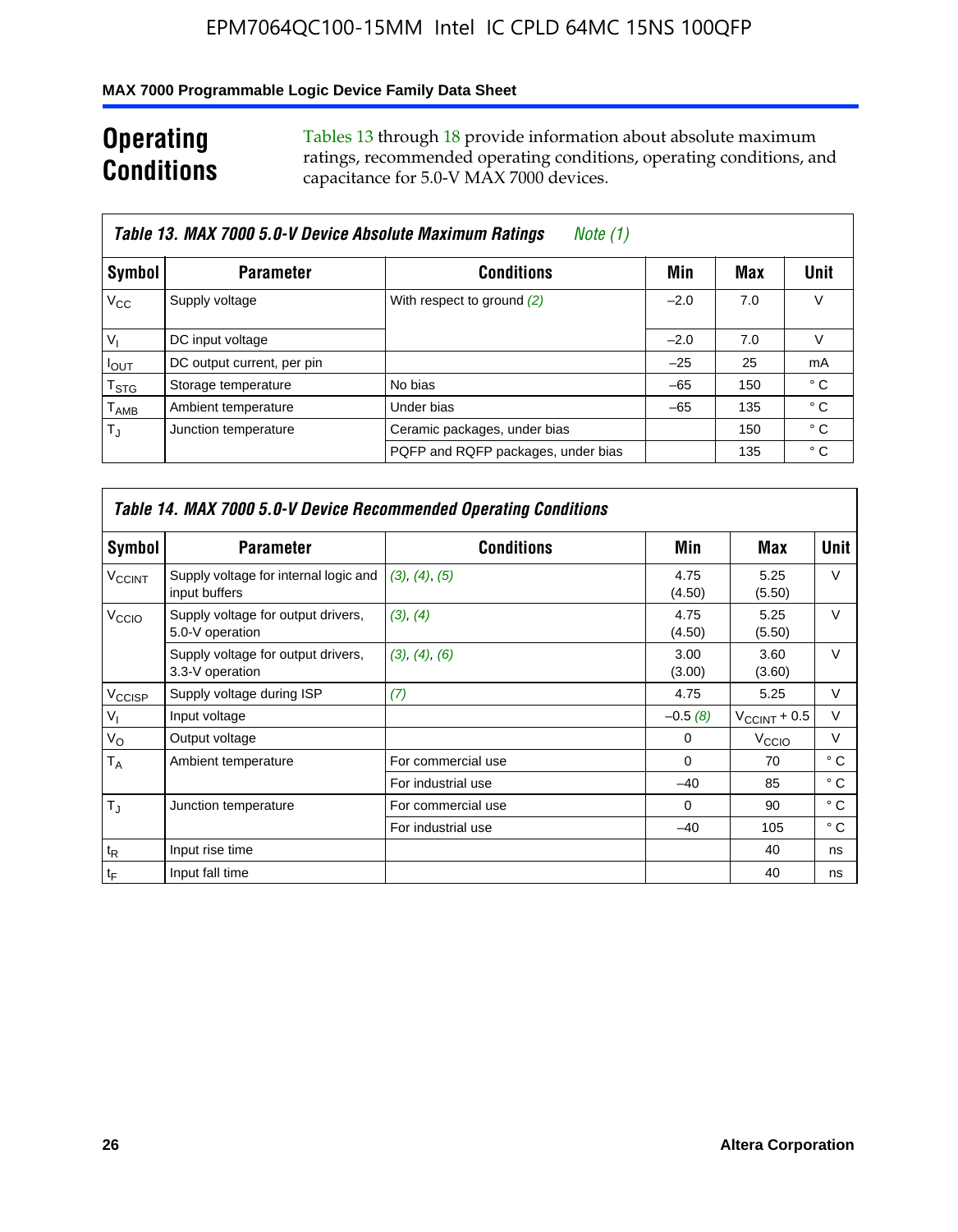# Operating Conditions

Tables 13 through 18 provide information about absolute maximum ratings, recommended operating conditions, operating conditions, and capacitance for 5.0-V MAX 7000 devices.

**Table 13. MAX 7000 5.0-V Device Absolute Maximum Ratings** *Note (1)*

| Symbol | Parameter | Conditions | Min | Max | Unit |
|---|---|---|---|---|---|
| $V_{CC}$ | Supply voltage | With respect to ground *(2)* | –2.0 | 7.0 | V |
| $V_I$ | DC input voltage | | –2.0 | 7.0 | V |
| $I_{OUT}$ | DC output current, per pin | | –25 | 25 | mA |
| $T_{STG}$ | Storage temperature | No bias | –65 | 150 | ° C |
| $T_{AMB}$ | Ambient temperature | Under bias | –65 | 135 | ° C |
| $T_J$ | Junction temperature | Ceramic packages, under bias | | 150 | ° C |
| | | PQFP and RQFP packages, under bias | | 135 | ° C |

**Table 14. MAX 7000 5.0-V Device Recommended Operating Conditions**

| Symbol | Parameter | Conditions | Min | Max | Unit |
|---|---|---|---|---|---|
| $V_{CCINT}$ | Supply voltage for internal logic and input buffers | *(3)*, *(4)*, *(5)* | 4.75 (4.50) | 5.25 (5.50) | V |
| $V_{CCIO}$ | Supply voltage for output drivers, 5.0-V operation | *(3)*, *(4)* | 4.75 (4.50) | 5.25 (5.50) | V |
| | Supply voltage for output drivers, 3.3-V operation | *(3)*, *(4)*, *(6)* | 3.00 (3.00) | 3.60 (3.60) | V |
| $V_{CCISP}$ | Supply voltage during ISP | *(7)* | 4.75 | 5.25 | V |
| $V_I$ | Input voltage | | –0.5 *(8)* | $V_{CCINT}$ + 0.5 | V |
| $V_O$ | Output voltage | | 0 | $V_{CCIO}$ | V |
| $T_A$ | Ambient temperature | For commercial use | 0 | 70 | ° C |
| | | For industrial use | –40 | 85 | ° C |
| $T_J$ | Junction temperature | For commercial use | 0 | 90 | ° C |
| | | For industrial use | –40 | 105 | ° C |
| $t_R$ | Input rise time | | | 40 | ns |
| $t_F$ | Input fall time | | | 40 | ns |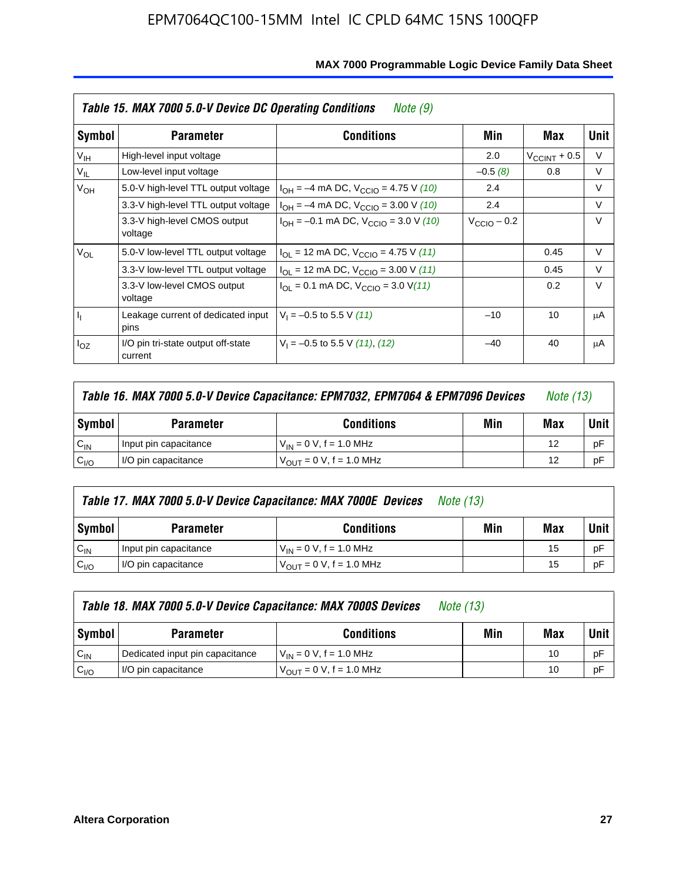**Table 15. MAX 7000 5.0-V Device DC Operating Conditions** *Note (9)*

| Symbol | Parameter | Conditions | Min | Max | Unit |
|---|---|---|---|---|---|
| $V_{IH}$ | High-level input voltage | | 2.0 | $V_{CCINT}$ + 0.5 | V |
| $V_{IL}$ | Low-level input voltage | | –0.5 *(8)* | 0.8 | V |
| $V_{OH}$ | 5.0-V high-level TTL output voltage | $I_{OH}$ = –4 mA DC, $V_{CCIO}$ = 4.75 V *(10)* | 2.4 | | V |
| | 3.3-V high-level TTL output voltage | $I_{OH}$ = –4 mA DC, $V_{CCIO}$ = 3.00 V *(10)* | 2.4 | | V |
| | 3.3-V high-level CMOS output voltage | $I_{OH}$ = –0.1 mA DC, $V_{CCIO}$ = 3.0 V *(10)* | $V_{CCIO}$ – 0.2 | | V |
| $V_{OL}$ | 5.0-V low-level TTL output voltage | $I_{OL}$ = 12 mA DC, $V_{CCIO}$ = 4.75 V *(11)* | | 0.45 | V |
| | 3.3-V low-level TTL output voltage | $I_{OL}$ = 12 mA DC, $V_{CCIO}$ = 3.00 V *(11)* | | 0.45 | V |
| | 3.3-V low-level CMOS output voltage | $I_{OL}$ = 0.1 mA DC, $V_{CCIO}$ = 3.0 V *(11)* | | 0.2 | V |
| $I_I$ | Leakage current of dedicated input pins | $V_I$ = –0.5 to 5.5 V *(11)* | –10 | 10 | μA |
| $I_{OZ}$ | I/O pin tri-state output off-state current | $V_I$ = –0.5 to 5.5 V *(11)*, *(12)* | –40 | 40 | μA |

**Table 16. MAX 7000 5.0-V Device Capacitance: EPM7032, EPM7064 & EPM7096 Devices** *Note (13)*

| Symbol | Parameter | Conditions | Min | Max | Unit |
|---|---|---|---|---|---|
| $C_{IN}$ | Input pin capacitance | $V_{IN}$ = 0 V, f = 1.0 MHz | | 12 | pF |
| $C_{I/O}$ | I/O pin capacitance | $V_{OUT}$ = 0 V, f = 1.0 MHz | | 12 | pF |

**Table 17. MAX 7000 5.0-V Device Capacitance: MAX 7000E Devices** *Note (13)*

| Symbol | Parameter | Conditions | Min | Max | Unit |
|---|---|---|---|---|---|
| $C_{IN}$ | Input pin capacitance | $V_{IN}$ = 0 V, f = 1.0 MHz | | 15 | pF |
| $C_{I/O}$ | I/O pin capacitance | $V_{OUT}$ = 0 V, f = 1.0 MHz | | 15 | pF |

**Table 18. MAX 7000 5.0-V Device Capacitance: MAX 7000S Devices** *Note (13)*

| Symbol | Parameter | Conditions | Min | Max | Unit |
|---|---|---|---|---|---|
| $C_{IN}$ | Dedicated input pin capacitance | $V_{IN}$ = 0 V, f = 1.0 MHz | | 10 | pF |
| $C_{I/O}$ | I/O pin capacitance | $V_{OUT}$ = 0 V, f = 1.0 MHz | | 10 | pF |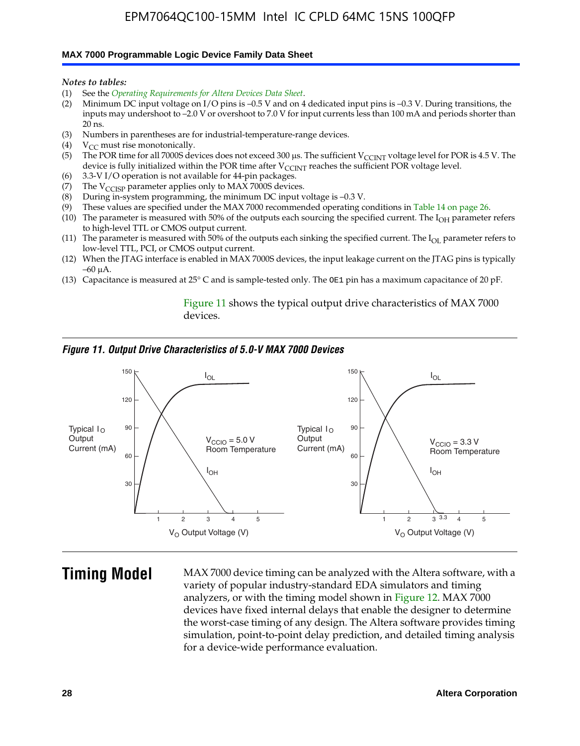*Notes to tables:*

(1) See the *Operating Requirements for Altera Devices Data Sheet*.
(2) Minimum DC input voltage on I/O pins is –0.5 V and on 4 dedicated input pins is –0.3 V. During transitions, the inputs may undershoot to –2.0 V or overshoot to 7.0 V for input currents less than 100 mA and periods shorter than 20 ns.
(3) Numbers in parentheses are for industrial-temperature-range devices.
(4) $V_{CC}$ must rise monotonically.
(5) The POR time for all 7000S devices does not exceed 300 µs. The sufficient $V_{CCINT}$ voltage level for POR is 4.5 V. The device is fully initialized within the POR time after $V_{CCINT}$ reaches the sufficient POR voltage level.
(6) 3.3-V I/O operation is not available for 44-pin packages.
(7) The $V_{CCISP}$ parameter applies only to MAX 7000S devices.
(8) During in-system programming, the minimum DC input voltage is –0.3 V.
(9) These values are specified under the MAX 7000 recommended operating conditions in Table 14 on page 26.
(10) The parameter is measured with 50% of the outputs each sourcing the specified current. The $I_{OH}$ parameter refers to high-level TTL or CMOS output current.
(11) The parameter is measured with 50% of the outputs each sinking the specified current. The $I_{OL}$ parameter refers to low-level TTL, PCI, or CMOS output current.
(12) When the JTAG interface is enabled in MAX 7000S devices, the input leakage current on the JTAG pins is typically –60 µA.
(13) Capacitance is measured at 25° C and is sample-tested only. The OE1 pin has a maximum capacitance of 20 pF.

Figure 11 shows the typical output drive characteristics of MAX 7000 devices.

*Figure 11. Output Drive Characteristics of 5.0-V MAX 7000 Devices*

## Timing Model

MAX 7000 device timing can be analyzed with the Altera software, with a variety of popular industry-standard EDA simulators and timing analyzers, or with the timing model shown in Figure 12. MAX 7000 devices have fixed internal delays that enable the designer to determine the worst-case timing of any design. The Altera software provides timing simulation, point-to-point delay prediction, and detailed timing analysis for a device-wide performance evaluation.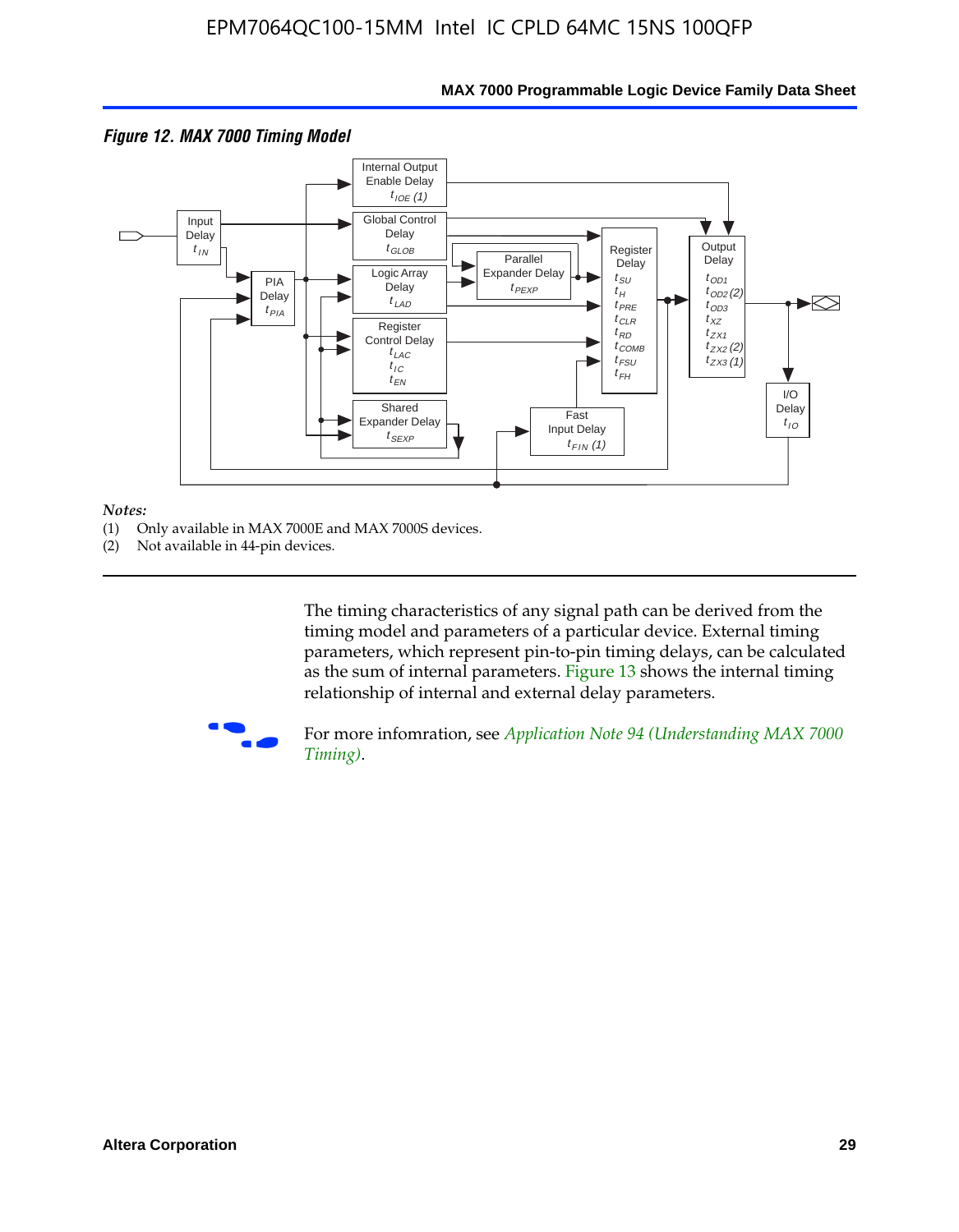*Figure 12. MAX 7000 Timing Model*

Input Delay $t_{IN}$

PIA Delay $t_{PIA}$

Internal Output Enable Delay $t_{IOE}$ (1)

Global Control Delay $t_{GLOB}$

Logic Array Delay $t_{LAD}$

Parallel Expander Delay $t_{PEXP}$

Register Control Delay $t_{LAC}$ $t_{IC}$ $t_{EN}$

Shared Expander Delay $t_{SEXP}$

Fast Input Delay $t_{FIN}$ (1)

Register Delay $t_{SU}$ $t_{H}$ $t_{PRE}$ $t_{CLR}$ $t_{RD}$ $t_{COMB}$ $t_{FSU}$ $t_{FH}$

Output Delay $t_{OD1}$ $t_{OD2}$ (2) $t_{OD3}$ $t_{XZ}$ $t_{ZX1}$ $t_{ZX2}$ (2) $t_{ZX3}$ (1)

I/O Delay $t_{IO}$

*Notes:*

(1) Only available in MAX 7000E and MAX 7000S devices.

(2) Not available in 44-pin devices.

The timing characteristics of any signal path can be derived from the timing model and parameters of a particular device. External timing parameters, which represent pin-to-pin timing delays, can be calculated as the sum of internal parameters. Figure 13 shows the internal timing relationship of internal and external delay parameters.

For more infomration, see *Application Note 94 (Understanding MAX 7000 Timing)*.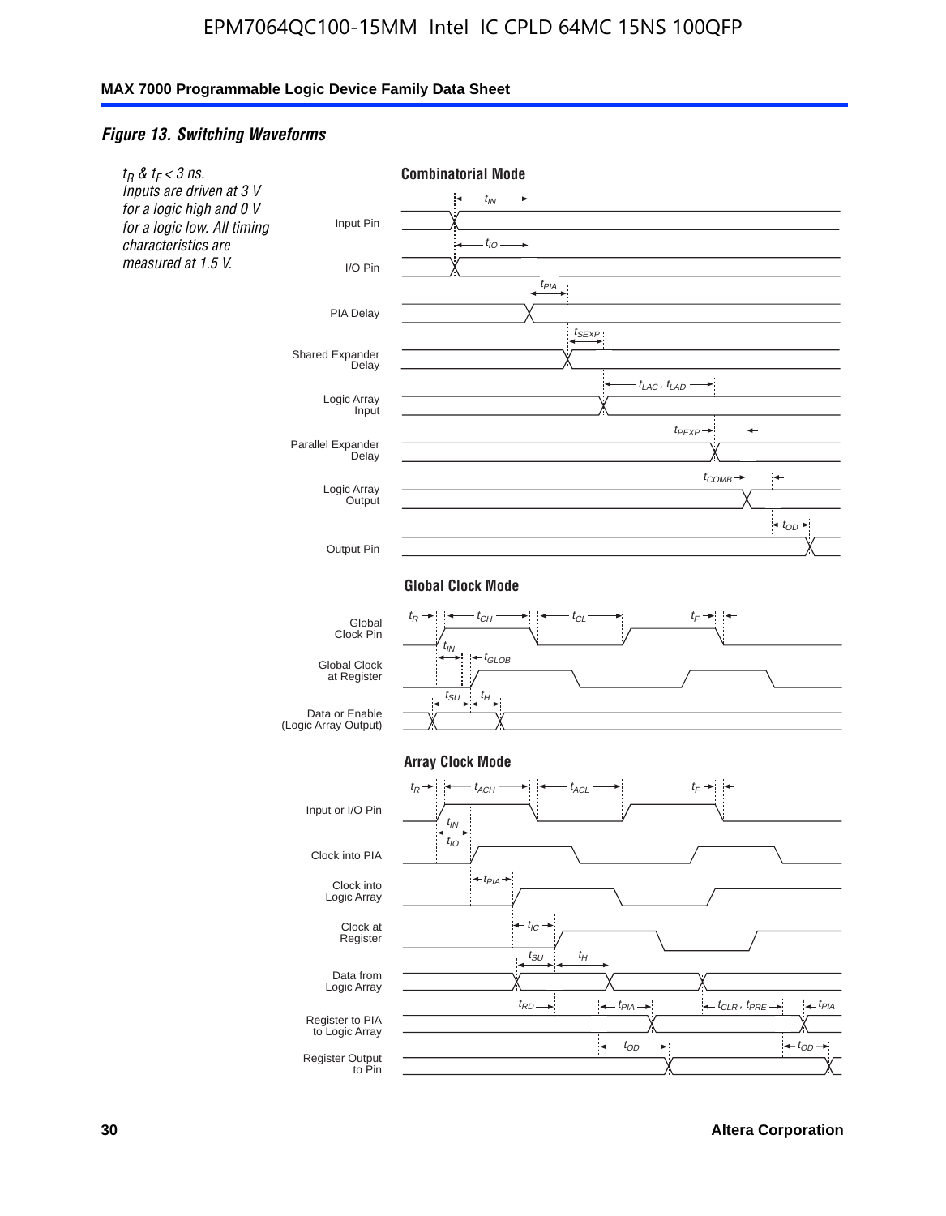*Figure 13. Switching Waveforms*

*$t_R$ & $t_F$ < 3 ns. Inputs are driven at 3 V for a logic high and 0 V for a logic low. All timing characteristics are measured at 1.5 V.*

**Combinatorial Mode**

Input Pin — $t_{IN}$

I/O Pin — $t_{IO}$

PIA Delay — $t_{PIA}$

Shared Expander Delay — $t_{SEXP}$

Logic Array Input — $t_{LAC}$ , $t_{LAD}$

Parallel Expander Delay — $t_{PEXP}$

Logic Array Output — $t_{COMB}$

Output Pin — $t_{OD}$

**Global Clock Mode**

Global Clock Pin — $t_R$, $t_{CH}$, $t_{CL}$, $t_F$

Global Clock at Register — $t_{IN}$, $t_{GLOB}$

Data or Enable (Logic Array Output) — $t_{SU}$, $t_H$

**Array Clock Mode**

Input or I/O Pin — $t_R$, $t_{ACH}$, $t_{ACL}$, $t_F$

Clock into PIA — $t_{IN}$, $t_{IO}$

Clock into Logic Array — $t_{PIA}$

Clock at Register — $t_{IC}$

Data from Logic Array — $t_{SU}$, $t_H$

Register to PIA to Logic Array — $t_{RD}$, $t_{PIA}$, $t_{CLR}$ , $t_{PRE}$, $t_{PIA}$

Register Output to Pin — $t_{OD}$, $t_{OD}$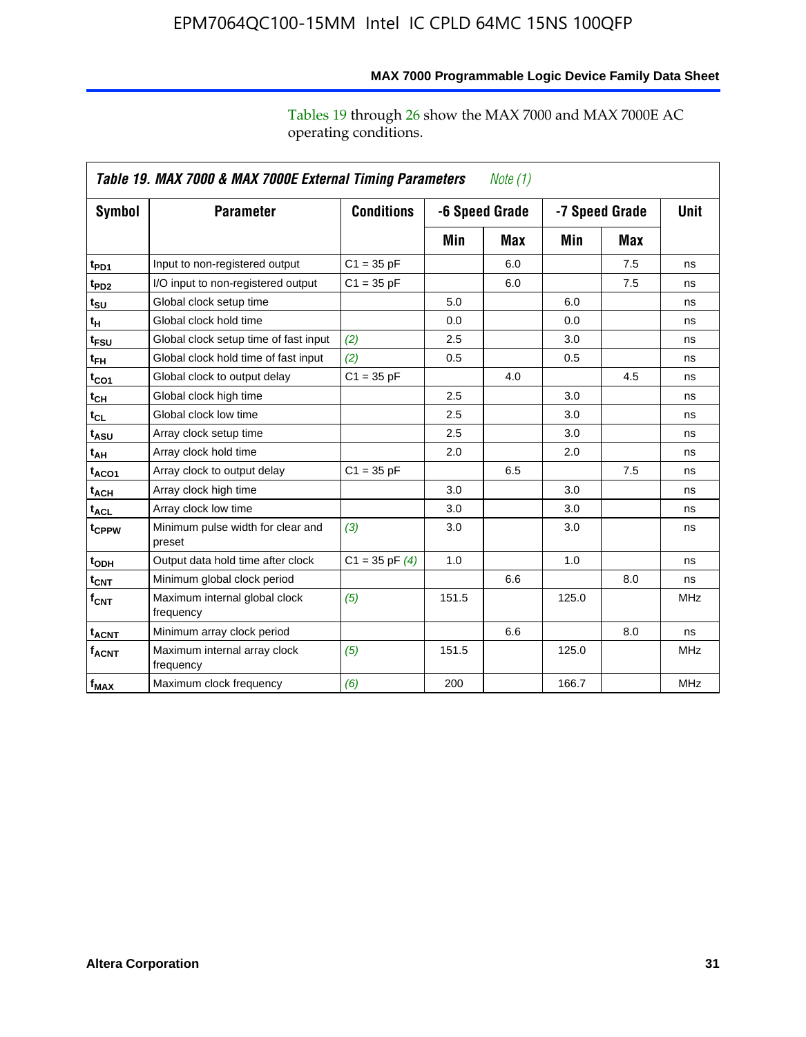Tables 19 through 26 show the MAX 7000 and MAX 7000E AC operating conditions.

**Table 19. MAX 7000 & MAX 7000E External Timing Parameters** *Note (1)*

| Symbol | Parameter | Conditions | -6 Speed Grade | | -7 Speed Grade | | Unit |
|---|---|---|---|---|---|---|---|
| | | | Min | Max | Min | Max | |
| $t_{PD1}$ | Input to non-registered output | C1 = 35 pF | | 6.0 | | 7.5 | ns |
| $t_{PD2}$ | I/O input to non-registered output | C1 = 35 pF | | 6.0 | | 7.5 | ns |
| $t_{SU}$ | Global clock setup time | | 5.0 | | 6.0 | | ns |
| $t_H$ | Global clock hold time | | 0.0 | | 0.0 | | ns |
| $t_{FSU}$ | Global clock setup time of fast input | *(2)* | 2.5 | | 3.0 | | ns |
| $t_{FH}$ | Global clock hold time of fast input | *(2)* | 0.5 | | 0.5 | | ns |
| $t_{CO1}$ | Global clock to output delay | C1 = 35 pF | | 4.0 | | 4.5 | ns |
| $t_{CH}$ | Global clock high time | | 2.5 | | 3.0 | | ns |
| $t_{CL}$ | Global clock low time | | 2.5 | | 3.0 | | ns |
| $t_{ASU}$ | Array clock setup time | | 2.5 | | 3.0 | | ns |
| $t_{AH}$ | Array clock hold time | | 2.0 | | 2.0 | | ns |
| $t_{ACO1}$ | Array clock to output delay | C1 = 35 pF | | 6.5 | | 7.5 | ns |
| $t_{ACH}$ | Array clock high time | | 3.0 | | 3.0 | | ns |
| $t_{ACL}$ | Array clock low time | | 3.0 | | 3.0 | | ns |
| $t_{CPPW}$ | Minimum pulse width for clear and preset | *(3)* | 3.0 | | 3.0 | | ns |
| $t_{ODH}$ | Output data hold time after clock | C1 = 35 pF *(4)* | 1.0 | | 1.0 | | ns |
| $t_{CNT}$ | Minimum global clock period | | | 6.6 | | 8.0 | ns |
| $f_{CNT}$ | Maximum internal global clock frequency | *(5)* | 151.5 | | 125.0 | | MHz |
| $t_{ACNT}$ | Minimum array clock period | | | 6.6 | | 8.0 | ns |
| $f_{ACNT}$ | Maximum internal array clock frequency | *(5)* | 151.5 | | 125.0 | | MHz |
| $f_{MAX}$ | Maximum clock frequency | *(6)* | 200 | | 166.7 | | MHz |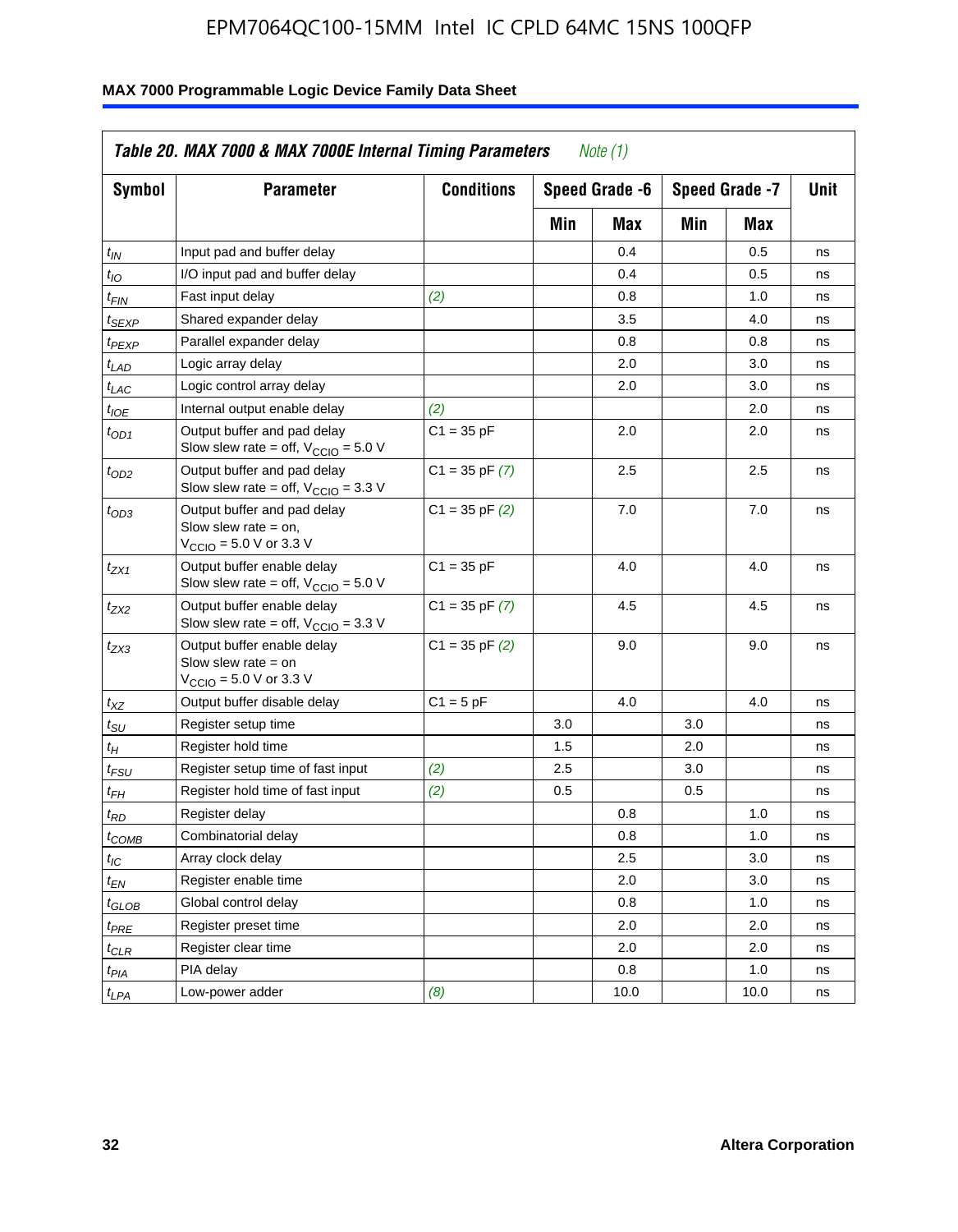## Table 20. MAX 7000 & MAX 7000E Internal Timing Parameters *Note (1)*

| Symbol | Parameter | Conditions | Speed Grade -6 | | Speed Grade -7 | | Unit |
|---|---|---|---|---|---|---|---|
| | | | Min | Max | Min | Max | |
| $t_{IN}$ | Input pad and buffer delay | | | 0.4 | | 0.5 | ns |
| $t_{IO}$ | I/O input pad and buffer delay | | | 0.4 | | 0.5 | ns |
| $t_{FIN}$ | Fast input delay | *(2)* | | 0.8 | | 1.0 | ns |
| $t_{SEXP}$ | Shared expander delay | | | 3.5 | | 4.0 | ns |
| $t_{PEXP}$ | Parallel expander delay | | | 0.8 | | 0.8 | ns |
| $t_{LAD}$ | Logic array delay | | | 2.0 | | 3.0 | ns |
| $t_{LAC}$ | Logic control array delay | | | 2.0 | | 3.0 | ns |
| $t_{IOE}$ | Internal output enable delay | *(2)* | | | | 2.0 | ns |
| $t_{OD1}$ | Output buffer and pad delay Slow slew rate = off, $V_{CCIO}$ = 5.0 V | C1 = 35 pF | | 2.0 | | 2.0 | ns |
| $t_{OD2}$ | Output buffer and pad delay Slow slew rate = off, $V_{CCIO}$ = 3.3 V | C1 = 35 pF *(7)* | | 2.5 | | 2.5 | ns |
| $t_{OD3}$ | Output buffer and pad delay Slow slew rate = on, $V_{CCIO}$ = 5.0 V or 3.3 V | C1 = 35 pF *(2)* | | 7.0 | | 7.0 | ns |
| $t_{ZX1}$ | Output buffer enable delay Slow slew rate = off, $V_{CCIO}$ = 5.0 V | C1 = 35 pF | | 4.0 | | 4.0 | ns |
| $t_{ZX2}$ | Output buffer enable delay Slow slew rate = off, $V_{CCIO}$ = 3.3 V | C1 = 35 pF *(7)* | | 4.5 | | 4.5 | ns |
| $t_{ZX3}$ | Output buffer enable delay Slow slew rate = on $V_{CCIO}$ = 5.0 V or 3.3 V | C1 = 35 pF *(2)* | | 9.0 | | 9.0 | ns |
| $t_{XZ}$ | Output buffer disable delay | C1 = 5 pF | | 4.0 | | 4.0 | ns |
| $t_{SU}$ | Register setup time | | 3.0 | | 3.0 | | ns |
| $t_{H}$ | Register hold time | | 1.5 | | 2.0 | | ns |
| $t_{FSU}$ | Register setup time of fast input | *(2)* | 2.5 | | 3.0 | | ns |
| $t_{FH}$ | Register hold time of fast input | *(2)* | 0.5 | | 0.5 | | ns |
| $t_{RD}$ | Register delay | | | 0.8 | | 1.0 | ns |
| $t_{COMB}$ | Combinatorial delay | | | 0.8 | | 1.0 | ns |
| $t_{IC}$ | Array clock delay | | | 2.5 | | 3.0 | ns |
| $t_{EN}$ | Register enable time | | | 2.0 | | 3.0 | ns |
| $t_{GLOB}$ | Global control delay | | | 0.8 | | 1.0 | ns |
| $t_{PRE}$ | Register preset time | | | 2.0 | | 2.0 | ns |
| $t_{CLR}$ | Register clear time | | | 2.0 | | 2.0 | ns |
| $t_{PIA}$ | PIA delay | | | 0.8 | | 1.0 | ns |
| $t_{LPA}$ | Low-power adder | *(8)* | | 10.0 | | 10.0 | ns |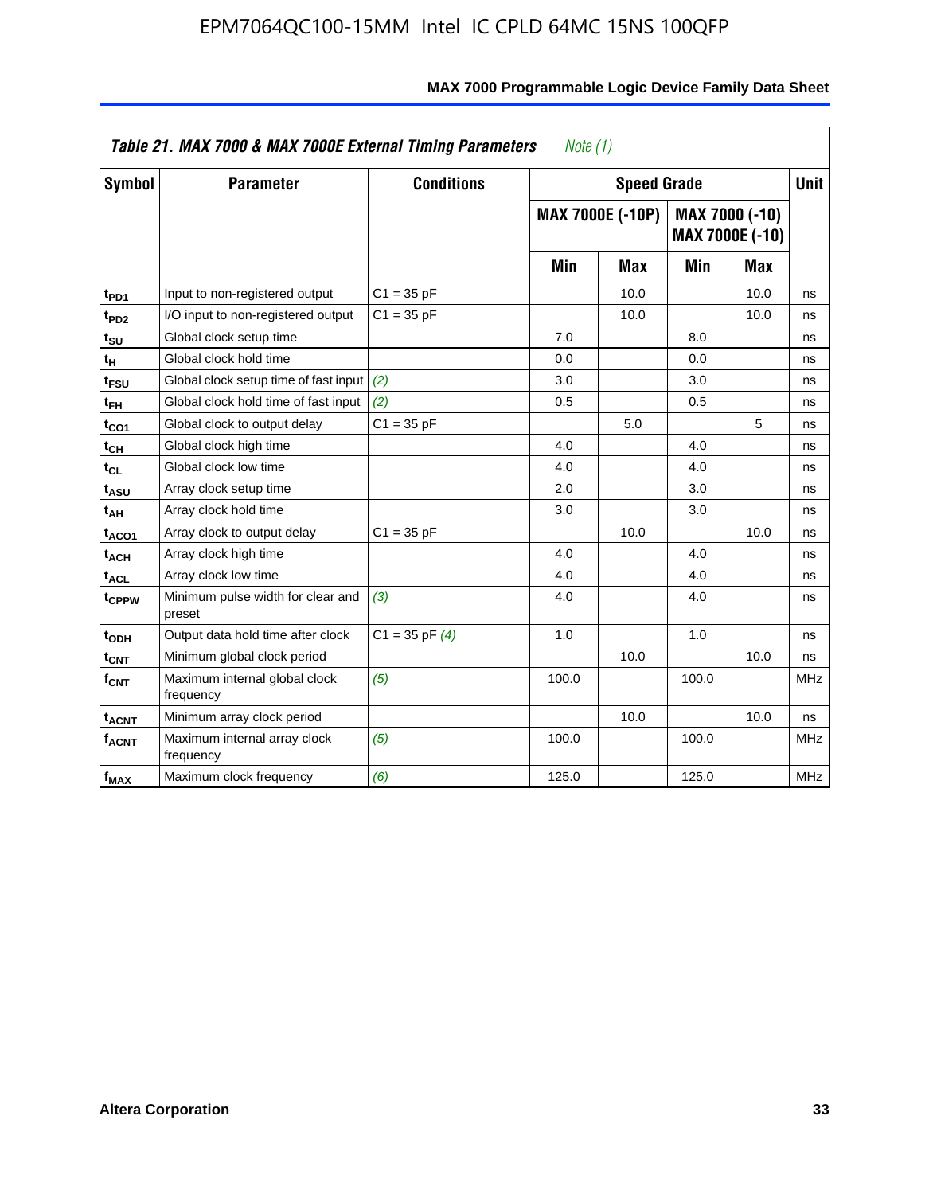## Table 21. MAX 7000 & MAX 7000E External Timing Parameters *Note (1)*

| Symbol | Parameter | Conditions | Speed Grade | | | | Unit |
|---|---|---|---|---|---|---|---|
| | | | MAX 7000E (-10P) | | MAX 7000 (-10) MAX 7000E (-10) | | |
| | | | Min | Max | Min | Max | |
| $t_{PD1}$ | Input to non-registered output | C1 = 35 pF | | 10.0 | | 10.0 | ns |
| $t_{PD2}$ | I/O input to non-registered output | C1 = 35 pF | | 10.0 | | 10.0 | ns |
| $t_{SU}$ | Global clock setup time | | 7.0 | | 8.0 | | ns |
| $t_{H}$ | Global clock hold time | | 0.0 | | 0.0 | | ns |
| $t_{FSU}$ | Global clock setup time of fast input | *(2)* | 3.0 | | 3.0 | | ns |
| $t_{FH}$ | Global clock hold time of fast input | *(2)* | 0.5 | | 0.5 | | ns |
| $t_{CO1}$ | Global clock to output delay | C1 = 35 pF | | 5.0 | | 5 | ns |
| $t_{CH}$ | Global clock high time | | 4.0 | | 4.0 | | ns |
| $t_{CL}$ | Global clock low time | | 4.0 | | 4.0 | | ns |
| $t_{ASU}$ | Array clock setup time | | 2.0 | | 3.0 | | ns |
| $t_{AH}$ | Array clock hold time | | 3.0 | | 3.0 | | ns |
| $t_{ACO1}$ | Array clock to output delay | C1 = 35 pF | | 10.0 | | 10.0 | ns |
| $t_{ACH}$ | Array clock high time | | 4.0 | | 4.0 | | ns |
| $t_{ACL}$ | Array clock low time | | 4.0 | | 4.0 | | ns |
| $t_{CPPW}$ | Minimum pulse width for clear and preset | *(3)* | 4.0 | | 4.0 | | ns |
| $t_{ODH}$ | Output data hold time after clock | C1 = 35 pF *(4)* | 1.0 | | 1.0 | | ns |
| $t_{CNT}$ | Minimum global clock period | | | 10.0 | | 10.0 | ns |
| $f_{CNT}$ | Maximum internal global clock frequency | *(5)* | 100.0 | | 100.0 | | MHz |
| $t_{ACNT}$ | Minimum array clock period | | | 10.0 | | 10.0 | ns |
| $f_{ACNT}$ | Maximum internal array clock frequency | *(5)* | 100.0 | | 100.0 | | MHz |
| $f_{MAX}$ | Maximum clock frequency | *(6)* | 125.0 | | 125.0 | | MHz |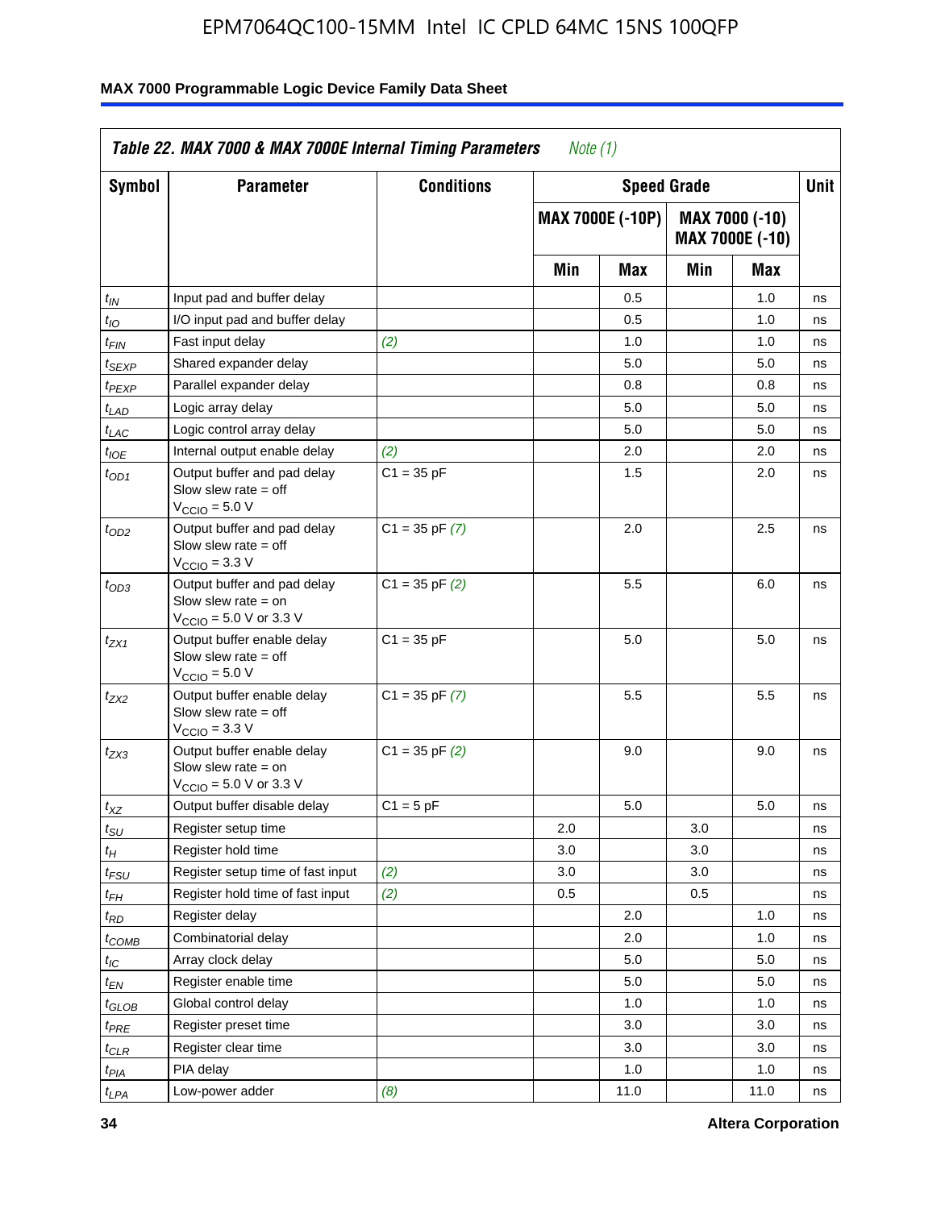| Table 22. MAX 7000 & MAX 7000E Internal Timing Parameters *Note (1)* | | | | | | | |
|---|---|---|---|---|---|---|---|
| Symbol | Parameter | Conditions | Speed Grade | | | | Unit |
| | | | MAX 7000E (-10P) | | MAX 7000 (-10) MAX 7000E (-10) | | |
| | | | Min | Max | Min | Max | |
| $t_{IN}$ | Input pad and buffer delay | | | 0.5 | | 1.0 | ns |
| $t_{IO}$ | I/O input pad and buffer delay | | | 0.5 | | 1.0 | ns |
| $t_{FIN}$ | Fast input delay | *(2)* | | 1.0 | | 1.0 | ns |
| $t_{SEXP}$ | Shared expander delay | | | 5.0 | | 5.0 | ns |
| $t_{PEXP}$ | Parallel expander delay | | | 0.8 | | 0.8 | ns |
| $t_{LAD}$ | Logic array delay | | | 5.0 | | 5.0 | ns |
| $t_{LAC}$ | Logic control array delay | | | 5.0 | | 5.0 | ns |
| $t_{IOE}$ | Internal output enable delay | *(2)* | | 2.0 | | 2.0 | ns |
| $t_{OD1}$ | Output buffer and pad delay Slow slew rate = off $V_{CCIO}$ = 5.0 V | C1 = 35 pF | | 1.5 | | 2.0 | ns |
| $t_{OD2}$ | Output buffer and pad delay Slow slew rate = off $V_{CCIO}$ = 3.3 V | C1 = 35 pF *(7)* | | 2.0 | | 2.5 | ns |
| $t_{OD3}$ | Output buffer and pad delay Slow slew rate = on $V_{CCIO}$ = 5.0 V or 3.3 V | C1 = 35 pF *(2)* | | 5.5 | | 6.0 | ns |
| $t_{ZX1}$ | Output buffer enable delay Slow slew rate = off $V_{CCIO}$ = 5.0 V | C1 = 35 pF | | 5.0 | | 5.0 | ns |
| $t_{ZX2}$ | Output buffer enable delay Slow slew rate = off $V_{CCIO}$ = 3.3 V | C1 = 35 pF *(7)* | | 5.5 | | 5.5 | ns |
| $t_{ZX3}$ | Output buffer enable delay Slow slew rate = on $V_{CCIO}$ = 5.0 V or 3.3 V | C1 = 35 pF *(2)* | | 9.0 | | 9.0 | ns |
| $t_{XZ}$ | Output buffer disable delay | C1 = 5 pF | | 5.0 | | 5.0 | ns |
| $t_{SU}$ | Register setup time | | 2.0 | | 3.0 | | ns |
| $t_{H}$ | Register hold time | | 3.0 | | 3.0 | | ns |
| $t_{FSU}$ | Register setup time of fast input | *(2)* | 3.0 | | 3.0 | | ns |
| $t_{FH}$ | Register hold time of fast input | *(2)* | 0.5 | | 0.5 | | ns |
| $t_{RD}$ | Register delay | | | 2.0 | | 1.0 | ns |
| $t_{COMB}$ | Combinatorial delay | | | 2.0 | | 1.0 | ns |
| $t_{IC}$ | Array clock delay | | | 5.0 | | 5.0 | ns |
| $t_{EN}$ | Register enable time | | | 5.0 | | 5.0 | ns |
| $t_{GLOB}$ | Global control delay | | | 1.0 | | 1.0 | ns |
| $t_{PRE}$ | Register preset time | | | 3.0 | | 3.0 | ns |
| $t_{CLR}$ | Register clear time | | | 3.0 | | 3.0 | ns |
| $t_{PIA}$ | PIA delay | | | 1.0 | | 1.0 | ns |
| $t_{LPA}$ | Low-power adder | *(8)* | | 11.0 | | 11.0 | ns |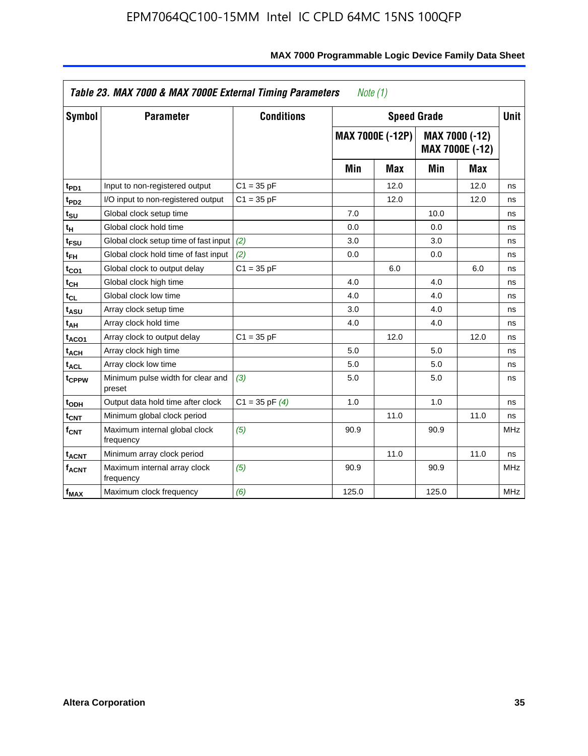| *Table 23. MAX 7000 & MAX 7000E External Timing Parameters* *Note (1)* | | | | | | | |
|---|---|---|---|---|---|---|---|
| **Symbol** | **Parameter** | **Conditions** | **Speed Grade** | | | | **Unit** |
| | | | **MAX 7000E (-12P)** | | **MAX 7000 (-12) MAX 7000E (-12)** | | |
| | | | **Min** | **Max** | **Min** | **Max** | |
| $t_{PD1}$ | Input to non-registered output | C1 = 35 pF | | 12.0 | | 12.0 | ns |
| $t_{PD2}$ | I/O input to non-registered output | C1 = 35 pF | | 12.0 | | 12.0 | ns |
| $t_{SU}$ | Global clock setup time | | 7.0 | | 10.0 | | ns |
| $t_{H}$ | Global clock hold time | | 0.0 | | 0.0 | | ns |
| $t_{FSU}$ | Global clock setup time of fast input | *(2)* | 3.0 | | 3.0 | | ns |
| $t_{FH}$ | Global clock hold time of fast input | *(2)* | 0.0 | | 0.0 | | ns |
| $t_{CO1}$ | Global clock to output delay | C1 = 35 pF | | 6.0 | | 6.0 | ns |
| $t_{CH}$ | Global clock high time | | 4.0 | | 4.0 | | ns |
| $t_{CL}$ | Global clock low time | | 4.0 | | 4.0 | | ns |
| $t_{ASU}$ | Array clock setup time | | 3.0 | | 4.0 | | ns |
| $t_{AH}$ | Array clock hold time | | 4.0 | | 4.0 | | ns |
| $t_{ACO1}$ | Array clock to output delay | C1 = 35 pF | | 12.0 | | 12.0 | ns |
| $t_{ACH}$ | Array clock high time | | 5.0 | | 5.0 | | ns |
| $t_{ACL}$ | Array clock low time | | 5.0 | | 5.0 | | ns |
| $t_{CPPW}$ | Minimum pulse width for clear and preset | *(3)* | 5.0 | | 5.0 | | ns |
| $t_{ODH}$ | Output data hold time after clock | C1 = 35 pF *(4)* | 1.0 | | 1.0 | | ns |
| $t_{CNT}$ | Minimum global clock period | | | 11.0 | | 11.0 | ns |
| $f_{CNT}$ | Maximum internal global clock frequency | *(5)* | 90.9 | | 90.9 | | MHz |
| $t_{ACNT}$ | Minimum array clock period | | | 11.0 | | 11.0 | ns |
| $f_{ACNT}$ | Maximum internal array clock frequency | *(5)* | 90.9 | | 90.9 | | MHz |
| $f_{MAX}$ | Maximum clock frequency | *(6)* | 125.0 | | 125.0 | | MHz |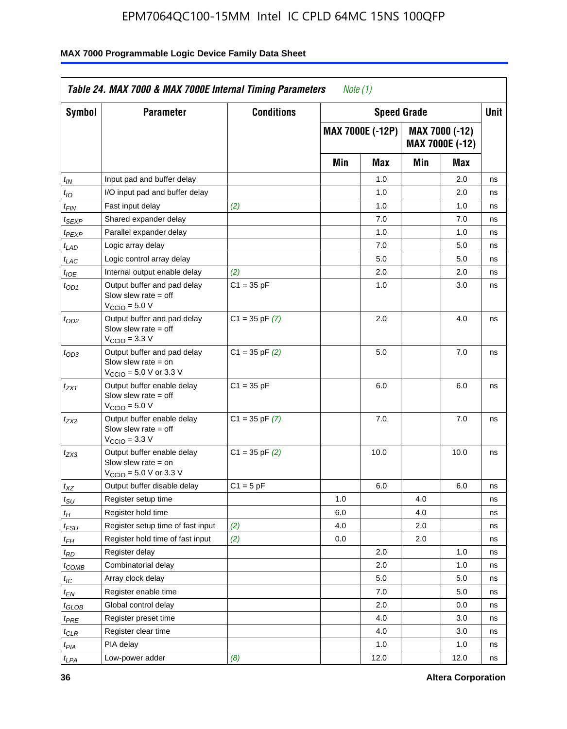*Table 24. MAX 7000 & MAX 7000E Internal Timing Parameters* *Note (1)*

| Symbol | Parameter | Conditions | Speed Grade | | | | Unit |
|---|---|---|---|---|---|---|---|
| | | | MAX 7000E (-12P) | | MAX 7000 (-12) MAX 7000E (-12) | | |
| | | | Min | Max | Min | Max | |
| $t_{IN}$ | Input pad and buffer delay | | | 1.0 | | 2.0 | ns |
| $t_{IO}$ | I/O input pad and buffer delay | | | 1.0 | | 2.0 | ns |
| $t_{FIN}$ | Fast input delay | *(2)* | | 1.0 | | 1.0 | ns |
| $t_{SEXP}$ | Shared expander delay | | | 7.0 | | 7.0 | ns |
| $t_{PEXP}$ | Parallel expander delay | | | 1.0 | | 1.0 | ns |
| $t_{LAD}$ | Logic array delay | | | 7.0 | | 5.0 | ns |
| $t_{LAC}$ | Logic control array delay | | | 5.0 | | 5.0 | ns |
| $t_{IOE}$ | Internal output enable delay | *(2)* | | 2.0 | | 2.0 | ns |
| $t_{OD1}$ | Output buffer and pad delay Slow slew rate = off $V_{CCIO}$ = 5.0 V | C1 = 35 pF | | 1.0 | | 3.0 | ns |
| $t_{OD2}$ | Output buffer and pad delay Slow slew rate = off $V_{CCIO}$ = 3.3 V | C1 = 35 pF *(7)* | | 2.0 | | 4.0 | ns |
| $t_{OD3}$ | Output buffer and pad delay Slow slew rate = on $V_{CCIO}$ = 5.0 V or 3.3 V | C1 = 35 pF *(2)* | | 5.0 | | 7.0 | ns |
| $t_{ZX1}$ | Output buffer enable delay Slow slew rate = off $V_{CCIO}$ = 5.0 V | C1 = 35 pF | | 6.0 | | 6.0 | ns |
| $t_{ZX2}$ | Output buffer enable delay Slow slew rate = off $V_{CCIO}$ = 3.3 V | C1 = 35 pF *(7)* | | 7.0 | | 7.0 | ns |
| $t_{ZX3}$ | Output buffer enable delay Slow slew rate = on $V_{CCIO}$ = 5.0 V or 3.3 V | C1 = 35 pF *(2)* | | 10.0 | | 10.0 | ns |
| $t_{XZ}$ | Output buffer disable delay | C1 = 5 pF | | 6.0 | | 6.0 | ns |
| $t_{SU}$ | Register setup time | | 1.0 | | 4.0 | | ns |
| $t_{H}$ | Register hold time | | 6.0 | | 4.0 | | ns |
| $t_{FSU}$ | Register setup time of fast input | *(2)* | 4.0 | | 2.0 | | ns |
| $t_{FH}$ | Register hold time of fast input | *(2)* | 0.0 | | 2.0 | | ns |
| $t_{RD}$ | Register delay | | | 2.0 | | 1.0 | ns |
| $t_{COMB}$ | Combinatorial delay | | | 2.0 | | 1.0 | ns |
| $t_{IC}$ | Array clock delay | | | 5.0 | | 5.0 | ns |
| $t_{EN}$ | Register enable time | | | 7.0 | | 5.0 | ns |
| $t_{GLOB}$ | Global control delay | | | 2.0 | | 0.0 | ns |
| $t_{PRE}$ | Register preset time | | | 4.0 | | 3.0 | ns |
| $t_{CLR}$ | Register clear time | | | 4.0 | | 3.0 | ns |
| $t_{PIA}$ | PIA delay | | | 1.0 | | 1.0 | ns |
| $t_{LPA}$ | Low-power adder | *(8)* | | 12.0 | | 12.0 | ns |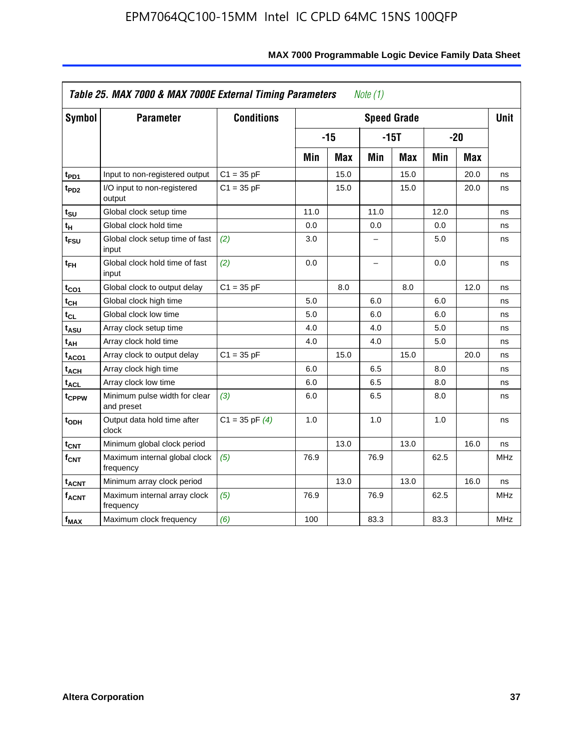**Table 25. MAX 7000 & MAX 7000E External Timing Parameters** *Note (1)*

| Symbol | Parameter | Conditions | Speed Grade | | | | | | Unit |
|---|---|---|---|---|---|---|---|---|---|
| | | | -15 | | -15T | | -20 | | |
| | | | Min | Max | Min | Max | Min | Max | |
| $t_{PD1}$ | Input to non-registered output | C1 = 35 pF | | 15.0 | | 15.0 | | 20.0 | ns |
| $t_{PD2}$ | I/O input to non-registered output | C1 = 35 pF | | 15.0 | | 15.0 | | 20.0 | ns |
| $t_{SU}$ | Global clock setup time | | 11.0 | | 11.0 | | 12.0 | | ns |
| $t_H$ | Global clock hold time | | 0.0 | | 0.0 | | 0.0 | | ns |
| $t_{FSU}$ | Global clock setup time of fast input | *(2)* | 3.0 | | – | | 5.0 | | ns |
| $t_{FH}$ | Global clock hold time of fast input | *(2)* | 0.0 | | – | | 0.0 | | ns |
| $t_{CO1}$ | Global clock to output delay | C1 = 35 pF | | 8.0 | | 8.0 | | 12.0 | ns |
| $t_{CH}$ | Global clock high time | | 5.0 | | 6.0 | | 6.0 | | ns |
| $t_{CL}$ | Global clock low time | | 5.0 | | 6.0 | | 6.0 | | ns |
| $t_{ASU}$ | Array clock setup time | | 4.0 | | 4.0 | | 5.0 | | ns |
| $t_{AH}$ | Array clock hold time | | 4.0 | | 4.0 | | 5.0 | | ns |
| $t_{ACO1}$ | Array clock to output delay | C1 = 35 pF | | 15.0 | | 15.0 | | 20.0 | ns |
| $t_{ACH}$ | Array clock high time | | 6.0 | | 6.5 | | 8.0 | | ns |
| $t_{ACL}$ | Array clock low time | | 6.0 | | 6.5 | | 8.0 | | ns |
| $t_{CPPW}$ | Minimum pulse width for clear and preset | *(3)* | 6.0 | | 6.5 | | 8.0 | | ns |
| $t_{ODH}$ | Output data hold time after clock | C1 = 35 pF *(4)* | 1.0 | | 1.0 | | 1.0 | | ns |
| $t_{CNT}$ | Minimum global clock period | | | 13.0 | | 13.0 | | 16.0 | ns |
| $f_{CNT}$ | Maximum internal global clock frequency | *(5)* | 76.9 | | 76.9 | | 62.5 | | MHz |
| $t_{ACNT}$ | Minimum array clock period | | | 13.0 | | 13.0 | | 16.0 | ns |
| $f_{ACNT}$ | Maximum internal array clock frequency | *(5)* | 76.9 | | 76.9 | | 62.5 | | MHz |
| $f_{MAX}$ | Maximum clock frequency | *(6)* | 100 | | 83.3 | | 83.3 | | MHz |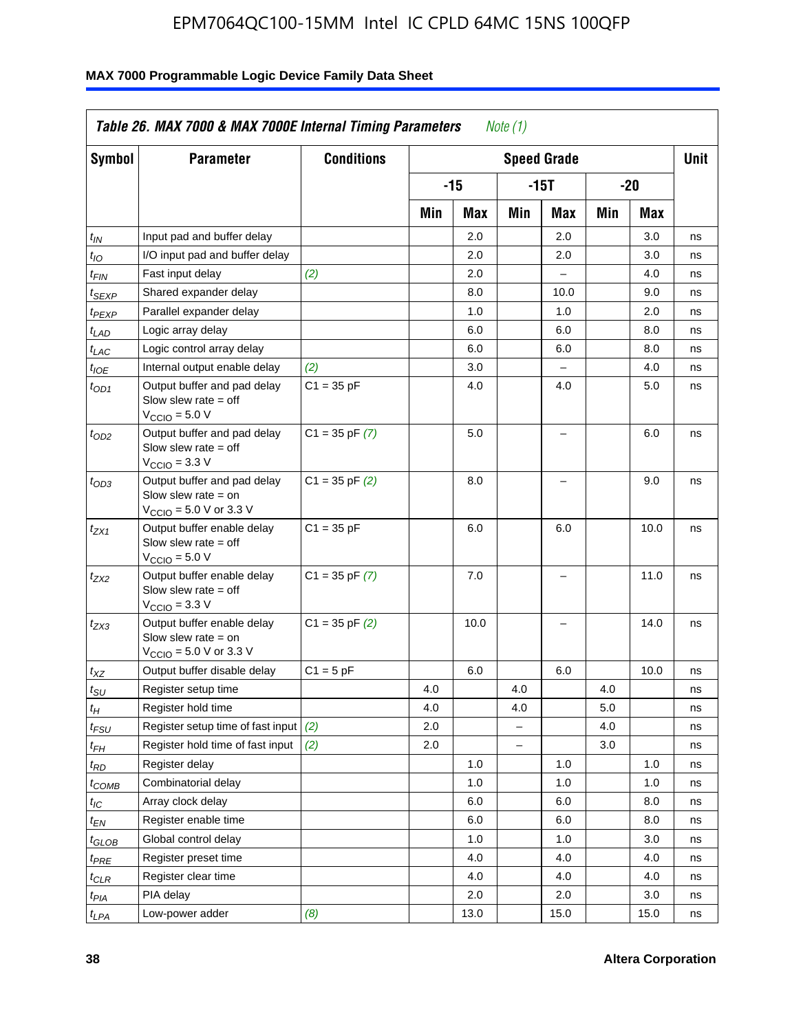## Table 26. MAX 7000 & MAX 7000E Internal Timing Parameters *Note (1)*

| Symbol | Parameter | Conditions | Speed Grade | | | | | | Unit |
|---|---|---|---|---|---|---|---|---|---|
| | | | -15 | | -15T | | -20 | | |
| | | | Min | Max | Min | Max | Min | Max | |
| $t_{IN}$ | Input pad and buffer delay | | | 2.0 | | 2.0 | | 3.0 | ns |
| $t_{IO}$ | I/O input pad and buffer delay | | | 2.0 | | 2.0 | | 3.0 | ns |
| $t_{FIN}$ | Fast input delay | *(2)* | | 2.0 | | – | | 4.0 | ns |
| $t_{SEXP}$ | Shared expander delay | | | 8.0 | | 10.0 | | 9.0 | ns |
| $t_{PEXP}$ | Parallel expander delay | | | 1.0 | | 1.0 | | 2.0 | ns |
| $t_{LAD}$ | Logic array delay | | | 6.0 | | 6.0 | | 8.0 | ns |
| $t_{LAC}$ | Logic control array delay | | | 6.0 | | 6.0 | | 8.0 | ns |
| $t_{IOE}$ | Internal output enable delay | *(2)* | | 3.0 | | – | | 4.0 | ns |
| $t_{OD1}$ | Output buffer and pad delay Slow slew rate = off $V_{CCIO}$ = 5.0 V | C1 = 35 pF | | 4.0 | | 4.0 | | 5.0 | ns |
| $t_{OD2}$ | Output buffer and pad delay Slow slew rate = off $V_{CCIO}$ = 3.3 V | C1 = 35 pF *(7)* | | 5.0 | | – | | 6.0 | ns |
| $t_{OD3}$ | Output buffer and pad delay Slow slew rate = on $V_{CCIO}$ = 5.0 V or 3.3 V | C1 = 35 pF *(2)* | | 8.0 | | – | | 9.0 | ns |
| $t_{ZX1}$ | Output buffer enable delay Slow slew rate = off $V_{CCIO}$ = 5.0 V | C1 = 35 pF | | 6.0 | | 6.0 | | 10.0 | ns |
| $t_{ZX2}$ | Output buffer enable delay Slow slew rate = off $V_{CCIO}$ = 3.3 V | C1 = 35 pF *(7)* | | 7.0 | | – | | 11.0 | ns |
| $t_{ZX3}$ | Output buffer enable delay Slow slew rate = on $V_{CCIO}$ = 5.0 V or 3.3 V | C1 = 35 pF *(2)* | | 10.0 | | – | | 14.0 | ns |
| $t_{XZ}$ | Output buffer disable delay | C1 = 5 pF | | 6.0 | | 6.0 | | 10.0 | ns |
| $t_{SU}$ | Register setup time | | 4.0 | | 4.0 | | 4.0 | | ns |
| $t_{H}$ | Register hold time | | 4.0 | | 4.0 | | 5.0 | | ns |
| $t_{FSU}$ | Register setup time of fast input | *(2)* | 2.0 | | – | | 4.0 | | ns |
| $t_{FH}$ | Register hold time of fast input | *(2)* | 2.0 | | – | | 3.0 | | ns |
| $t_{RD}$ | Register delay | | | 1.0 | | 1.0 | | 1.0 | ns |
| $t_{COMB}$ | Combinatorial delay | | | 1.0 | | 1.0 | | 1.0 | ns |
| $t_{IC}$ | Array clock delay | | | 6.0 | | 6.0 | | 8.0 | ns |
| $t_{EN}$ | Register enable time | | | 6.0 | | 6.0 | | 8.0 | ns |
| $t_{GLOB}$ | Global control delay | | | 1.0 | | 1.0 | | 3.0 | ns |
| $t_{PRE}$ | Register preset time | | | 4.0 | | 4.0 | | 4.0 | ns |
| $t_{CLR}$ | Register clear time | | | 4.0 | | 4.0 | | 4.0 | ns |
| $t_{PIA}$ | PIA delay | | | 2.0 | | 2.0 | | 3.0 | ns |
| $t_{LPA}$ | Low-power adder | *(8)* | | 13.0 | | 15.0 | | 15.0 | ns |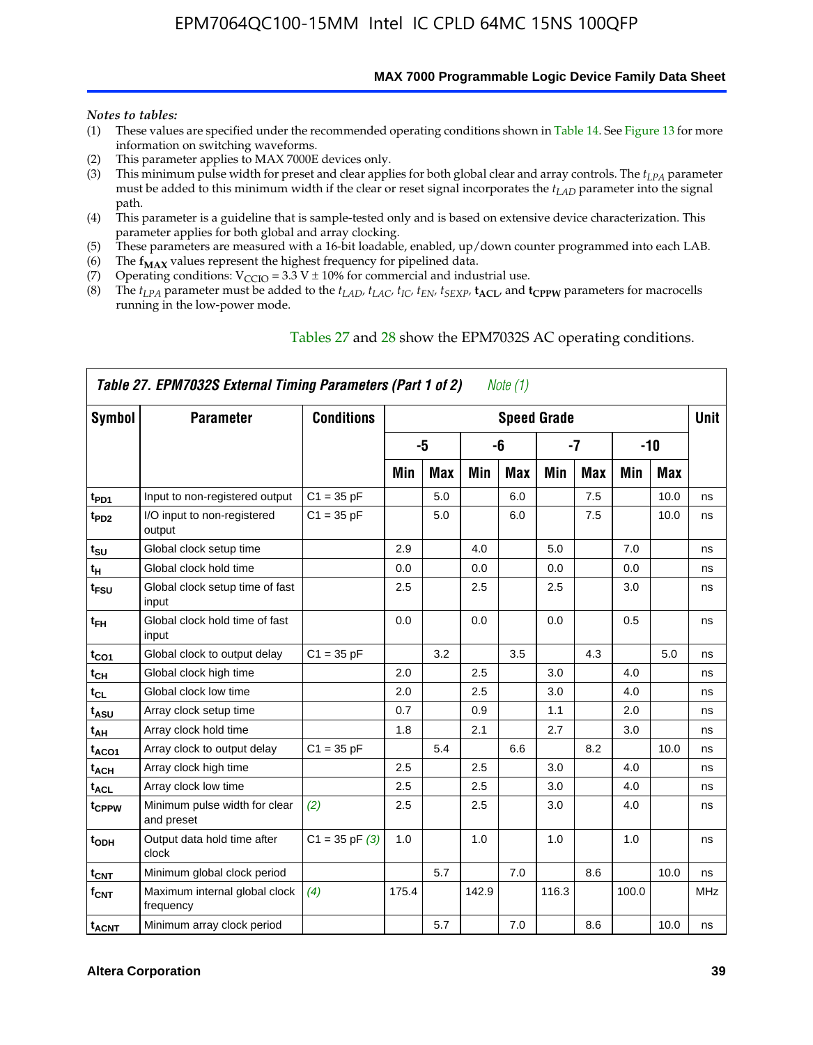*Notes to tables:*

(1) These values are specified under the recommended operating conditions shown in Table 14. See Figure 13 for more information on switching waveforms.
(2) This parameter applies to MAX 7000E devices only.
(3) This minimum pulse width for preset and clear applies for both global clear and array controls. The $t_{LPA}$ parameter must be added to this minimum width if the clear or reset signal incorporates the $t_{LAD}$ parameter into the signal path.
(4) This parameter is a guideline that is sample-tested only and is based on extensive device characterization. This parameter applies for both global and array clocking.
(5) These parameters are measured with a 16-bit loadable, enabled, up/down counter programmed into each LAB.
(6) The $\mathbf{f_{MAX}}$ values represent the highest frequency for pipelined data.
(7) Operating conditions: $V_{CCIO}$ = 3.3 V ± 10% for commercial and industrial use.
(8) The $t_{LPA}$ parameter must be added to the $t_{LAD}$, $t_{LAC}$, $t_{IC}$, $t_{EN}$, $t_{SEXP}$, $\mathbf{t_{ACL}}$, and $\mathbf{t_{CPPW}}$ parameters for macrocells running in the low-power mode.

Tables 27 and 28 show the EPM7032S AC operating conditions.

**Table 27. EPM7032S External Timing Parameters (Part 1 of 2)** *Note (1)*

| Symbol | Parameter | Conditions | Speed Grade | | | | | | | | Unit |
|---|---|---|---|---|---|---|---|---|---|---|---|
| | | | -5 | | -6 | | -7 | | -10 | | |
| | | | Min | Max | Min | Max | Min | Max | Min | Max | |
| $t_{PD1}$ | Input to non-registered output | C1 = 35 pF | | 5.0 | | 6.0 | | 7.5 | | 10.0 | ns |
| $t_{PD2}$ | I/O input to non-registered output | C1 = 35 pF | | 5.0 | | 6.0 | | 7.5 | | 10.0 | ns |
| $t_{SU}$ | Global clock setup time | | 2.9 | | 4.0 | | 5.0 | | 7.0 | | ns |
| $t_{H}$ | Global clock hold time | | 0.0 | | 0.0 | | 0.0 | | 0.0 | | ns |
| $t_{FSU}$ | Global clock setup time of fast input | | 2.5 | | 2.5 | | 2.5 | | 3.0 | | ns |
| $t_{FH}$ | Global clock hold time of fast input | | 0.0 | | 0.0 | | 0.0 | | 0.5 | | ns |
| $t_{CO1}$ | Global clock to output delay | C1 = 35 pF | | 3.2 | | 3.5 | | 4.3 | | 5.0 | ns |
| $t_{CH}$ | Global clock high time | | 2.0 | | 2.5 | | 3.0 | | 4.0 | | ns |
| $t_{CL}$ | Global clock low time | | 2.0 | | 2.5 | | 3.0 | | 4.0 | | ns |
| $t_{ASU}$ | Array clock setup time | | 0.7 | | 0.9 | | 1.1 | | 2.0 | | ns |
| $t_{AH}$ | Array clock hold time | | 1.8 | | 2.1 | | 2.7 | | 3.0 | | ns |
| $t_{ACO1}$ | Array clock to output delay | C1 = 35 pF | | 5.4 | | 6.6 | | 8.2 | | 10.0 | ns |
| $t_{ACH}$ | Array clock high time | | 2.5 | | 2.5 | | 3.0 | | 4.0 | | ns |
| $t_{ACL}$ | Array clock low time | | 2.5 | | 2.5 | | 3.0 | | 4.0 | | ns |
| $t_{CPPW}$ | Minimum pulse width for clear and preset | *(2)* | 2.5 | | 2.5 | | 3.0 | | 4.0 | | ns |
| $t_{ODH}$ | Output data hold time after clock | C1 = 35 pF *(3)* | 1.0 | | 1.0 | | 1.0 | | 1.0 | | ns |
| $t_{CNT}$ | Minimum global clock period | | | 5.7 | | 7.0 | | 8.6 | | 10.0 | ns |
| $f_{CNT}$ | Maximum internal global clock frequency | *(4)* | 175.4 | | 142.9 | | 116.3 | | 100.0 | | MHz |
| $t_{ACNT}$ | Minimum array clock period | | | 5.7 | | 7.0 | | 8.6 | | 10.0 | ns |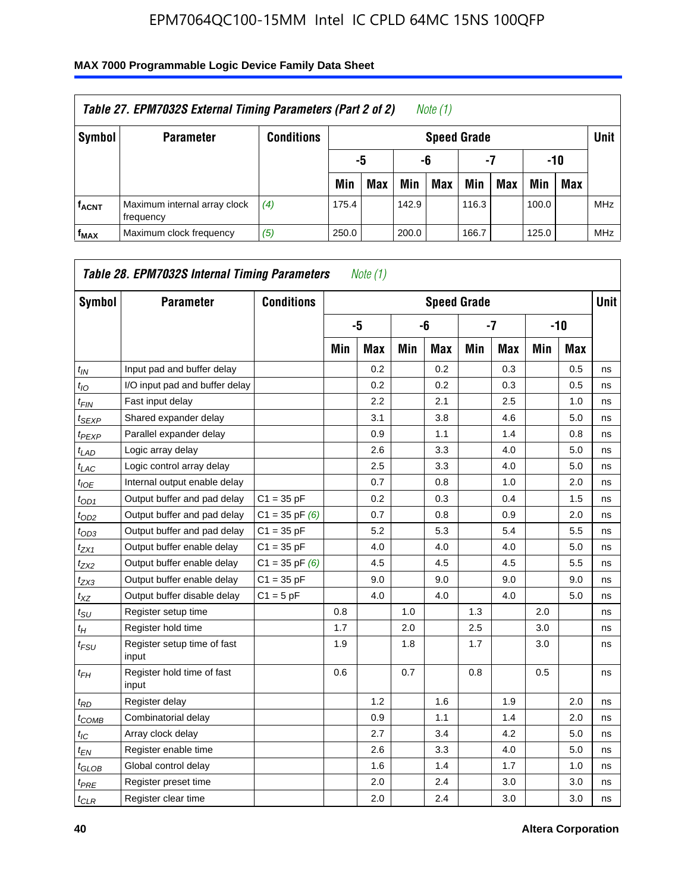### Table 27. EPM7032S External Timing Parameters (Part 2 of 2) *Note (1)*

| Symbol | Parameter | Conditions | Speed Grade | | | | | | | | Unit |
|---|---|---|---|---|---|---|---|---|---|---|---|
| | | | -5 | | -6 | | -7 | | -10 | | |
| | | | Min | Max | Min | Max | Min | Max | Min | Max | |
| $f_{ACNT}$ | Maximum internal array clock frequency | *(4)* | 175.4 | | 142.9 | | 116.3 | | 100.0 | | MHz |
| $f_{MAX}$ | Maximum clock frequency | *(5)* | 250.0 | | 200.0 | | 166.7 | | 125.0 | | MHz |

### Table 28. EPM7032S Internal Timing Parameters *Note (1)*

| Symbol | Parameter | Conditions | Speed Grade | | | | | | | | Unit |
|---|---|---|---|---|---|---|---|---|---|---|---|
| | | | -5 | | -6 | | -7 | | -10 | | |
| | | | Min | Max | Min | Max | Min | Max | Min | Max | |
| $t_{IN}$ | Input pad and buffer delay | | | 0.2 | | 0.2 | | 0.3 | | 0.5 | ns |
| $t_{IO}$ | I/O input pad and buffer delay | | | 0.2 | | 0.2 | | 0.3 | | 0.5 | ns |
| $t_{FIN}$ | Fast input delay | | | 2.2 | | 2.1 | | 2.5 | | 1.0 | ns |
| $t_{SEXP}$ | Shared expander delay | | | 3.1 | | 3.8 | | 4.6 | | 5.0 | ns |
| $t_{PEXP}$ | Parallel expander delay | | | 0.9 | | 1.1 | | 1.4 | | 0.8 | ns |
| $t_{LAD}$ | Logic array delay | | | 2.6 | | 3.3 | | 4.0 | | 5.0 | ns |
| $t_{LAC}$ | Logic control array delay | | | 2.5 | | 3.3 | | 4.0 | | 5.0 | ns |
| $t_{IOE}$ | Internal output enable delay | | | 0.7 | | 0.8 | | 1.0 | | 2.0 | ns |
| $t_{OD1}$ | Output buffer and pad delay | C1 = 35 pF | | 0.2 | | 0.3 | | 0.4 | | 1.5 | ns |
| $t_{OD2}$ | Output buffer and pad delay | C1 = 35 pF *(6)* | | 0.7 | | 0.8 | | 0.9 | | 2.0 | ns |
| $t_{OD3}$ | Output buffer and pad delay | C1 = 35 pF | | 5.2 | | 5.3 | | 5.4 | | 5.5 | ns |
| $t_{ZX1}$ | Output buffer enable delay | C1 = 35 pF | | 4.0 | | 4.0 | | 4.0 | | 5.0 | ns |
| $t_{ZX2}$ | Output buffer enable delay | C1 = 35 pF *(6)* | | 4.5 | | 4.5 | | 4.5 | | 5.5 | ns |
| $t_{ZX3}$ | Output buffer enable delay | C1 = 35 pF | | 9.0 | | 9.0 | | 9.0 | | 9.0 | ns |
| $t_{XZ}$ | Output buffer disable delay | C1 = 5 pF | | 4.0 | | 4.0 | | 4.0 | | 5.0 | ns |
| $t_{SU}$ | Register setup time | | 0.8 | | 1.0 | | 1.3 | | 2.0 | | ns |
| $t_{H}$ | Register hold time | | 1.7 | | 2.0 | | 2.5 | | 3.0 | | ns |
| $t_{FSU}$ | Register setup time of fast input | | 1.9 | | 1.8 | | 1.7 | | 3.0 | | ns |
| $t_{FH}$ | Register hold time of fast input | | 0.6 | | 0.7 | | 0.8 | | 0.5 | | ns |
| $t_{RD}$ | Register delay | | | 1.2 | | 1.6 | | 1.9 | | 2.0 | ns |
| $t_{COMB}$ | Combinatorial delay | | | 0.9 | | 1.1 | | 1.4 | | 2.0 | ns |
| $t_{IC}$ | Array clock delay | | | 2.7 | | 3.4 | | 4.2 | | 5.0 | ns |
| $t_{EN}$ | Register enable time | | | 2.6 | | 3.3 | | 4.0 | | 5.0 | ns |
| $t_{GLOB}$ | Global control delay | | | 1.6 | | 1.4 | | 1.7 | | 1.0 | ns |
| $t_{PRE}$ | Register preset time | | | 2.0 | | 2.4 | | 3.0 | | 3.0 | ns |
| $t_{CLR}$ | Register clear time | | | 2.0 | | 2.4 | | 3.0 | | 3.0 | ns |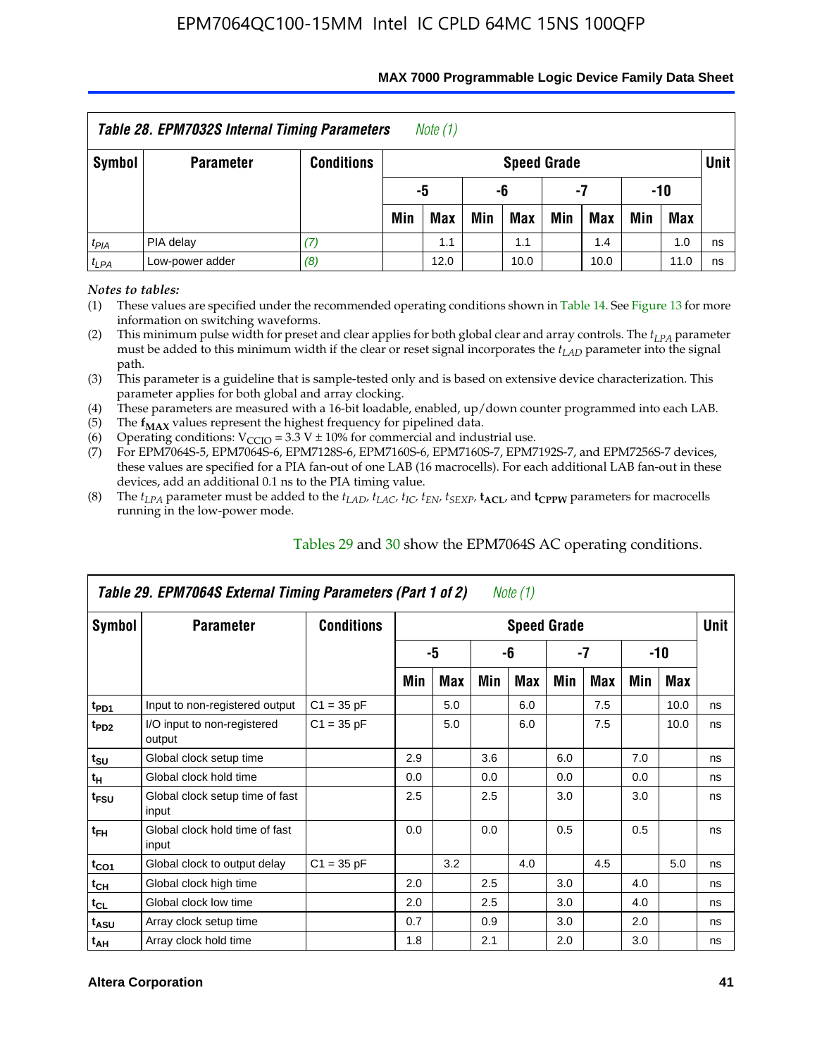| *Table 28. EPM7032S Internal Timing Parameters* Note (1) | | | | | | | | | | | |
|---|---|---|---|---|---|---|---|---|---|---|---|
| Symbol | Parameter | Conditions | Speed Grade | | | | | | | | Unit |
| | | | -5 | | -6 | | -7 | | -10 | | |
| | | | Min | Max | Min | Max | Min | Max | Min | Max | |
| $t_{PIA}$ | PIA delay | (7) | | 1.1 | | 1.1 | | 1.4 | | 1.0 | ns |
| $t_{LPA}$ | Low-power adder | (8) | | 12.0 | | 10.0 | | 10.0 | | 11.0 | ns |

*Notes to tables:*

(1) These values are specified under the recommended operating conditions shown in Table 14. See Figure 13 for more information on switching waveforms.

(2) This minimum pulse width for preset and clear applies for both global clear and array controls. The $t_{LPA}$ parameter must be added to this minimum width if the clear or reset signal incorporates the $t_{LAD}$ parameter into the signal path.

(3) This parameter is a guideline that is sample-tested only and is based on extensive device characterization. This parameter applies for both global and array clocking.

(4) These parameters are measured with a 16-bit loadable, enabled, up/down counter programmed into each LAB.

(5) The $f_{MAX}$ values represent the highest frequency for pipelined data.

(6) Operating conditions: $V_{CCIO}$ = 3.3 V ± 10% for commercial and industrial use.

(7) For EPM7064S-5, EPM7064S-6, EPM7128S-6, EPM7160S-6, EPM7160S-7, EPM7192S-7, and EPM7256S-7 devices, these values are specified for a PIA fan-out of one LAB (16 macrocells). For each additional LAB fan-out in these devices, add an additional 0.1 ns to the PIA timing value.

(8) The $t_{LPA}$ parameter must be added to the $t_{LAD}$, $t_{LAC}$, $t_{IC}$, $t_{EN}$, $t_{SEXP}$, $t_{ACL}$, and $t_{CPPW}$ parameters for macrocells running in the low-power mode.

Tables 29 and 30 show the EPM7064S AC operating conditions.

| *Table 29. EPM7064S External Timing Parameters (Part 1 of 2)* Note (1) | | | | | | | | | | | |
|---|---|---|---|---|---|---|---|---|---|---|---|
| Symbol | Parameter | Conditions | Speed Grade | | | | | | | | Unit |
| | | | -5 | | -6 | | -7 | | -10 | | |
| | | | Min | Max | Min | Max | Min | Max | Min | Max | |
| $t_{PD1}$ | Input to non-registered output | C1 = 35 pF | | 5.0 | | 6.0 | | 7.5 | | 10.0 | ns |
| $t_{PD2}$ | I/O input to non-registered output | C1 = 35 pF | | 5.0 | | 6.0 | | 7.5 | | 10.0 | ns |
| $t_{SU}$ | Global clock setup time | | 2.9 | | 3.6 | | 6.0 | | 7.0 | | ns |
| $t_{H}$ | Global clock hold time | | 0.0 | | 0.0 | | 0.0 | | 0.0 | | ns |
| $t_{FSU}$ | Global clock setup time of fast input | | 2.5 | | 2.5 | | 3.0 | | 3.0 | | ns |
| $t_{FH}$ | Global clock hold time of fast input | | 0.0 | | 0.0 | | 0.5 | | 0.5 | | ns |
| $t_{CO1}$ | Global clock to output delay | C1 = 35 pF | | 3.2 | | 4.0 | | 4.5 | | 5.0 | ns |
| $t_{CH}$ | Global clock high time | | 2.0 | | 2.5 | | 3.0 | | 4.0 | | ns |
| $t_{CL}$ | Global clock low time | | 2.0 | | 2.5 | | 3.0 | | 4.0 | | ns |
| $t_{ASU}$ | Array clock setup time | | 0.7 | | 0.9 | | 3.0 | | 2.0 | | ns |
| $t_{AH}$ | Array clock hold time | | 1.8 | | 2.1 | | 2.0 | | 3.0 | | ns |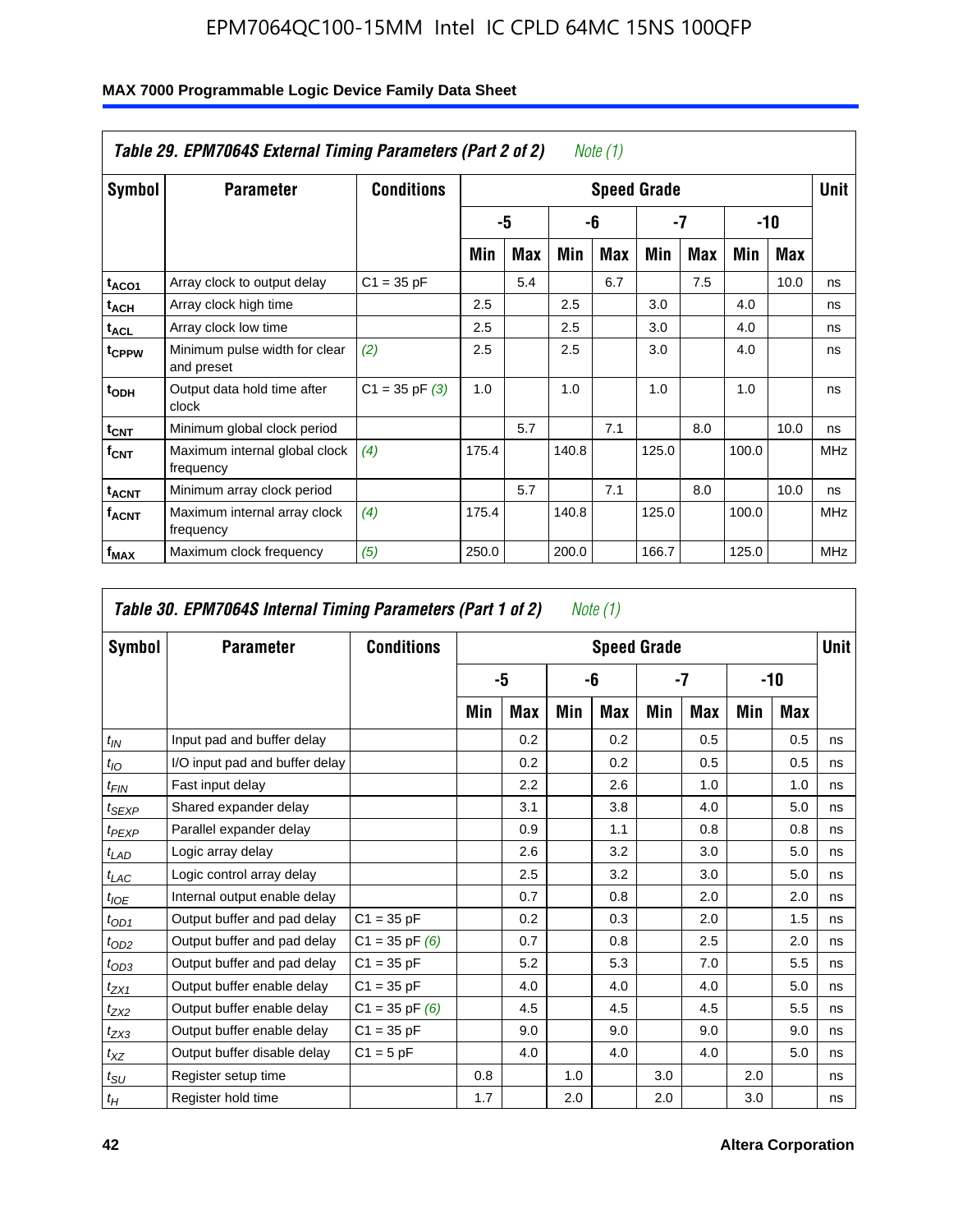## Table 29. EPM7064S External Timing Parameters (Part 2 of 2) *Note (1)*

| Symbol | Parameter | Conditions | Speed Grade | | | | | | | | Unit |
|---|---|---|---|---|---|---|---|---|---|---|---|
| | | | -5 | | -6 | | -7 | | -10 | | |
| | | | Min | Max | Min | Max | Min | Max | Min | Max | |
| $t_{ACO1}$ | Array clock to output delay | C1 = 35 pF | | 5.4 | | 6.7 | | 7.5 | | 10.0 | ns |
| $t_{ACH}$ | Array clock high time | | 2.5 | | 2.5 | | 3.0 | | 4.0 | | ns |
| $t_{ACL}$ | Array clock low time | | 2.5 | | 2.5 | | 3.0 | | 4.0 | | ns |
| $t_{CPPW}$ | Minimum pulse width for clear and preset | *(2)* | 2.5 | | 2.5 | | 3.0 | | 4.0 | | ns |
| $t_{ODH}$ | Output data hold time after clock | C1 = 35 pF *(3)* | 1.0 | | 1.0 | | 1.0 | | 1.0 | | ns |
| $t_{CNT}$ | Minimum global clock period | | | 5.7 | | 7.1 | | 8.0 | | 10.0 | ns |
| $f_{CNT}$ | Maximum internal global clock frequency | *(4)* | 175.4 | | 140.8 | | 125.0 | | 100.0 | | MHz |
| $t_{ACNT}$ | Minimum array clock period | | | 5.7 | | 7.1 | | 8.0 | | 10.0 | ns |
| $f_{ACNT}$ | Maximum internal array clock frequency | *(4)* | 175.4 | | 140.8 | | 125.0 | | 100.0 | | MHz |
| $f_{MAX}$ | Maximum clock frequency | *(5)* | 250.0 | | 200.0 | | 166.7 | | 125.0 | | MHz |

## Table 30. EPM7064S Internal Timing Parameters (Part 1 of 2) *Note (1)*

| Symbol | Parameter | Conditions | Speed Grade | | | | | | | | Unit |
|---|---|---|---|---|---|---|---|---|---|---|---|
| | | | -5 | | -6 | | -7 | | -10 | | |
| | | | Min | Max | Min | Max | Min | Max | Min | Max | |
| $t_{IN}$ | Input pad and buffer delay | | | 0.2 | | 0.2 | | 0.5 | | 0.5 | ns |
| $t_{IO}$ | I/O input pad and buffer delay | | | 0.2 | | 0.2 | | 0.5 | | 0.5 | ns |
| $t_{FIN}$ | Fast input delay | | | 2.2 | | 2.6 | | 1.0 | | 1.0 | ns |
| $t_{SEXP}$ | Shared expander delay | | | 3.1 | | 3.8 | | 4.0 | | 5.0 | ns |
| $t_{PEXP}$ | Parallel expander delay | | | 0.9 | | 1.1 | | 0.8 | | 0.8 | ns |
| $t_{LAD}$ | Logic array delay | | | 2.6 | | 3.2 | | 3.0 | | 5.0 | ns |
| $t_{LAC}$ | Logic control array delay | | | 2.5 | | 3.2 | | 3.0 | | 5.0 | ns |
| $t_{IOE}$ | Internal output enable delay | | | 0.7 | | 0.8 | | 2.0 | | 2.0 | ns |
| $t_{OD1}$ | Output buffer and pad delay | C1 = 35 pF | | 0.2 | | 0.3 | | 2.0 | | 1.5 | ns |
| $t_{OD2}$ | Output buffer and pad delay | C1 = 35 pF *(6)* | | 0.7 | | 0.8 | | 2.5 | | 2.0 | ns |
| $t_{OD3}$ | Output buffer and pad delay | C1 = 35 pF | | 5.2 | | 5.3 | | 7.0 | | 5.5 | ns |
| $t_{ZX1}$ | Output buffer enable delay | C1 = 35 pF | | 4.0 | | 4.0 | | 4.0 | | 5.0 | ns |
| $t_{ZX2}$ | Output buffer enable delay | C1 = 35 pF *(6)* | | 4.5 | | 4.5 | | 4.5 | | 5.5 | ns |
| $t_{ZX3}$ | Output buffer enable delay | C1 = 35 pF | | 9.0 | | 9.0 | | 9.0 | | 9.0 | ns |
| $t_{XZ}$ | Output buffer disable delay | C1 = 5 pF | | 4.0 | | 4.0 | | 4.0 | | 5.0 | ns |
| $t_{SU}$ | Register setup time | | 0.8 | | 1.0 | | 3.0 | | 2.0 | | ns |
| $t_{H}$ | Register hold time | | 1.7 | | 2.0 | | 2.0 | | 3.0 | | ns |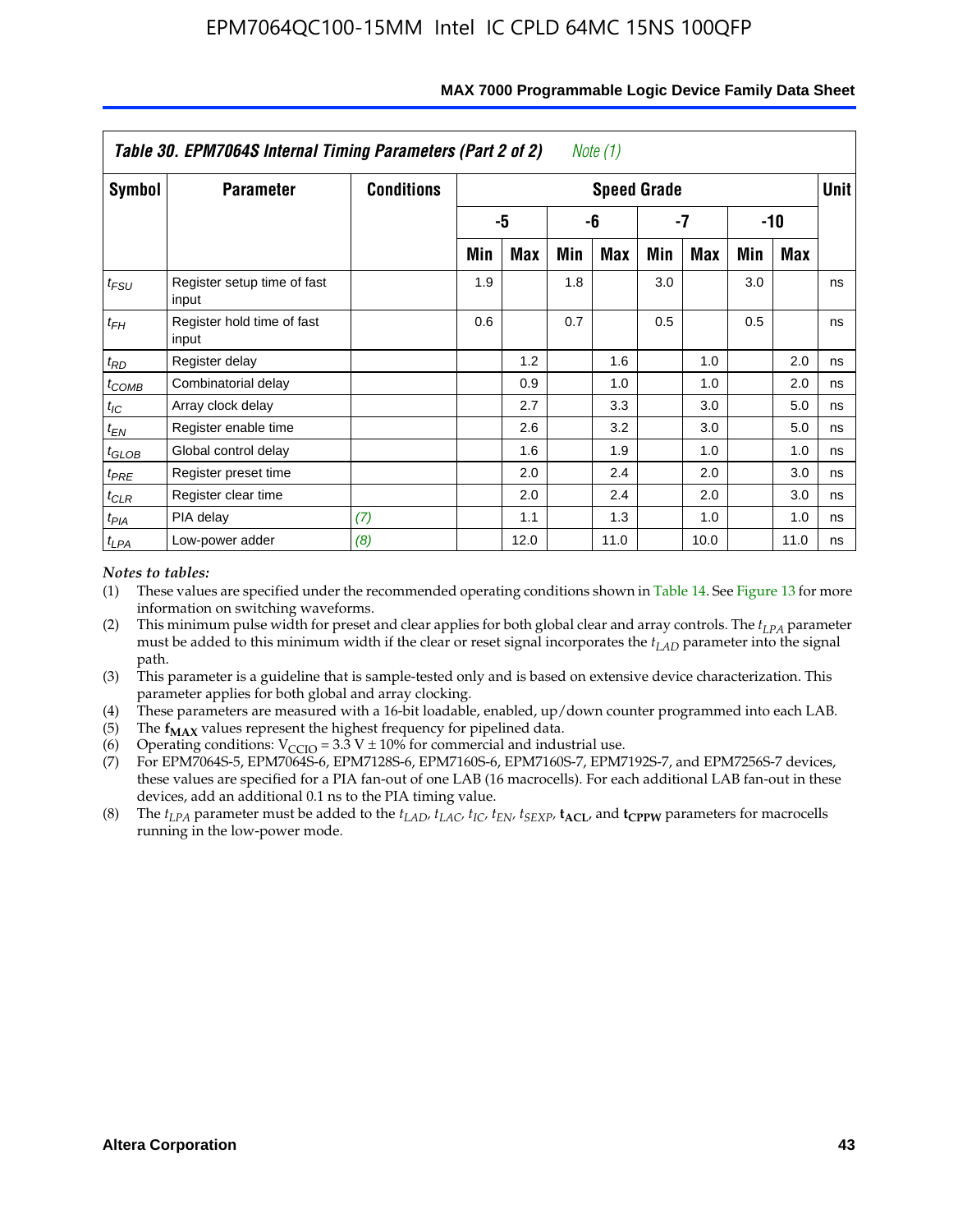| Table 30. EPM7064S Internal Timing Parameters (Part 2 of 2) Note (1) | | | | | | | | | | | |
|---|---|---|---|---|---|---|---|---|---|---|---|
| Symbol | Parameter | Conditions | Speed Grade | | | | | | | | Unit |
| | | | -5 | | -6 | | -7 | | -10 | | |
| | | | Min | Max | Min | Max | Min | Max | Min | Max | |
| $t_{FSU}$ | Register setup time of fast input | | 1.9 | | 1.8 | | 3.0 | | 3.0 | | ns |
| $t_{FH}$ | Register hold time of fast input | | 0.6 | | 0.7 | | 0.5 | | 0.5 | | ns |
| $t_{RD}$ | Register delay | | | 1.2 | | 1.6 | | 1.0 | | 2.0 | ns |
| $t_{COMB}$ | Combinatorial delay | | | 0.9 | | 1.0 | | 1.0 | | 2.0 | ns |
| $t_{IC}$ | Array clock delay | | | 2.7 | | 3.3 | | 3.0 | | 5.0 | ns |
| $t_{EN}$ | Register enable time | | | 2.6 | | 3.2 | | 3.0 | | 5.0 | ns |
| $t_{GLOB}$ | Global control delay | | | 1.6 | | 1.9 | | 1.0 | | 1.0 | ns |
| $t_{PRE}$ | Register preset time | | | 2.0 | | 2.4 | | 2.0 | | 3.0 | ns |
| $t_{CLR}$ | Register clear time | | | 2.0 | | 2.4 | | 2.0 | | 3.0 | ns |
| $t_{PIA}$ | PIA delay | (7) | | 1.1 | | 1.3 | | 1.0 | | 1.0 | ns |
| $t_{LPA}$ | Low-power adder | (8) | | 12.0 | | 11.0 | | 10.0 | | 11.0 | ns |

*Notes to tables:*

(1) These values are specified under the recommended operating conditions shown in Table 14. See Figure 13 for more information on switching waveforms.

(2) This minimum pulse width for preset and clear applies for both global clear and array controls. The $t_{LPA}$ parameter must be added to this minimum width if the clear or reset signal incorporates the $t_{LAD}$ parameter into the signal path.

(3) This parameter is a guideline that is sample-tested only and is based on extensive device characterization. This parameter applies for both global and array clocking.

(4) These parameters are measured with a 16-bit loadable, enabled, up/down counter programmed into each LAB.

(5) The $\mathbf{f_{MAX}}$ values represent the highest frequency for pipelined data.

(6) Operating conditions: $V_{CCIO} = 3.3\ V \pm 10\%$ for commercial and industrial use.

(7) For EPM7064S-5, EPM7064S-6, EPM7128S-6, EPM7160S-6, EPM7160S-7, EPM7192S-7, and EPM7256S-7 devices, these values are specified for a PIA fan-out of one LAB (16 macrocells). For each additional LAB fan-out in these devices, add an additional 0.1 ns to the PIA timing value.

(8) The $t_{LPA}$ parameter must be added to the $t_{LAD}$, $t_{LAC}$, $t_{IC}$, $t_{EN}$, $t_{SEXP}$, $\mathbf{t_{ACL}}$, and $\mathbf{t_{CPPW}}$ parameters for macrocells running in the low-power mode.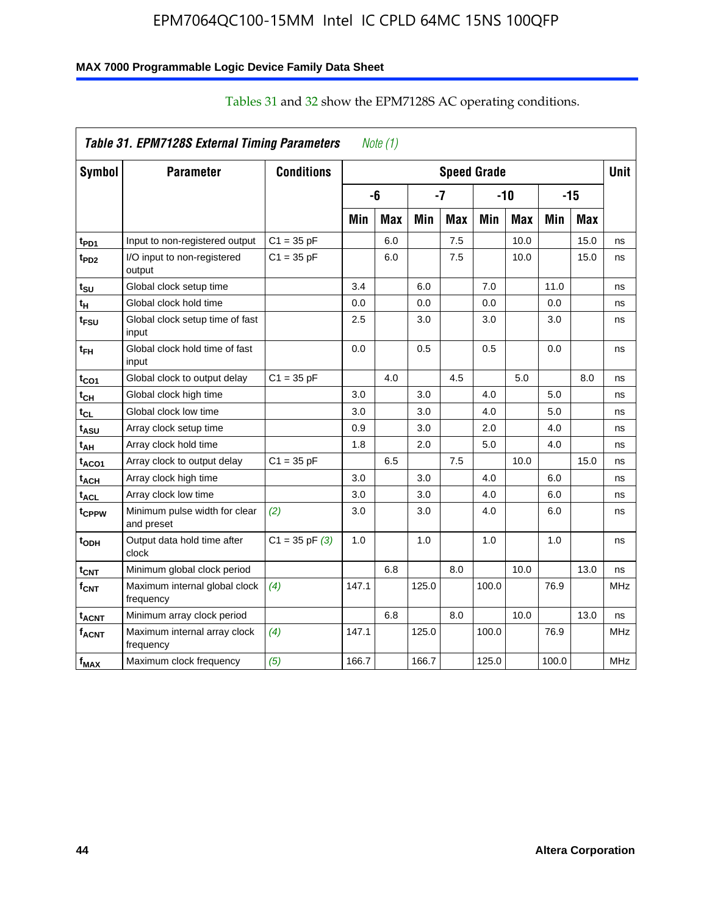Tables 31 and 32 show the EPM7128S AC operating conditions.

| *Table 31. EPM7128S External Timing Parameters* *Note (1)* | | | | | | | | | | | |
|---|---|---|---|---|---|---|---|---|---|---|---|
| **Symbol** | **Parameter** | **Conditions** | **Speed Grade** | | | | | | | | **Unit** |
| | | | **-6** | | **-7** | | **-10** | | **-15** | | |
| | | | **Min** | **Max** | **Min** | **Max** | **Min** | **Max** | **Min** | **Max** | |
| $t_{PD1}$ | Input to non-registered output | C1 = 35 pF | | 6.0 | | 7.5 | | 10.0 | | 15.0 | ns |
| $t_{PD2}$ | I/O input to non-registered output | C1 = 35 pF | | 6.0 | | 7.5 | | 10.0 | | 15.0 | ns |
| $t_{SU}$ | Global clock setup time | | 3.4 | | 6.0 | | 7.0 | | 11.0 | | ns |
| $t_{H}$ | Global clock hold time | | 0.0 | | 0.0 | | 0.0 | | 0.0 | | ns |
| $t_{FSU}$ | Global clock setup time of fast input | | 2.5 | | 3.0 | | 3.0 | | 3.0 | | ns |
| $t_{FH}$ | Global clock hold time of fast input | | 0.0 | | 0.5 | | 0.5 | | 0.0 | | ns |
| $t_{CO1}$ | Global clock to output delay | C1 = 35 pF | | 4.0 | | 4.5 | | 5.0 | | 8.0 | ns |
| $t_{CH}$ | Global clock high time | | 3.0 | | 3.0 | | 4.0 | | 5.0 | | ns |
| $t_{CL}$ | Global clock low time | | 3.0 | | 3.0 | | 4.0 | | 5.0 | | ns |
| $t_{ASU}$ | Array clock setup time | | 0.9 | | 3.0 | | 2.0 | | 4.0 | | ns |
| $t_{AH}$ | Array clock hold time | | 1.8 | | 2.0 | | 5.0 | | 4.0 | | ns |
| $t_{ACO1}$ | Array clock to output delay | C1 = 35 pF | | 6.5 | | 7.5 | | 10.0 | | 15.0 | ns |
| $t_{ACH}$ | Array clock high time | | 3.0 | | 3.0 | | 4.0 | | 6.0 | | ns |
| $t_{ACL}$ | Array clock low time | | 3.0 | | 3.0 | | 4.0 | | 6.0 | | ns |
| $t_{CPPW}$ | Minimum pulse width for clear and preset | *(2)* | 3.0 | | 3.0 | | 4.0 | | 6.0 | | ns |
| $t_{ODH}$ | Output data hold time after clock | C1 = 35 pF *(3)* | 1.0 | | 1.0 | | 1.0 | | 1.0 | | ns |
| $t_{CNT}$ | Minimum global clock period | | | 6.8 | | 8.0 | | 10.0 | | 13.0 | ns |
| $f_{CNT}$ | Maximum internal global clock frequency | *(4)* | 147.1 | | 125.0 | | 100.0 | | 76.9 | | MHz |
| $t_{ACNT}$ | Minimum array clock period | | | 6.8 | | 8.0 | | 10.0 | | 13.0 | ns |
| $f_{ACNT}$ | Maximum internal array clock frequency | *(4)* | 147.1 | | 125.0 | | 100.0 | | 76.9 | | MHz |
| $f_{MAX}$ | Maximum clock frequency | *(5)* | 166.7 | | 166.7 | | 125.0 | | 100.0 | | MHz |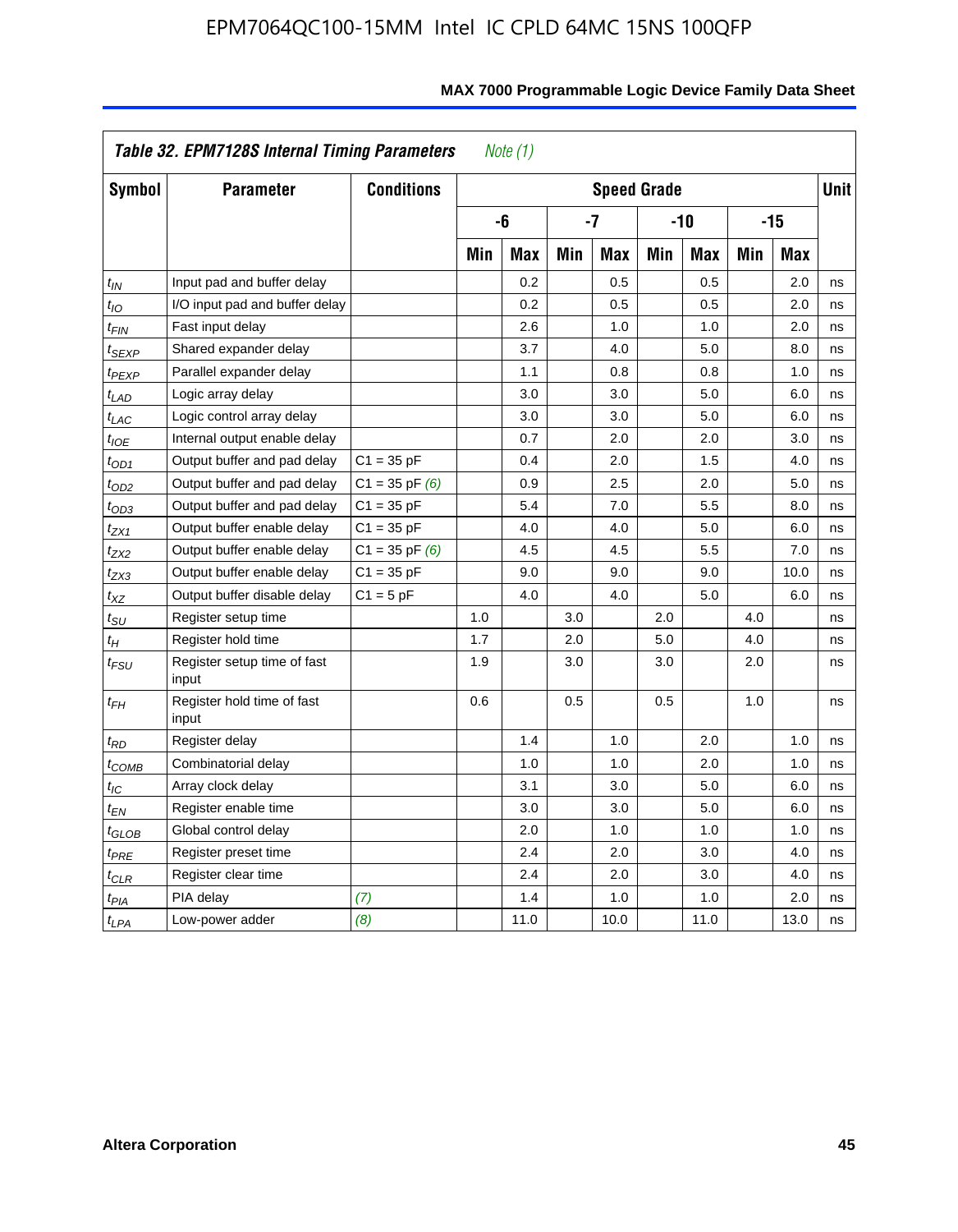**Table 32. EPM7128S Internal Timing Parameters** *Note (1)*

| Symbol | Parameter | Conditions | Speed Grade | | | | | | | | Unit |
|---|---|---|---|---|---|---|---|---|---|---|---|
| | | | -6 | | -7 | | -10 | | -15 | | |
| | | | Min | Max | Min | Max | Min | Max | Min | Max | |
| $t_{IN}$ | Input pad and buffer delay | | | 0.2 | | 0.5 | | 0.5 | | 2.0 | ns |
| $t_{IO}$ | I/O input pad and buffer delay | | | 0.2 | | 0.5 | | 0.5 | | 2.0 | ns |
| $t_{FIN}$ | Fast input delay | | | 2.6 | | 1.0 | | 1.0 | | 2.0 | ns |
| $t_{SEXP}$ | Shared expander delay | | | 3.7 | | 4.0 | | 5.0 | | 8.0 | ns |
| $t_{PEXP}$ | Parallel expander delay | | | 1.1 | | 0.8 | | 0.8 | | 1.0 | ns |
| $t_{LAD}$ | Logic array delay | | | 3.0 | | 3.0 | | 5.0 | | 6.0 | ns |
| $t_{LAC}$ | Logic control array delay | | | 3.0 | | 3.0 | | 5.0 | | 6.0 | ns |
| $t_{IOE}$ | Internal output enable delay | | | 0.7 | | 2.0 | | 2.0 | | 3.0 | ns |
| $t_{OD1}$ | Output buffer and pad delay | C1 = 35 pF | | 0.4 | | 2.0 | | 1.5 | | 4.0 | ns |
| $t_{OD2}$ | Output buffer and pad delay | C1 = 35 pF *(6)* | | 0.9 | | 2.5 | | 2.0 | | 5.0 | ns |
| $t_{OD3}$ | Output buffer and pad delay | C1 = 35 pF | | 5.4 | | 7.0 | | 5.5 | | 8.0 | ns |
| $t_{ZX1}$ | Output buffer enable delay | C1 = 35 pF | | 4.0 | | 4.0 | | 5.0 | | 6.0 | ns |
| $t_{ZX2}$ | Output buffer enable delay | C1 = 35 pF *(6)* | | 4.5 | | 4.5 | | 5.5 | | 7.0 | ns |
| $t_{ZX3}$ | Output buffer enable delay | C1 = 35 pF | | 9.0 | | 9.0 | | 9.0 | | 10.0 | ns |
| $t_{XZ}$ | Output buffer disable delay | C1 = 5 pF | | 4.0 | | 4.0 | | 5.0 | | 6.0 | ns |
| $t_{SU}$ | Register setup time | | 1.0 | | 3.0 | | 2.0 | | 4.0 | | ns |
| $t_{H}$ | Register hold time | | 1.7 | | 2.0 | | 5.0 | | 4.0 | | ns |
| $t_{FSU}$ | Register setup time of fast input | | 1.9 | | 3.0 | | 3.0 | | 2.0 | | ns |
| $t_{FH}$ | Register hold time of fast input | | 0.6 | | 0.5 | | 0.5 | | 1.0 | | ns |
| $t_{RD}$ | Register delay | | | 1.4 | | 1.0 | | 2.0 | | 1.0 | ns |
| $t_{COMB}$ | Combinatorial delay | | | 1.0 | | 1.0 | | 2.0 | | 1.0 | ns |
| $t_{IC}$ | Array clock delay | | | 3.1 | | 3.0 | | 5.0 | | 6.0 | ns |
| $t_{EN}$ | Register enable time | | | 3.0 | | 3.0 | | 5.0 | | 6.0 | ns |
| $t_{GLOB}$ | Global control delay | | | 2.0 | | 1.0 | | 1.0 | | 1.0 | ns |
| $t_{PRE}$ | Register preset time | | | 2.4 | | 2.0 | | 3.0 | | 4.0 | ns |
| $t_{CLR}$ | Register clear time | | | 2.4 | | 2.0 | | 3.0 | | 4.0 | ns |
| $t_{PIA}$ | PIA delay | *(7)* | | 1.4 | | 1.0 | | 1.0 | | 2.0 | ns |
| $t_{LPA}$ | Low-power adder | *(8)* | | 11.0 | | 10.0 | | 11.0 | | 13.0 | ns |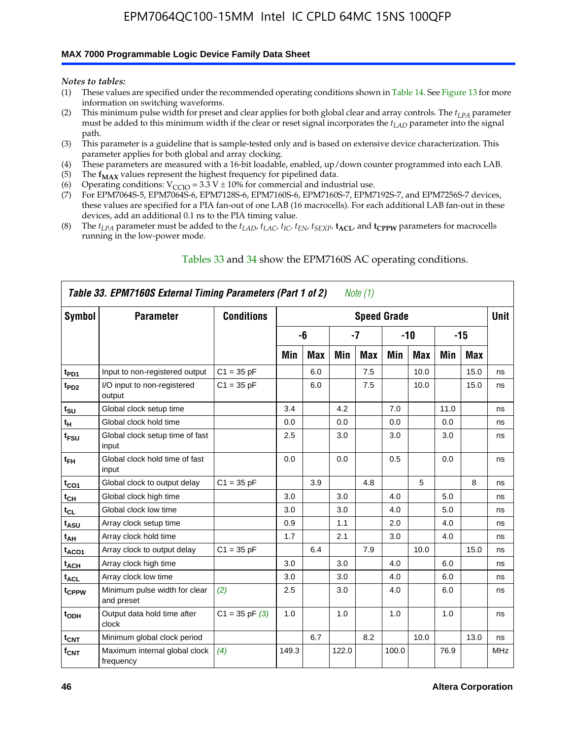*Notes to tables:*

(1) These values are specified under the recommended operating conditions shown in Table 14. See Figure 13 for more information on switching waveforms.
(2) This minimum pulse width for preset and clear applies for both global clear and array controls. The $t_{LPA}$ parameter must be added to this minimum width if the clear or reset signal incorporates the $t_{LAD}$ parameter into the signal path.
(3) This parameter is a guideline that is sample-tested only and is based on extensive device characterization. This parameter applies for both global and array clocking.
(4) These parameters are measured with a 16-bit loadable, enabled, up/down counter programmed into each LAB.
(5) The $f_{MAX}$ values represent the highest frequency for pipelined data.
(6) Operating conditions: $V_{CCIO}$ = 3.3 V ± 10% for commercial and industrial use.
(7) For EPM7064S-5, EPM7064S-6, EPM7128S-6, EPM7160S-6, EPM7160S-7, EPM7192S-7, and EPM7256S-7 devices, these values are specified for a PIA fan-out of one LAB (16 macrocells). For each additional LAB fan-out in these devices, add an additional 0.1 ns to the PIA timing value.
(8) The $t_{LPA}$ parameter must be added to the $t_{LAD}$, $t_{LAC}$, $t_{IC}$, $t_{EN}$, $t_{SEXP}$, $t_{ACL}$, and $t_{CPPW}$ parameters for macrocells running in the low-power mode.

Tables 33 and 34 show the EPM7160S AC operating conditions.

**Table 33. EPM7160S External Timing Parameters (Part 1 of 2)** *Note (1)*

| Symbol | Parameter | Conditions | Speed Grade | | | | | | | | Unit |
|---|---|---|---|---|---|---|---|---|---|---|---|
| | | | -6 | | -7 | | -10 | | -15 | | |
| | | | Min | Max | Min | Max | Min | Max | Min | Max | |
| $t_{PD1}$ | Input to non-registered output | C1 = 35 pF | | 6.0 | | 7.5 | | 10.0 | | 15.0 | ns |
| $t_{PD2}$ | I/O input to non-registered output | C1 = 35 pF | | 6.0 | | 7.5 | | 10.0 | | 15.0 | ns |
| $t_{SU}$ | Global clock setup time | | 3.4 | | 4.2 | | 7.0 | | 11.0 | | ns |
| $t_{H}$ | Global clock hold time | | 0.0 | | 0.0 | | 0.0 | | 0.0 | | ns |
| $t_{FSU}$ | Global clock setup time of fast input | | 2.5 | | 3.0 | | 3.0 | | 3.0 | | ns |
| $t_{FH}$ | Global clock hold time of fast input | | 0.0 | | 0.0 | | 0.5 | | 0.0 | | ns |
| $t_{CO1}$ | Global clock to output delay | C1 = 35 pF | | 3.9 | | 4.8 | | 5 | | 8 | ns |
| $t_{CH}$ | Global clock high time | | 3.0 | | 3.0 | | 4.0 | | 5.0 | | ns |
| $t_{CL}$ | Global clock low time | | 3.0 | | 3.0 | | 4.0 | | 5.0 | | ns |
| $t_{ASU}$ | Array clock setup time | | 0.9 | | 1.1 | | 2.0 | | 4.0 | | ns |
| $t_{AH}$ | Array clock hold time | | 1.7 | | 2.1 | | 3.0 | | 4.0 | | ns |
| $t_{ACO1}$ | Array clock to output delay | C1 = 35 pF | | 6.4 | | 7.9 | | 10.0 | | 15.0 | ns |
| $t_{ACH}$ | Array clock high time | | 3.0 | | 3.0 | | 4.0 | | 6.0 | | ns |
| $t_{ACL}$ | Array clock low time | | 3.0 | | 3.0 | | 4.0 | | 6.0 | | ns |
| $t_{CPPW}$ | Minimum pulse width for clear and preset | *(2)* | 2.5 | | 3.0 | | 4.0 | | 6.0 | | ns |
| $t_{ODH}$ | Output data hold time after clock | C1 = 35 pF *(3)* | 1.0 | | 1.0 | | 1.0 | | 1.0 | | ns |
| $t_{CNT}$ | Minimum global clock period | | | 6.7 | | 8.2 | | 10.0 | | 13.0 | ns |
| $f_{CNT}$ | Maximum internal global clock frequency | *(4)* | 149.3 | | 122.0 | | 100.0 | | 76.9 | | MHz |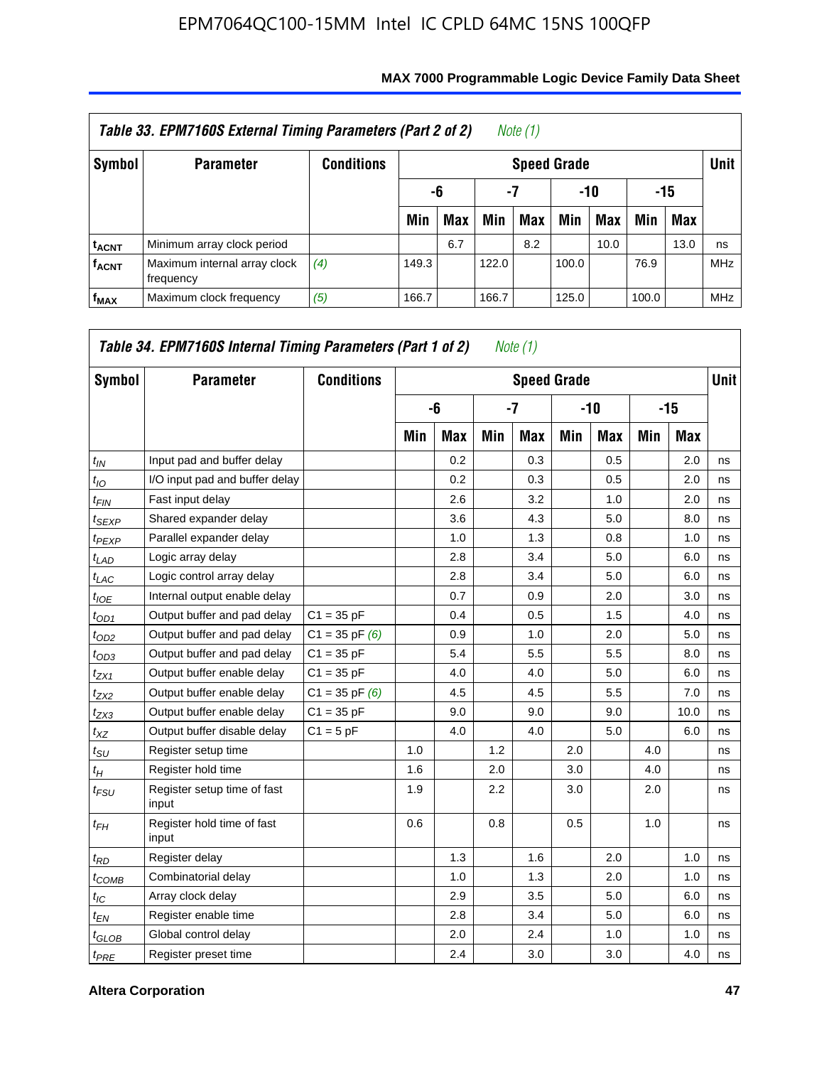**Table 33. EPM7160S External Timing Parameters (Part 2 of 2)** *Note (1)*

| Symbol | Parameter | Conditions | Speed Grade | | | | | | | | Unit |
|---|---|---|---|---|---|---|---|---|---|---|---|
| | | | -6 | | -7 | | -10 | | -15 | | |
| | | | Min | Max | Min | Max | Min | Max | Min | Max | |
| $t_{ACNT}$ | Minimum array clock period | | | 6.7 | | 8.2 | | 10.0 | | 13.0 | ns |
| $f_{ACNT}$ | Maximum internal array clock frequency | *(4)* | 149.3 | | 122.0 | | 100.0 | | 76.9 | | MHz |
| $f_{MAX}$ | Maximum clock frequency | *(5)* | 166.7 | | 166.7 | | 125.0 | | 100.0 | | MHz |

**Table 34. EPM7160S Internal Timing Parameters (Part 1 of 2)** *Note (1)*

| Symbol | Parameter | Conditions | Speed Grade | | | | | | | | Unit |
|---|---|---|---|---|---|---|---|---|---|---|---|
| | | | -6 | | -7 | | -10 | | -15 | | |
| | | | Min | Max | Min | Max | Min | Max | Min | Max | |
| $t_{IN}$ | Input pad and buffer delay | | | 0.2 | | 0.3 | | 0.5 | | 2.0 | ns |
| $t_{IO}$ | I/O input pad and buffer delay | | | 0.2 | | 0.3 | | 0.5 | | 2.0 | ns |
| $t_{FIN}$ | Fast input delay | | | 2.6 | | 3.2 | | 1.0 | | 2.0 | ns |
| $t_{SEXP}$ | Shared expander delay | | | 3.6 | | 4.3 | | 5.0 | | 8.0 | ns |
| $t_{PEXP}$ | Parallel expander delay | | | 1.0 | | 1.3 | | 0.8 | | 1.0 | ns |
| $t_{LAD}$ | Logic array delay | | | 2.8 | | 3.4 | | 5.0 | | 6.0 | ns |
| $t_{LAC}$ | Logic control array delay | | | 2.8 | | 3.4 | | 5.0 | | 6.0 | ns |
| $t_{IOE}$ | Internal output enable delay | | | 0.7 | | 0.9 | | 2.0 | | 3.0 | ns |
| $t_{OD1}$ | Output buffer and pad delay | C1 = 35 pF | | 0.4 | | 0.5 | | 1.5 | | 4.0 | ns |
| $t_{OD2}$ | Output buffer and pad delay | C1 = 35 pF *(6)* | | 0.9 | | 1.0 | | 2.0 | | 5.0 | ns |
| $t_{OD3}$ | Output buffer and pad delay | C1 = 35 pF | | 5.4 | | 5.5 | | 5.5 | | 8.0 | ns |
| $t_{ZX1}$ | Output buffer enable delay | C1 = 35 pF | | 4.0 | | 4.0 | | 5.0 | | 6.0 | ns |
| $t_{ZX2}$ | Output buffer enable delay | C1 = 35 pF *(6)* | | 4.5 | | 4.5 | | 5.5 | | 7.0 | ns |
| $t_{ZX3}$ | Output buffer enable delay | C1 = 35 pF | | 9.0 | | 9.0 | | 9.0 | | 10.0 | ns |
| $t_{XZ}$ | Output buffer disable delay | C1 = 5 pF | | 4.0 | | 4.0 | | 5.0 | | 6.0 | ns |
| $t_{SU}$ | Register setup time | | 1.0 | | 1.2 | | 2.0 | | 4.0 | | ns |
| $t_{H}$ | Register hold time | | 1.6 | | 2.0 | | 3.0 | | 4.0 | | ns |
| $t_{FSU}$ | Register setup time of fast input | | 1.9 | | 2.2 | | 3.0 | | 2.0 | | ns |
| $t_{FH}$ | Register hold time of fast input | | 0.6 | | 0.8 | | 0.5 | | 1.0 | | ns |
| $t_{RD}$ | Register delay | | | 1.3 | | 1.6 | | 2.0 | | 1.0 | ns |
| $t_{COMB}$ | Combinatorial delay | | | 1.0 | | 1.3 | | 2.0 | | 1.0 | ns |
| $t_{IC}$ | Array clock delay | | | 2.9 | | 3.5 | | 5.0 | | 6.0 | ns |
| $t_{EN}$ | Register enable time | | | 2.8 | | 3.4 | | 5.0 | | 6.0 | ns |
| $t_{GLOB}$ | Global control delay | | | 2.0 | | 2.4 | | 1.0 | | 1.0 | ns |
| $t_{PRE}$ | Register preset time | | | 2.4 | | 3.0 | | 3.0 | | 4.0 | ns |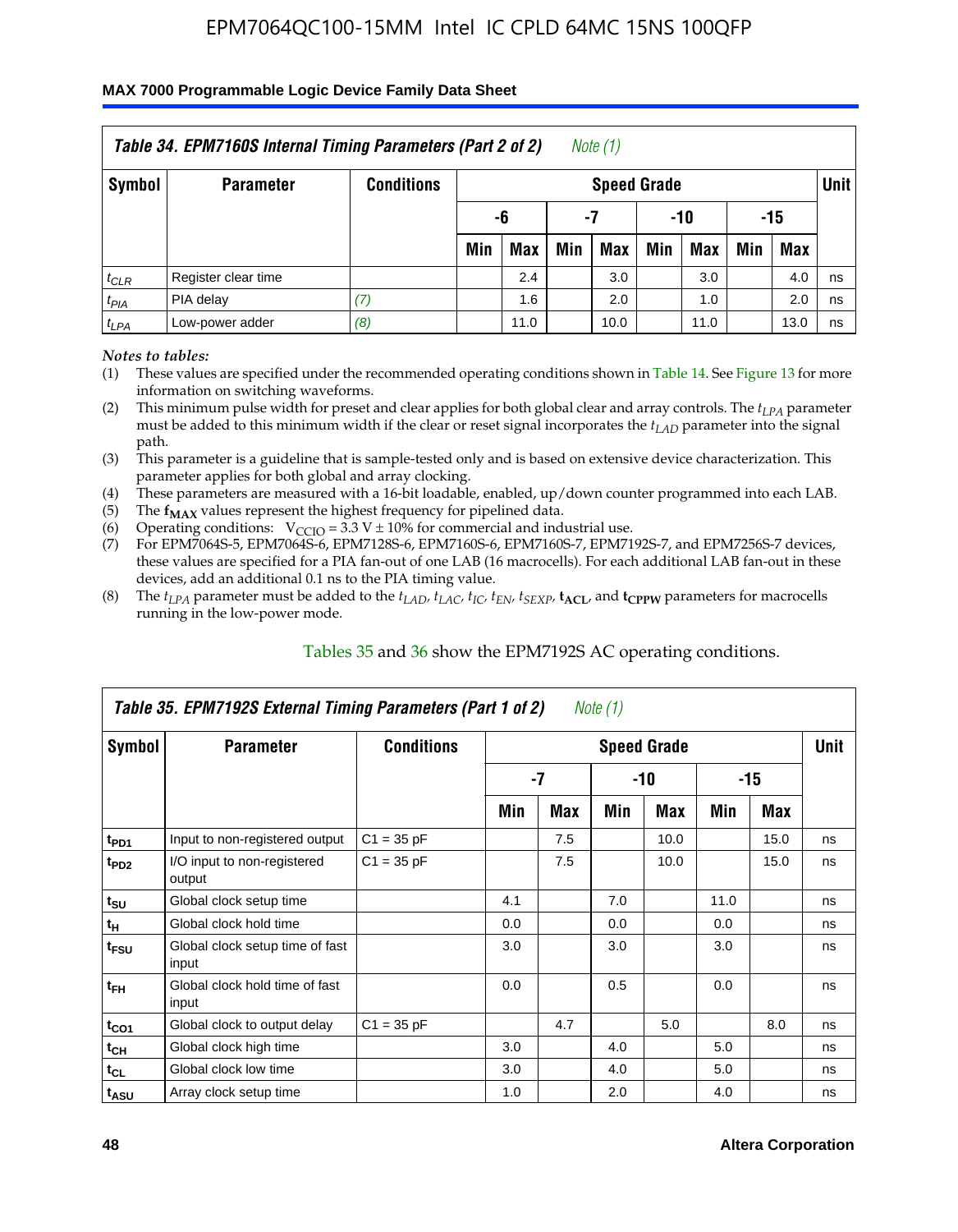**Table 34. EPM7160S Internal Timing Parameters (Part 2 of 2)** *Note (1)*

| Symbol | Parameter | Conditions | Speed Grade | | | | | | | | Unit |
|---|---|---|---|---|---|---|---|---|---|---|---|
| | | | -6 | | -7 | | -10 | | -15 | | |
| | | | Min | Max | Min | Max | Min | Max | Min | Max | |
| $t_{CLR}$ | Register clear time | | | 2.4 | | 3.0 | | 3.0 | | 4.0 | ns |
| $t_{PIA}$ | PIA delay | *(7)* | | 1.6 | | 2.0 | | 1.0 | | 2.0 | ns |
| $t_{LPA}$ | Low-power adder | *(8)* | | 11.0 | | 10.0 | | 11.0 | | 13.0 | ns |

*Notes to tables:*

(1) These values are specified under the recommended operating conditions shown in Table 14. See Figure 13 for more information on switching waveforms.
(2) This minimum pulse width for preset and clear applies for both global clear and array controls. The $t_{LPA}$ parameter must be added to this minimum width if the clear or reset signal incorporates the $t_{LAD}$ parameter into the signal path.
(3) This parameter is a guideline that is sample-tested only and is based on extensive device characterization. This parameter applies for both global and array clocking.
(4) These parameters are measured with a 16-bit loadable, enabled, up/down counter programmed into each LAB.
(5) The $f_{MAX}$ values represent the highest frequency for pipelined data.
(6) Operating conditions: $V_{CCIO} = 3.3\ V \pm 10\%$ for commercial and industrial use.
(7) For EPM7064S-5, EPM7064S-6, EPM7128S-6, EPM7160S-6, EPM7160S-7, EPM7192S-7, and EPM7256S-7 devices, these values are specified for a PIA fan-out of one LAB (16 macrocells). For each additional LAB fan-out in these devices, add an additional 0.1 ns to the PIA timing value.
(8) The $t_{LPA}$ parameter must be added to the $t_{LAD}$, $t_{LAC}$, $t_{IC}$, $t_{EN}$, $t_{SEXP}$, $t_{ACL}$, and $t_{CPPW}$ parameters for macrocells running in the low-power mode.

Tables 35 and 36 show the EPM7192S AC operating conditions.

**Table 35. EPM7192S External Timing Parameters (Part 1 of 2)** *Note (1)*

| Symbol | Parameter | Conditions | Speed Grade | | | | | | Unit |
|---|---|---|---|---|---|---|---|---|---|
| | | | -7 | | -10 | | -15 | | |
| | | | Min | Max | Min | Max | Min | Max | |
| $t_{PD1}$ | Input to non-registered output | C1 = 35 pF | | 7.5 | | 10.0 | | 15.0 | ns |
| $t_{PD2}$ | I/O input to non-registered output | C1 = 35 pF | | 7.5 | | 10.0 | | 15.0 | ns |
| $t_{SU}$ | Global clock setup time | | 4.1 | | 7.0 | | 11.0 | | ns |
| $t_{H}$ | Global clock hold time | | 0.0 | | 0.0 | | 0.0 | | ns |
| $t_{FSU}$ | Global clock setup time of fast input | | 3.0 | | 3.0 | | 3.0 | | ns |
| $t_{FH}$ | Global clock hold time of fast input | | 0.0 | | 0.5 | | 0.0 | | ns |
| $t_{CO1}$ | Global clock to output delay | C1 = 35 pF | | 4.7 | | 5.0 | | 8.0 | ns |
| $t_{CH}$ | Global clock high time | | 3.0 | | 4.0 | | 5.0 | | ns |
| $t_{CL}$ | Global clock low time | | 3.0 | | 4.0 | | 5.0 | | ns |
| $t_{ASU}$ | Array clock setup time | | 1.0 | | 2.0 | | 4.0 | | ns |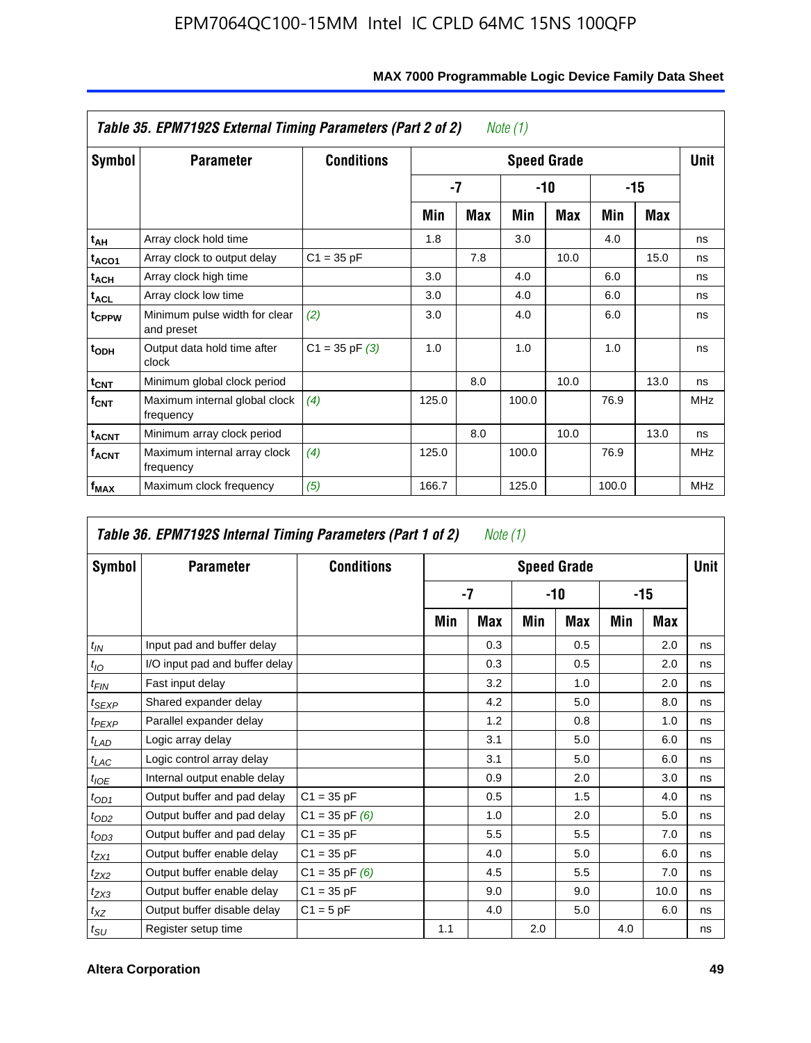**Table 35. EPM7192S External Timing Parameters (Part 2 of 2)** *Note (1)*

| Symbol | Parameter | Conditions | Speed Grade | | | | | | Unit |
|---|---|---|---|---|---|---|---|---|---|
| | | | -7 | | -10 | | -15 | | |
| | | | Min | Max | Min | Max | Min | Max | |
| $t_{AH}$ | Array clock hold time | | 1.8 | | 3.0 | | 4.0 | | ns |
| $t_{ACO1}$ | Array clock to output delay | C1 = 35 pF | | 7.8 | | 10.0 | | 15.0 | ns |
| $t_{ACH}$ | Array clock high time | | 3.0 | | 4.0 | | 6.0 | | ns |
| $t_{ACL}$ | Array clock low time | | 3.0 | | 4.0 | | 6.0 | | ns |
| $t_{CPPW}$ | Minimum pulse width for clear and preset | *(2)* | 3.0 | | 4.0 | | 6.0 | | ns |
| $t_{ODH}$ | Output data hold time after clock | C1 = 35 pF *(3)* | 1.0 | | 1.0 | | 1.0 | | ns |
| $t_{CNT}$ | Minimum global clock period | | | 8.0 | | 10.0 | | 13.0 | ns |
| $f_{CNT}$ | Maximum internal global clock frequency | *(4)* | 125.0 | | 100.0 | | 76.9 | | MHz |
| $t_{ACNT}$ | Minimum array clock period | | | 8.0 | | 10.0 | | 13.0 | ns |
| $f_{ACNT}$ | Maximum internal array clock frequency | *(4)* | 125.0 | | 100.0 | | 76.9 | | MHz |
| $f_{MAX}$ | Maximum clock frequency | *(5)* | 166.7 | | 125.0 | | 100.0 | | MHz |

**Table 36. EPM7192S Internal Timing Parameters (Part 1 of 2)** *Note (1)*

| Symbol | Parameter | Conditions | Speed Grade | | | | | | Unit |
|---|---|---|---|---|---|---|---|---|---|
| | | | -7 | | -10 | | -15 | | |
| | | | Min | Max | Min | Max | Min | Max | |
| $t_{IN}$ | Input pad and buffer delay | | | 0.3 | | 0.5 | | 2.0 | ns |
| $t_{IO}$ | I/O input pad and buffer delay | | | 0.3 | | 0.5 | | 2.0 | ns |
| $t_{FIN}$ | Fast input delay | | | 3.2 | | 1.0 | | 2.0 | ns |
| $t_{SEXP}$ | Shared expander delay | | | 4.2 | | 5.0 | | 8.0 | ns |
| $t_{PEXP}$ | Parallel expander delay | | | 1.2 | | 0.8 | | 1.0 | ns |
| $t_{LAD}$ | Logic array delay | | | 3.1 | | 5.0 | | 6.0 | ns |
| $t_{LAC}$ | Logic control array delay | | | 3.1 | | 5.0 | | 6.0 | ns |
| $t_{IOE}$ | Internal output enable delay | | | 0.9 | | 2.0 | | 3.0 | ns |
| $t_{OD1}$ | Output buffer and pad delay | C1 = 35 pF | | 0.5 | | 1.5 | | 4.0 | ns |
| $t_{OD2}$ | Output buffer and pad delay | C1 = 35 pF *(6)* | | 1.0 | | 2.0 | | 5.0 | ns |
| $t_{OD3}$ | Output buffer and pad delay | C1 = 35 pF | | 5.5 | | 5.5 | | 7.0 | ns |
| $t_{ZX1}$ | Output buffer enable delay | C1 = 35 pF | | 4.0 | | 5.0 | | 6.0 | ns |
| $t_{ZX2}$ | Output buffer enable delay | C1 = 35 pF *(6)* | | 4.5 | | 5.5 | | 7.0 | ns |
| $t_{ZX3}$ | Output buffer enable delay | C1 = 35 pF | | 9.0 | | 9.0 | | 10.0 | ns |
| $t_{XZ}$ | Output buffer disable delay | C1 = 5 pF | | 4.0 | | 5.0 | | 6.0 | ns |
| $t_{SU}$ | Register setup time | | 1.1 | | 2.0 | | 4.0 | | ns |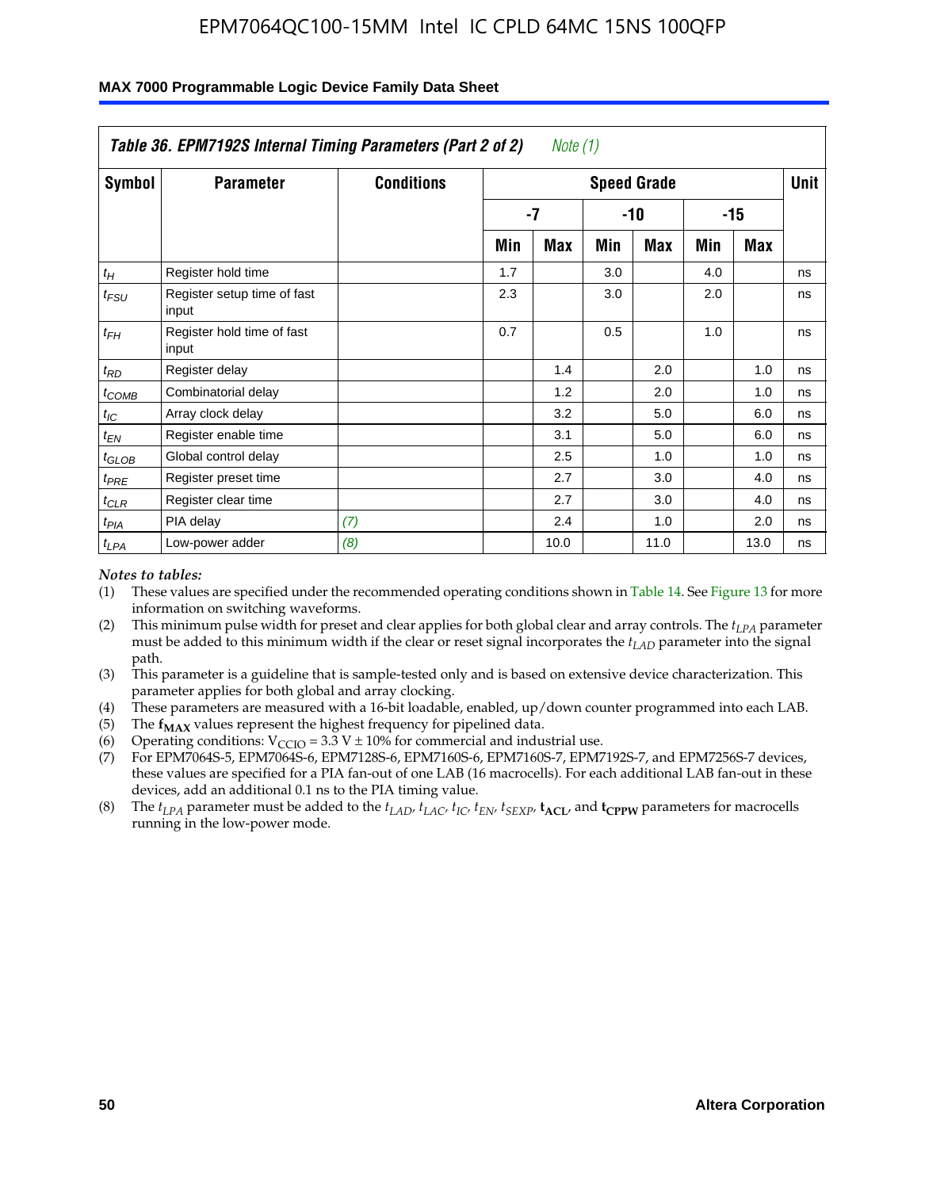| Table 36. EPM7192S Internal Timing Parameters (Part 2 of 2) *Note (1)* | | | | | | | | | |
|---|---|---|---|---|---|---|---|---|---|
| Symbol | Parameter | Conditions | Speed Grade | | | | | | Unit |
| | | | -7 | | -10 | | -15 | | |
| | | | Min | Max | Min | Max | Min | Max | |
| $t_H$ | Register hold time | | 1.7 | | 3.0 | | 4.0 | | ns |
| $t_{FSU}$ | Register setup time of fast input | | 2.3 | | 3.0 | | 2.0 | | ns |
| $t_{FH}$ | Register hold time of fast input | | 0.7 | | 0.5 | | 1.0 | | ns |
| $t_{RD}$ | Register delay | | | 1.4 | | 2.0 | | 1.0 | ns |
| $t_{COMB}$ | Combinatorial delay | | | 1.2 | | 2.0 | | 1.0 | ns |
| $t_{IC}$ | Array clock delay | | | 3.2 | | 5.0 | | 6.0 | ns |
| $t_{EN}$ | Register enable time | | | 3.1 | | 5.0 | | 6.0 | ns |
| $t_{GLOB}$ | Global control delay | | | 2.5 | | 1.0 | | 1.0 | ns |
| $t_{PRE}$ | Register preset time | | | 2.7 | | 3.0 | | 4.0 | ns |
| $t_{CLR}$ | Register clear time | | | 2.7 | | 3.0 | | 4.0 | ns |
| $t_{PIA}$ | PIA delay | *(7)* | | 2.4 | | 1.0 | | 2.0 | ns |
| $t_{LPA}$ | Low-power adder | *(8)* | | 10.0 | | 11.0 | | 13.0 | ns |

*Notes to tables:*

(1) These values are specified under the recommended operating conditions shown in Table 14. See Figure 13 for more information on switching waveforms.

(2) This minimum pulse width for preset and clear applies for both global clear and array controls. The $t_{LPA}$ parameter must be added to this minimum width if the clear or reset signal incorporates the $t_{LAD}$ parameter into the signal path.

(3) This parameter is a guideline that is sample-tested only and is based on extensive device characterization. This parameter applies for both global and array clocking.

(4) These parameters are measured with a 16-bit loadable, enabled, up/down counter programmed into each LAB.

(5) The $\mathbf{f_{MAX}}$ values represent the highest frequency for pipelined data.

(6) Operating conditions: $V_{CCIO}$ = 3.3 V ± 10% for commercial and industrial use.

(7) For EPM7064S-5, EPM7064S-6, EPM7128S-6, EPM7160S-6, EPM7160S-7, EPM7192S-7, and EPM7256S-7 devices, these values are specified for a PIA fan-out of one LAB (16 macrocells). For each additional LAB fan-out in these devices, add an additional 0.1 ns to the PIA timing value.

(8) The $t_{LPA}$ parameter must be added to the $t_{LAD}$, $t_{LAC}$, $t_{IC}$, $t_{EN}$, $t_{SEXP}$, $\mathbf{t_{ACL}}$, and $\mathbf{t_{CPPW}}$ parameters for macrocells running in the low-power mode.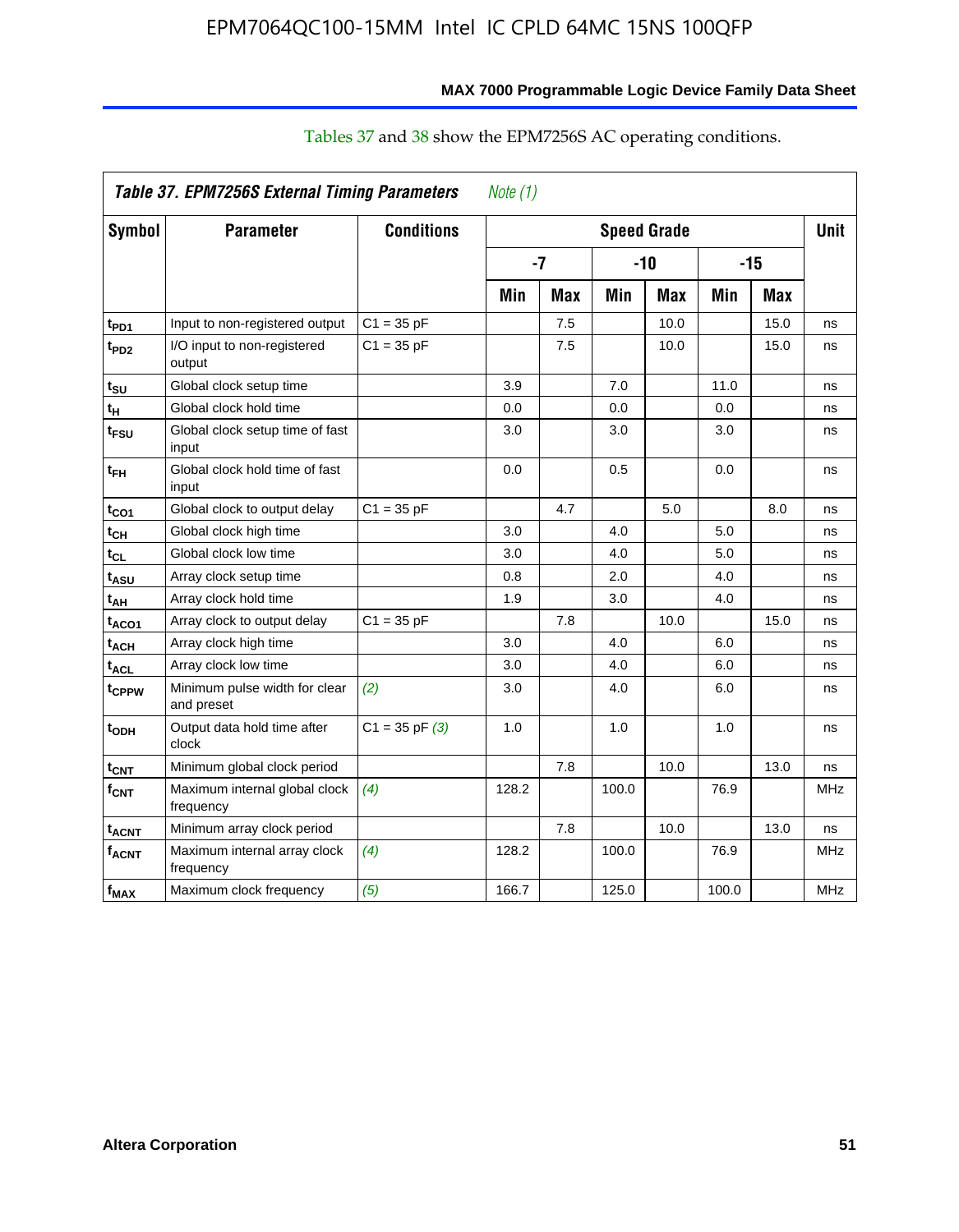Tables 37 and 38 show the EPM7256S AC operating conditions.

| Table 37. EPM7256S External Timing Parameters *Note (1)* | | | | | | | | | |
|---|---|---|---|---|---|---|---|---|---|
| Symbol | Parameter | Conditions | Speed Grade | | | | | | Unit |
| | | | -7 | | -10 | | -15 | | |
| | | | Min | Max | Min | Max | Min | Max | |
| $t_{PD1}$ | Input to non-registered output | C1 = 35 pF | | 7.5 | | 10.0 | | 15.0 | ns |
| $t_{PD2}$ | I/O input to non-registered output | C1 = 35 pF | | 7.5 | | 10.0 | | 15.0 | ns |
| $t_{SU}$ | Global clock setup time | | 3.9 | | 7.0 | | 11.0 | | ns |
| $t_{H}$ | Global clock hold time | | 0.0 | | 0.0 | | 0.0 | | ns |
| $t_{FSU}$ | Global clock setup time of fast input | | 3.0 | | 3.0 | | 3.0 | | ns |
| $t_{FH}$ | Global clock hold time of fast input | | 0.0 | | 0.5 | | 0.0 | | ns |
| $t_{CO1}$ | Global clock to output delay | C1 = 35 pF | | 4.7 | | 5.0 | | 8.0 | ns |
| $t_{CH}$ | Global clock high time | | 3.0 | | 4.0 | | 5.0 | | ns |
| $t_{CL}$ | Global clock low time | | 3.0 | | 4.0 | | 5.0 | | ns |
| $t_{ASU}$ | Array clock setup time | | 0.8 | | 2.0 | | 4.0 | | ns |
| $t_{AH}$ | Array clock hold time | | 1.9 | | 3.0 | | 4.0 | | ns |
| $t_{ACO1}$ | Array clock to output delay | C1 = 35 pF | | 7.8 | | 10.0 | | 15.0 | ns |
| $t_{ACH}$ | Array clock high time | | 3.0 | | 4.0 | | 6.0 | | ns |
| $t_{ACL}$ | Array clock low time | | 3.0 | | 4.0 | | 6.0 | | ns |
| $t_{CPPW}$ | Minimum pulse width for clear and preset | *(2)* | 3.0 | | 4.0 | | 6.0 | | ns |
| $t_{ODH}$ | Output data hold time after clock | C1 = 35 pF *(3)* | 1.0 | | 1.0 | | 1.0 | | ns |
| $t_{CNT}$ | Minimum global clock period | | | 7.8 | | 10.0 | | 13.0 | ns |
| $f_{CNT}$ | Maximum internal global clock frequency | *(4)* | 128.2 | | 100.0 | | 76.9 | | MHz |
| $t_{ACNT}$ | Minimum array clock period | | | 7.8 | | 10.0 | | 13.0 | ns |
| $f_{ACNT}$ | Maximum internal array clock frequency | *(4)* | 128.2 | | 100.0 | | 76.9 | | MHz |
| $f_{MAX}$ | Maximum clock frequency | *(5)* | 166.7 | | 125.0 | | 100.0 | | MHz |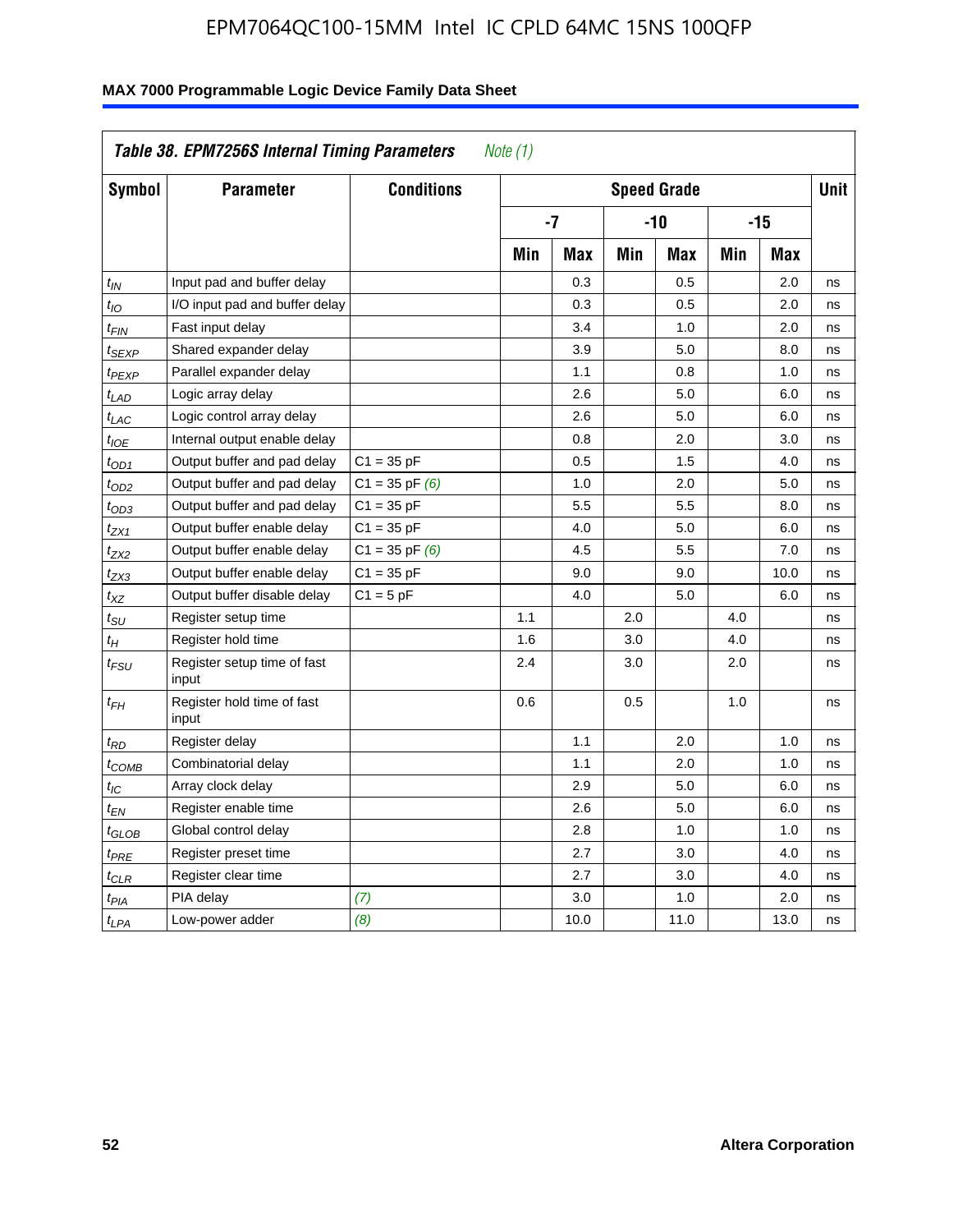**Table 38. EPM7256S Internal Timing Parameters** *Note (1)*

| Symbol | Parameter | Conditions | Speed Grade | | | | | | Unit |
|---|---|---|---|---|---|---|---|---|---|
| | | | -7 | | -10 | | -15 | | |
| | | | Min | Max | Min | Max | Min | Max | |
| $t_{IN}$ | Input pad and buffer delay | | | 0.3 | | 0.5 | | 2.0 | ns |
| $t_{IO}$ | I/O input pad and buffer delay | | | 0.3 | | 0.5 | | 2.0 | ns |
| $t_{FIN}$ | Fast input delay | | | 3.4 | | 1.0 | | 2.0 | ns |
| $t_{SEXP}$ | Shared expander delay | | | 3.9 | | 5.0 | | 8.0 | ns |
| $t_{PEXP}$ | Parallel expander delay | | | 1.1 | | 0.8 | | 1.0 | ns |
| $t_{LAD}$ | Logic array delay | | | 2.6 | | 5.0 | | 6.0 | ns |
| $t_{LAC}$ | Logic control array delay | | | 2.6 | | 5.0 | | 6.0 | ns |
| $t_{IOE}$ | Internal output enable delay | | | 0.8 | | 2.0 | | 3.0 | ns |
| $t_{OD1}$ | Output buffer and pad delay | C1 = 35 pF | | 0.5 | | 1.5 | | 4.0 | ns |
| $t_{OD2}$ | Output buffer and pad delay | C1 = 35 pF *(6)* | | 1.0 | | 2.0 | | 5.0 | ns |
| $t_{OD3}$ | Output buffer and pad delay | C1 = 35 pF | | 5.5 | | 5.5 | | 8.0 | ns |
| $t_{ZX1}$ | Output buffer enable delay | C1 = 35 pF | | 4.0 | | 5.0 | | 6.0 | ns |
| $t_{ZX2}$ | Output buffer enable delay | C1 = 35 pF *(6)* | | 4.5 | | 5.5 | | 7.0 | ns |
| $t_{ZX3}$ | Output buffer enable delay | C1 = 35 pF | | 9.0 | | 9.0 | | 10.0 | ns |
| $t_{XZ}$ | Output buffer disable delay | C1 = 5 pF | | 4.0 | | 5.0 | | 6.0 | ns |
| $t_{SU}$ | Register setup time | | 1.1 | | 2.0 | | 4.0 | | ns |
| $t_{H}$ | Register hold time | | 1.6 | | 3.0 | | 4.0 | | ns |
| $t_{FSU}$ | Register setup time of fast input | | 2.4 | | 3.0 | | 2.0 | | ns |
| $t_{FH}$ | Register hold time of fast input | | 0.6 | | 0.5 | | 1.0 | | ns |
| $t_{RD}$ | Register delay | | | 1.1 | | 2.0 | | 1.0 | ns |
| $t_{COMB}$ | Combinatorial delay | | | 1.1 | | 2.0 | | 1.0 | ns |
| $t_{IC}$ | Array clock delay | | | 2.9 | | 5.0 | | 6.0 | ns |
| $t_{EN}$ | Register enable time | | | 2.6 | | 5.0 | | 6.0 | ns |
| $t_{GLOB}$ | Global control delay | | | 2.8 | | 1.0 | | 1.0 | ns |
| $t_{PRE}$ | Register preset time | | | 2.7 | | 3.0 | | 4.0 | ns |
| $t_{CLR}$ | Register clear time | | | 2.7 | | 3.0 | | 4.0 | ns |
| $t_{PIA}$ | PIA delay | *(7)* | | 3.0 | | 1.0 | | 2.0 | ns |
| $t_{LPA}$ | Low-power adder | *(8)* | | 10.0 | | 11.0 | | 13.0 | ns |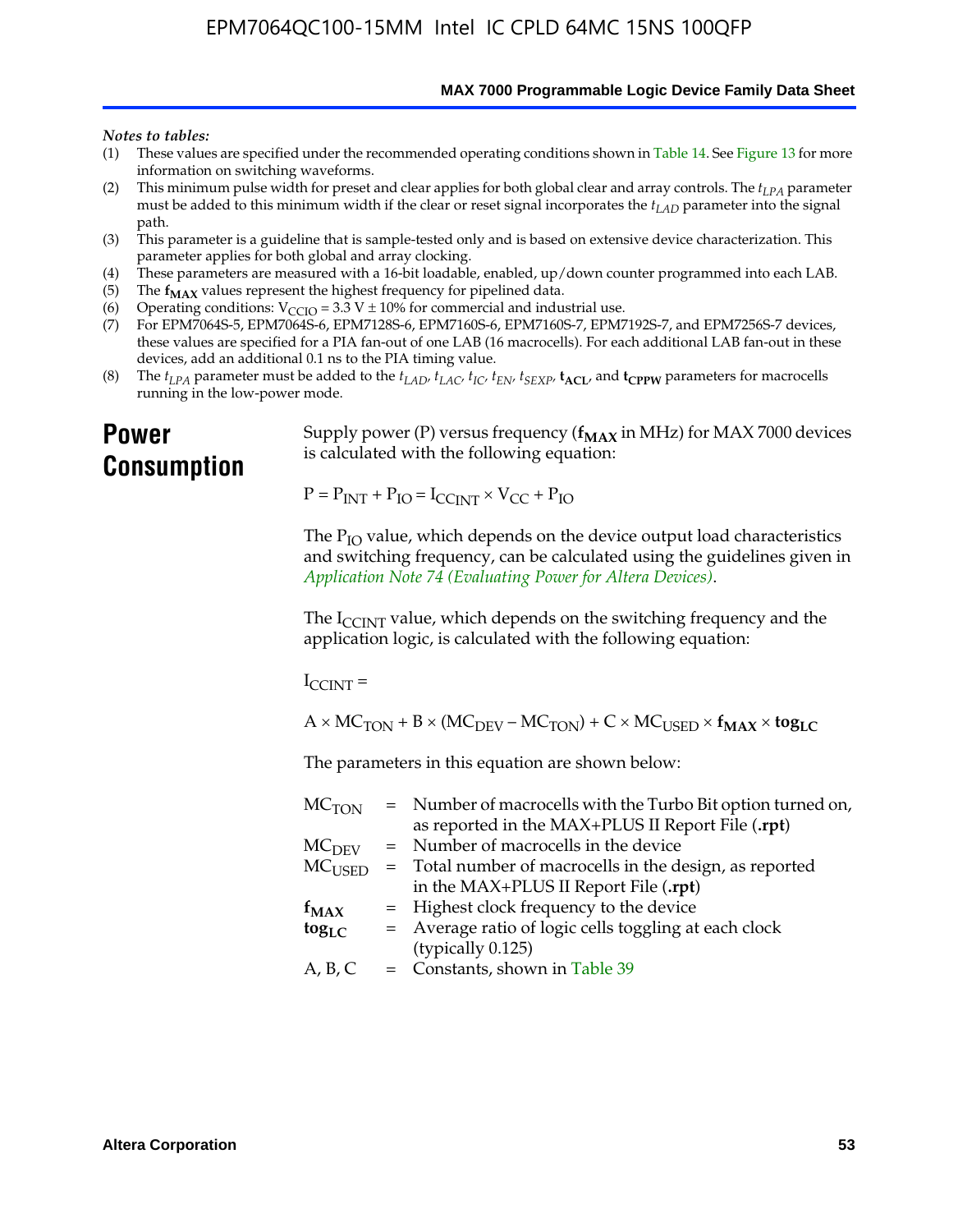*Notes to tables:*

1. These values are specified under the recommended operating conditions shown in Table 14. See Figure 13 for more information on switching waveforms.
2. This minimum pulse width for preset and clear applies for both global clear and array controls. The $t_{LPA}$ parameter must be added to this minimum width if the clear or reset signal incorporates the $t_{LAD}$ parameter into the signal path.
3. This parameter is a guideline that is sample-tested only and is based on extensive device characterization. This parameter applies for both global and array clocking.
4. These parameters are measured with a 16-bit loadable, enabled, up/down counter programmed into each LAB.
5. The $\mathbf{f_{MAX}}$ values represent the highest frequency for pipelined data.
6. Operating conditions: $V_{CCIO}$ = 3.3 V ± 10% for commercial and industrial use.
7. For EPM7064S-5, EPM7064S-6, EPM7128S-6, EPM7160S-6, EPM7160S-7, EPM7192S-7, and EPM7256S-7 devices, these values are specified for a PIA fan-out of one LAB (16 macrocells). For each additional LAB fan-out in these devices, add an additional 0.1 ns to the PIA timing value.
8. The $t_{LPA}$ parameter must be added to the $t_{LAD}$, $t_{LAC}$, $t_{IC}$, $t_{EN}$, $t_{SEXP}$, $\mathbf{t_{ACL}}$, and $\mathbf{t_{CPPW}}$ parameters for macrocells running in the low-power mode.

# Power Consumption

Supply power (P) versus frequency ($\mathbf{f_{MAX}}$ in MHz) for MAX 7000 devices is calculated with the following equation:

$$P = P_{INT} + P_{IO} = I_{CCINT} \times V_{CC} + P_{IO}$$

The $P_{IO}$ value, which depends on the device output load characteristics and switching frequency, can be calculated using the guidelines given in *Application Note 74 (Evaluating Power for Altera Devices)*.

The $I_{CCINT}$ value, which depends on the switching frequency and the application logic, is calculated with the following equation:

$$I_{CCINT} =$$

$$A \times MC_{TON} + B \times (MC_{DEV} - MC_{TON}) + C \times MC_{USED} \times \mathbf{f_{MAX}} \times \mathbf{tog_{LC}}$$

The parameters in this equation are shown below:

| | | |
|---|---|---|
| $MC_{TON}$ | = | Number of macrocells with the Turbo Bit option turned on, as reported in the MAX+PLUS II Report File (**.rpt**) |
| $MC_{DEV}$ | = | Number of macrocells in the device |
| $MC_{USED}$ | = | Total number of macrocells in the design, as reported in the MAX+PLUS II Report File (**.rpt**) |
| $\mathbf{f_{MAX}}$ | = | Highest clock frequency to the device |
| $\mathbf{tog_{LC}}$ | = | Average ratio of logic cells toggling at each clock (typically 0.125) |
| A, B, C | = | Constants, shown in Table 39 |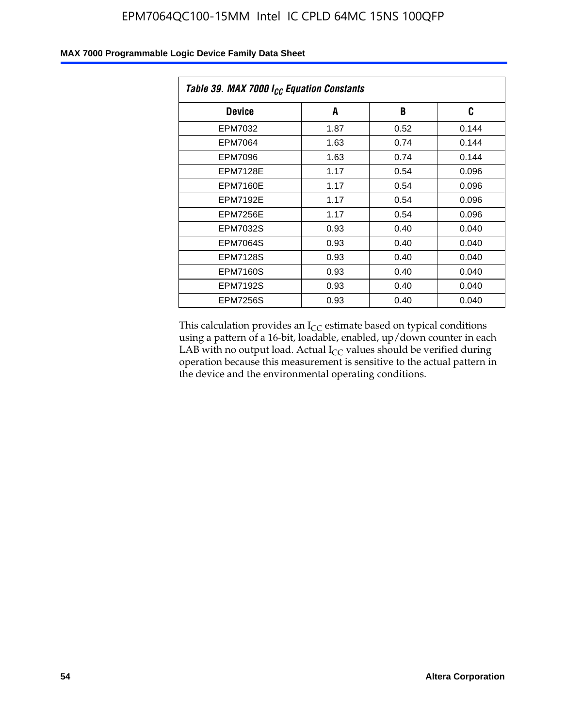*Table 39. MAX 7000 $I_{CC}$ Equation Constants*

| Device | A | B | C |
|---|---|---|---|
| EPM7032 | 1.87 | 0.52 | 0.144 |
| EPM7064 | 1.63 | 0.74 | 0.144 |
| EPM7096 | 1.63 | 0.74 | 0.144 |
| EPM7128E | 1.17 | 0.54 | 0.096 |
| EPM7160E | 1.17 | 0.54 | 0.096 |
| EPM7192E | 1.17 | 0.54 | 0.096 |
| EPM7256E | 1.17 | 0.54 | 0.096 |
| EPM7032S | 0.93 | 0.40 | 0.040 |
| EPM7064S | 0.93 | 0.40 | 0.040 |
| EPM7128S | 0.93 | 0.40 | 0.040 |
| EPM7160S | 0.93 | 0.40 | 0.040 |
| EPM7192S | 0.93 | 0.40 | 0.040 |
| EPM7256S | 0.93 | 0.40 | 0.040 |

This calculation provides an $I_{CC}$ estimate based on typical conditions using a pattern of a 16-bit, loadable, enabled, up/down counter in each LAB with no output load. Actual $I_{CC}$ values should be verified during operation because this measurement is sensitive to the actual pattern in the device and the environmental operating conditions.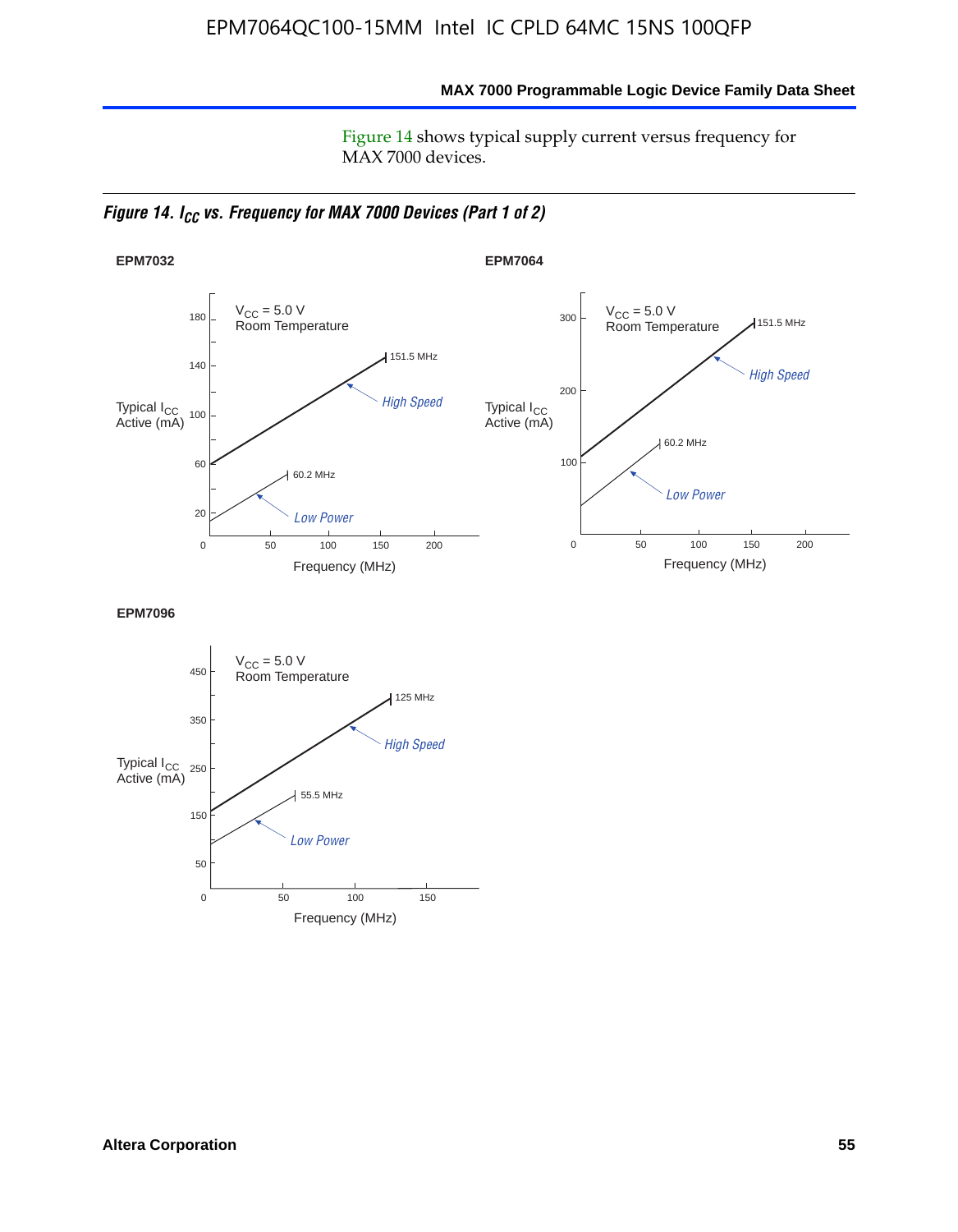Figure 14 shows typical supply current versus frequency for MAX 7000 devices.

*Figure 14. $I_{CC}$ vs. Frequency for MAX 7000 Devices (Part 1 of 2)*

**EPM7032**

$V_{CC}$ = 5.0 V
Room Temperature

Typical $I_{CC}$ Active (mA)

151.5 MHz — High Speed

60.2 MHz — Low Power

Frequency (MHz)

**EPM7064**

$V_{CC}$ = 5.0 V
Room Temperature

Typical $I_{CC}$ Active (mA)

151.5 MHz — High Speed

60.2 MHz — Low Power

Frequency (MHz)

**EPM7096**

$V_{CC}$ = 5.0 V
Room Temperature

Typical $I_{CC}$ Active (mA)

125 MHz — High Speed

55.5 MHz — Low Power

Frequency (MHz)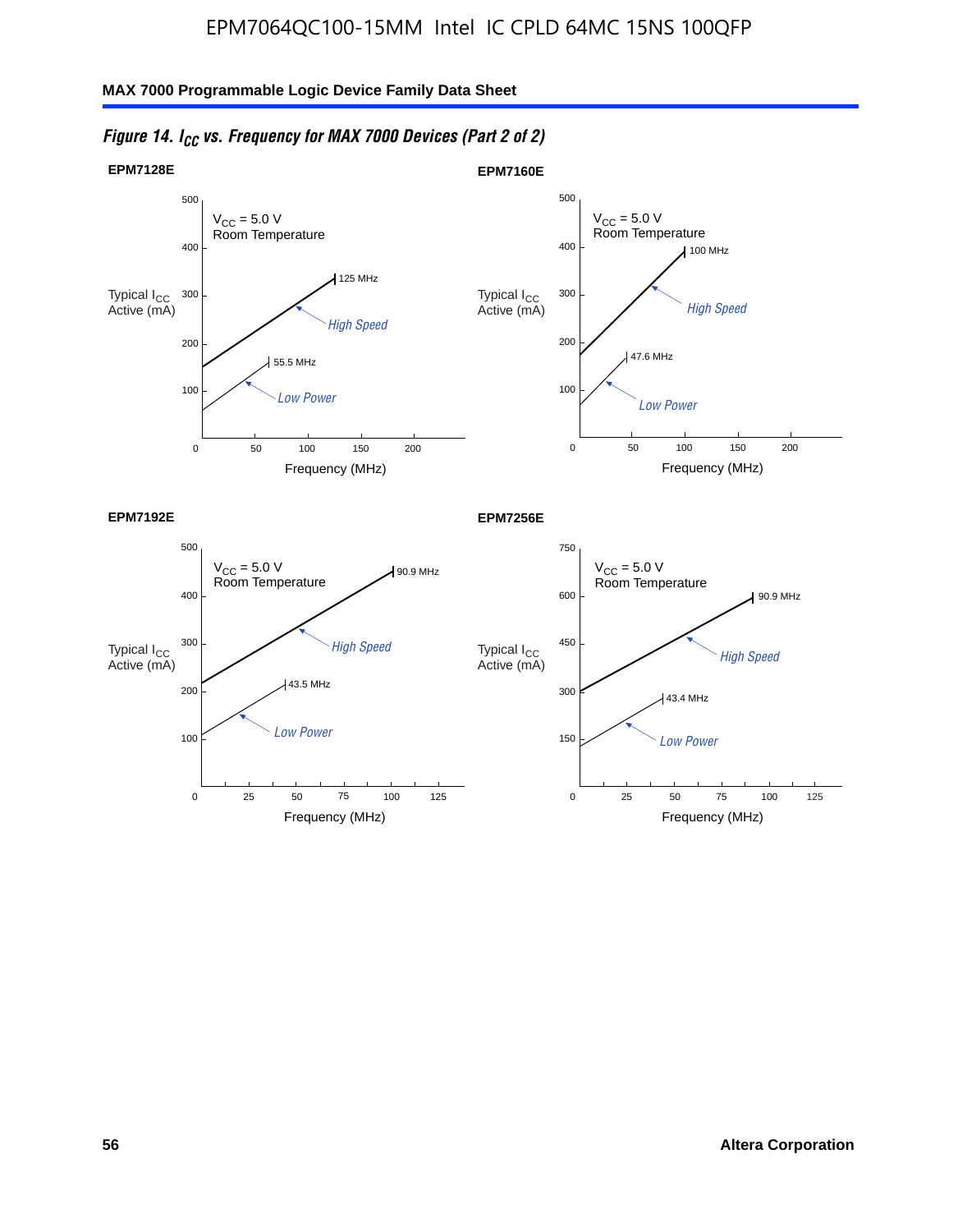*Figure 14. $I_{CC}$ vs. Frequency for MAX 7000 Devices (Part 2 of 2)*

**EPM7128E**

$V_{CC}$ = 5.0 V
Room Temperature

Typical $I_{CC}$ Active (mA)

125 MHz
High Speed
55.5 MHz
Low Power

Frequency (MHz)

**EPM7160E**

$V_{CC}$ = 5.0 V
Room Temperature

Typical $I_{CC}$ Active (mA)

100 MHz
High Speed
47.6 MHz
Low Power

Frequency (MHz)

**EPM7192E**

$V_{CC}$ = 5.0 V
Room Temperature

Typical $I_{CC}$ Active (mA)

90.9 MHz
High Speed
43.5 MHz
Low Power

Frequency (MHz)

**EPM7256E**

$V_{CC}$ = 5.0 V
Room Temperature

Typical $I_{CC}$ Active (mA)

90.9 MHz
High Speed
43.4 MHz
Low Power

Frequency (MHz)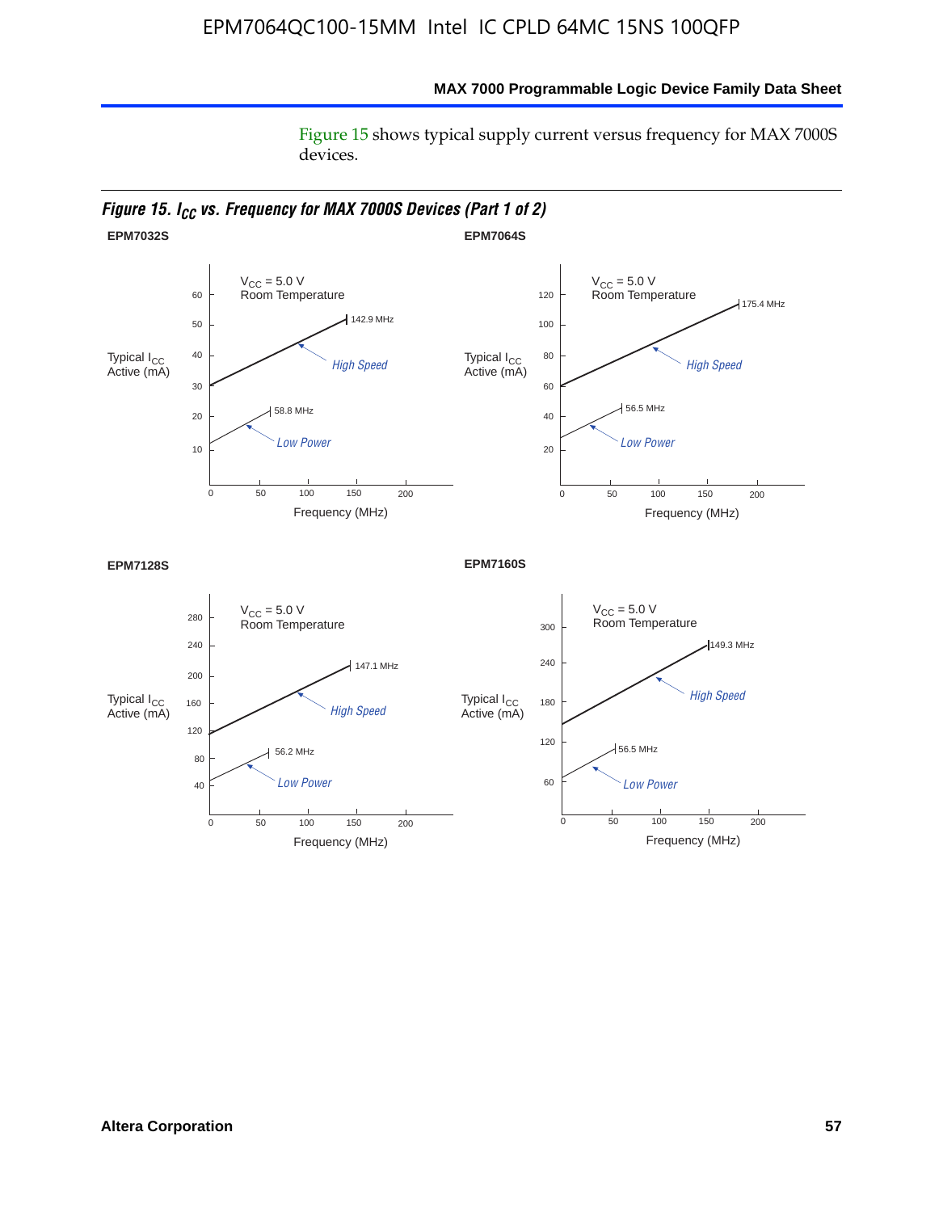Figure 15 shows typical supply current versus frequency for MAX 7000S devices.

*Figure 15. $I_{CC}$ vs. Frequency for MAX 7000S Devices (Part 1 of 2)*

**EPM7032S**

$V_{CC}$ = 5.0 V
Room Temperature

Typical $I_{CC}$ Active (mA)

High Speed — 142.9 MHz
Low Power — 58.8 MHz

Frequency (MHz)

**EPM7064S**

$V_{CC}$ = 5.0 V
Room Temperature

Typical $I_{CC}$ Active (mA)

High Speed — 175.4 MHz
Low Power — 56.5 MHz

Frequency (MHz)

**EPM7128S**

$V_{CC}$ = 5.0 V
Room Temperature

Typical $I_{CC}$ Active (mA)

High Speed — 147.1 MHz
Low Power — 56.2 MHz

Frequency (MHz)

**EPM7160S**

$V_{CC}$ = 5.0 V
Room Temperature

Typical $I_{CC}$ Active (mA)

High Speed — 149.3 MHz
Low Power — 56.5 MHz

Frequency (MHz)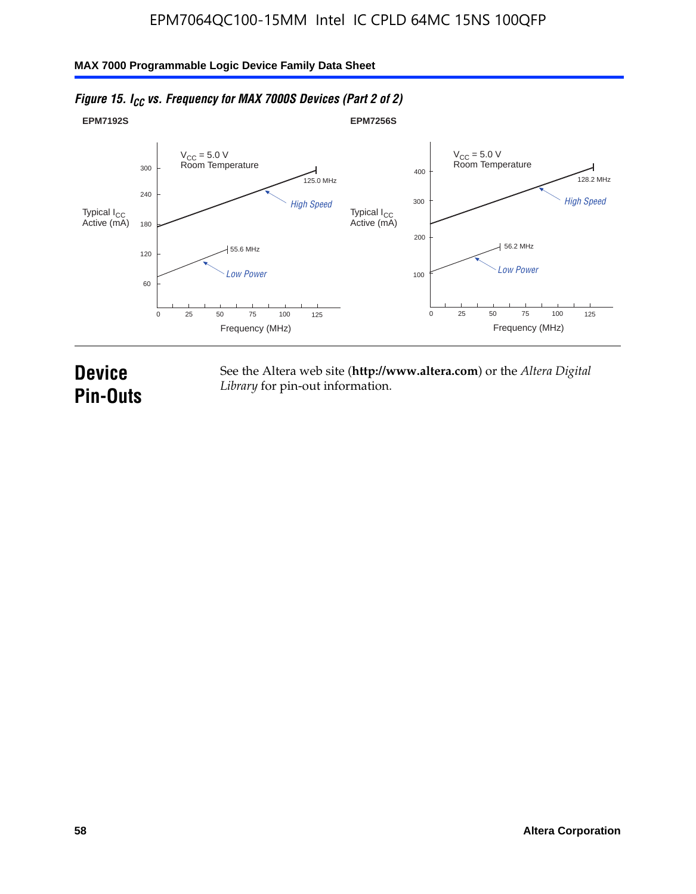*Figure 15. $I_{CC}$ vs. Frequency for MAX 7000S Devices (Part 2 of 2)*

**EPM7192S**

$V_{CC}$ = 5.0 V
Room Temperature

Typical $I_{CC}$ Active (mA)

300, 240, 180, 120, 60

125.0 MHz — High Speed

55.6 MHz — Low Power

0, 25, 50, 75, 100, 125

Frequency (MHz)

**EPM7256S**

$V_{CC}$ = 5.0 V
Room Temperature

Typical $I_{CC}$ Active (mA)

400, 300, 200, 100

128.2 MHz — High Speed

56.2 MHz — Low Power

0, 25, 50, 75, 100, 125

Frequency (MHz)

# Device Pin-Outs

See the Altera web site (**http://www.altera.com**) or the *Altera Digital Library* for pin-out information.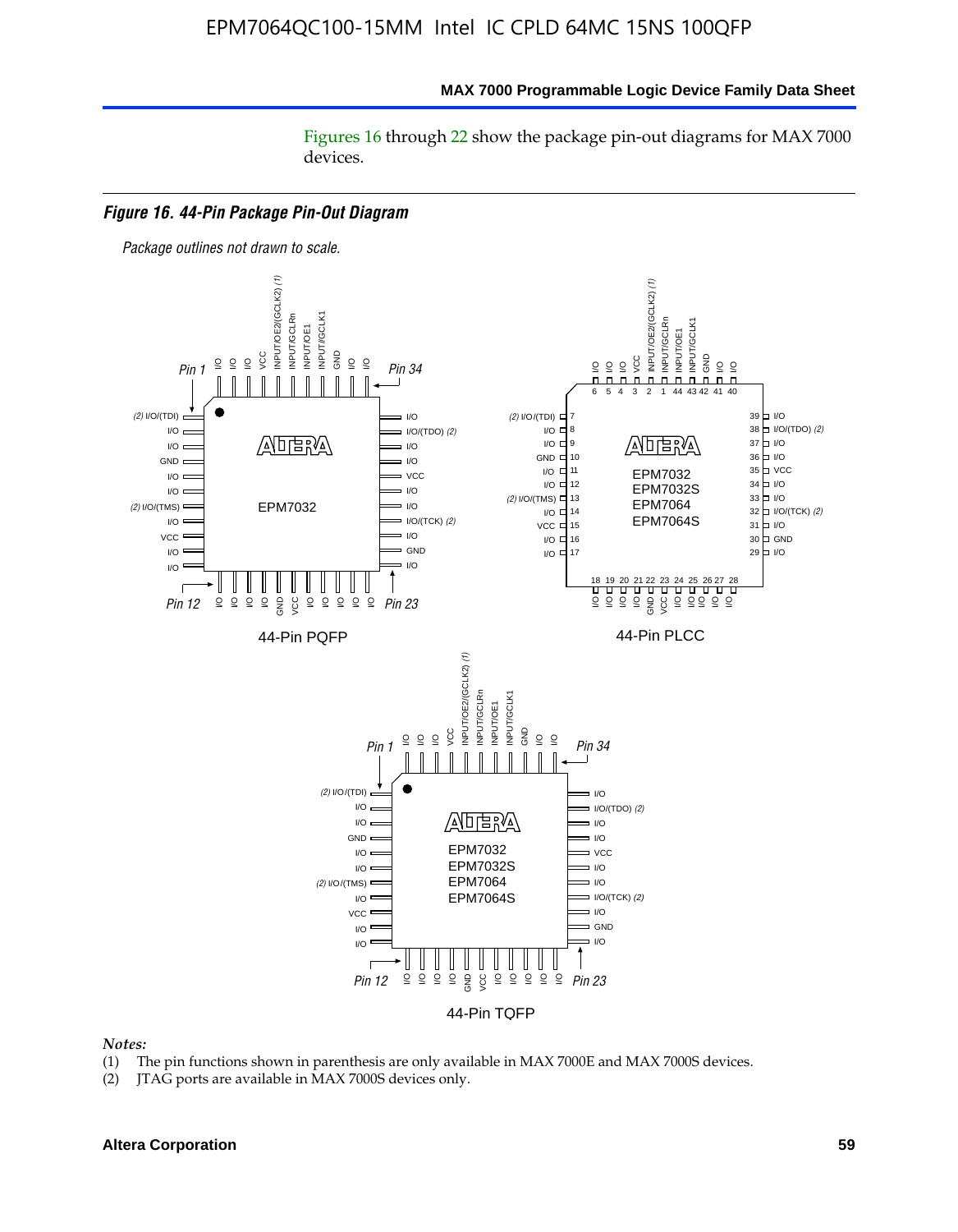Figures 16 through 22 show the package pin-out diagrams for MAX 7000 devices.

### *Figure 16. 44-Pin Package Pin-Out Diagram*

*Package outlines not drawn to scale.*

44-Pin PQFP

44-Pin PLCC

44-Pin TQFP

*Notes:*

(1) The pin functions shown in parenthesis are only available in MAX 7000E and MAX 7000S devices.
(2) JTAG ports are available in MAX 7000S devices only.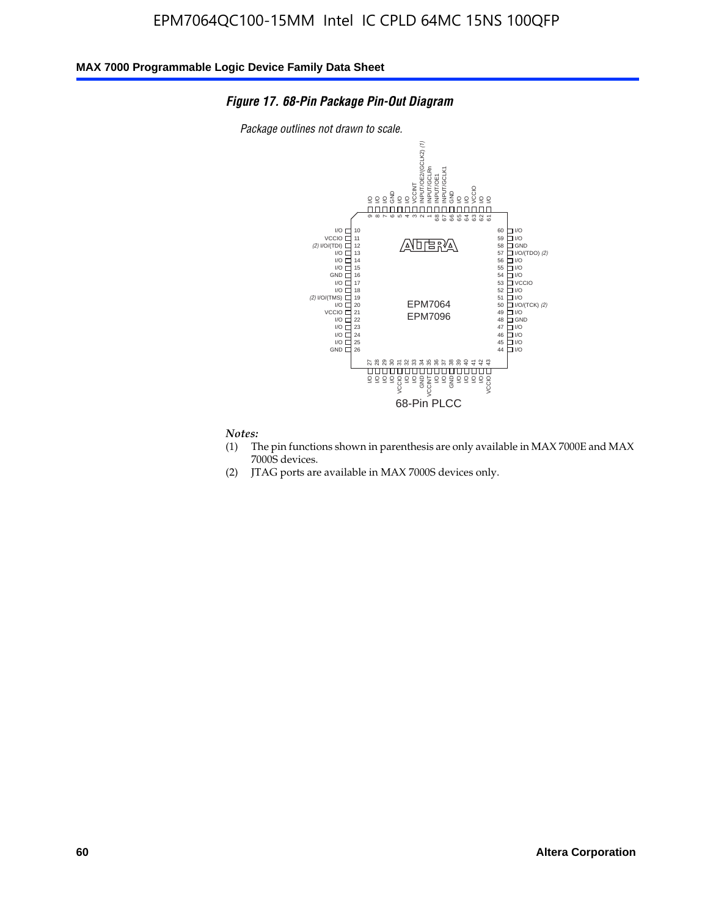*Figure 17. 68-Pin Package Pin-Out Diagram*

*Package outlines not drawn to scale.*

| Pin | Function | Pin | Function |
|---|---|---|---|
| 1 | INPUT/GCLRn | 35 | VCCINT |
| 2 | INPUT/OE2/(GCLK2) (1) | 36 | I/O |
| 3 | VCCINT | 37 | I/O |
| 4 | I/O | 38 | GND |
| 5 | I/O | 39 | I/O |
| 6 | GND | 40 | I/O |
| 7 | I/O | 41 | I/O |
| 8 | I/O | 42 | I/O |
| 9 | I/O | 43 | VCCIO |
| 10 | I/O | 44 | I/O |
| 11 | VCCIO | 45 | I/O |
| 12 | (2) I/O/(TDI) | 46 | I/O |
| 13 | I/O | 47 | I/O |
| 14 | I/O | 48 | GND |
| 15 | I/O | 49 | I/O |
| 16 | GND | 50 | I/O/(TCK) (2) |
| 17 | I/O | 51 | I/O |
| 18 | I/O | 52 | I/O |
| 19 | (2) I/O/(TMS) | 53 | VCCIO |
| 20 | I/O | 54 | I/O |
| 21 | VCCIO | 55 | I/O |
| 22 | I/O | 56 | I/O |
| 23 | I/O | 57 | I/O/(TDO) (2) |
| 24 | I/O | 58 | GND |
| 25 | I/O | 59 | I/O |
| 26 | GND | 60 | I/O |
| 27 | I/O | 61 | I/O |
| 28 | I/O | 62 | I/O |
| 29 | I/O | 63 | VCCIO |
| 30 | I/O | 64 | I/O |
| 31 | VCCIO | 65 | I/O |
| 32 | I/O | 66 | GND |
| 33 | I/O | 67 | INPUT/GCLK1 |
| 34 | GND | 68 | INPUT/OE1 |

EPM7064
EPM7096

68-Pin PLCC

*Notes:*

(1) The pin functions shown in parenthesis are only available in MAX 7000E and MAX 7000S devices.

(2) JTAG ports are available in MAX 7000S devices only.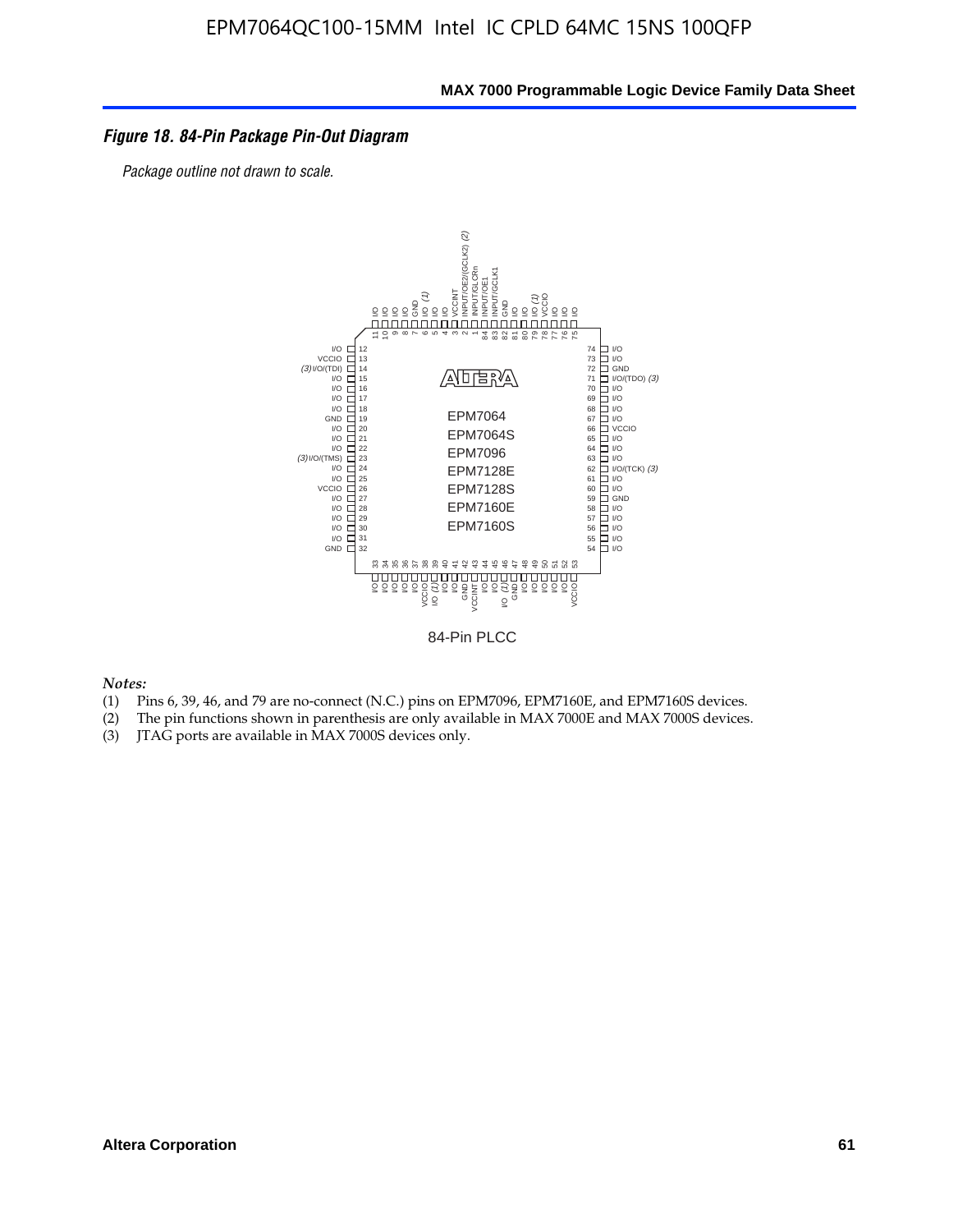### *Figure 18. 84-Pin Package Pin-Out Diagram*

*Package outline not drawn to scale.*

84-Pin PLCC

*Notes:*

1. Pins 6, 39, 46, and 79 are no-connect (N.C.) pins on EPM7096, EPM7160E, and EPM7160S devices.
2. The pin functions shown in parenthesis are only available in MAX 7000E and MAX 7000S devices.
3. JTAG ports are available in MAX 7000S devices only.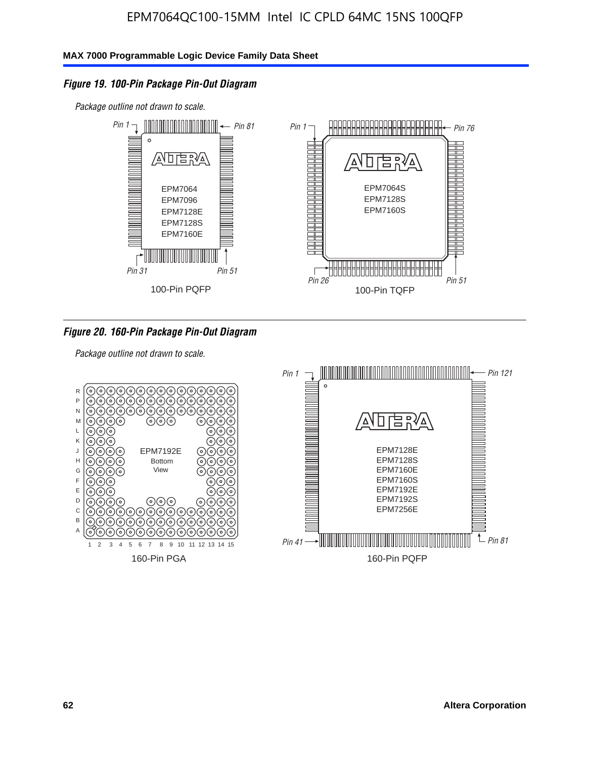### Figure 19. 100-Pin Package Pin-Out Diagram

*Package outline not drawn to scale.*

Pin 1, Pin 81, Pin 31, Pin 51

EPM7064
EPM7096
EPM7128E
EPM7128S
EPM7160E

100-Pin PQFP

Pin 1, Pin 76, Pin 26, Pin 51

EPM7064S
EPM7128S
EPM7160S

100-Pin TQFP

### Figure 20. 160-Pin Package Pin-Out Diagram

*Package outline not drawn to scale.*

EPM7192E
Bottom View

160-Pin PGA

Pin 1, Pin 121, Pin 41, Pin 81

EPM7128E
EPM7128S
EPM7160E
EPM7160S
EPM7192E
EPM7192S
EPM7256E

160-Pin PQFP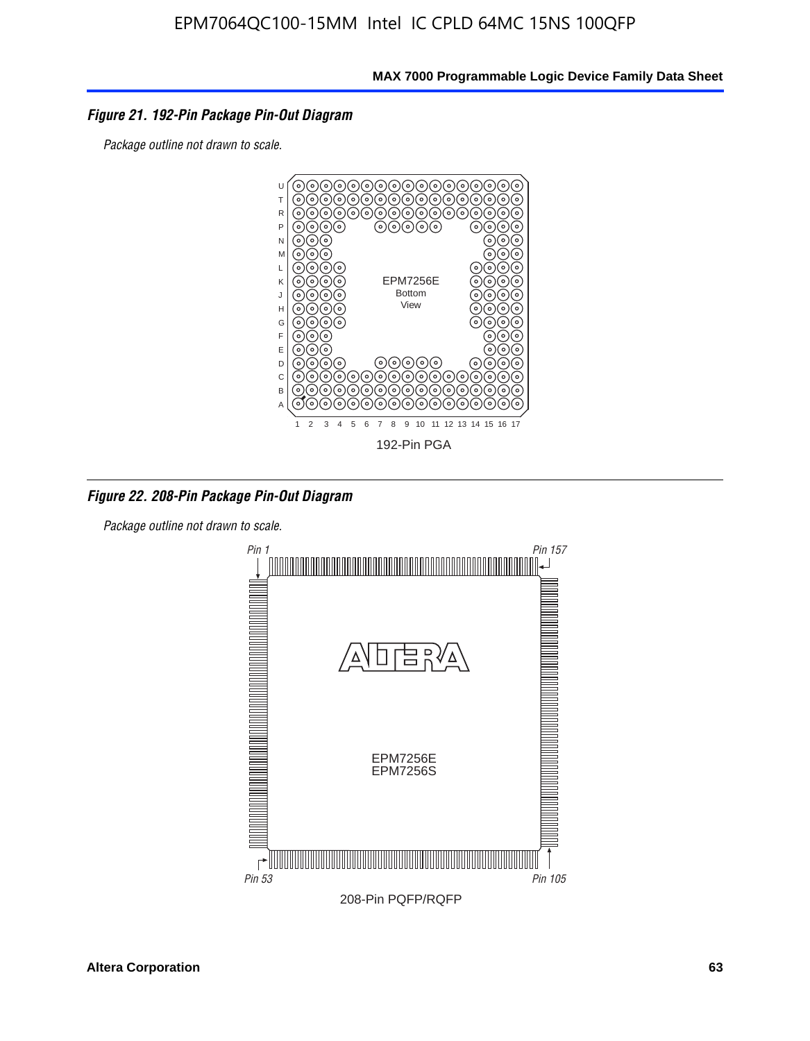*Figure 21. 192-Pin Package Pin-Out Diagram*

*Package outline not drawn to scale.*

192-Pin PGA

*Figure 22. 208-Pin Package Pin-Out Diagram*

*Package outline not drawn to scale.*

208-Pin PQFP/RQFP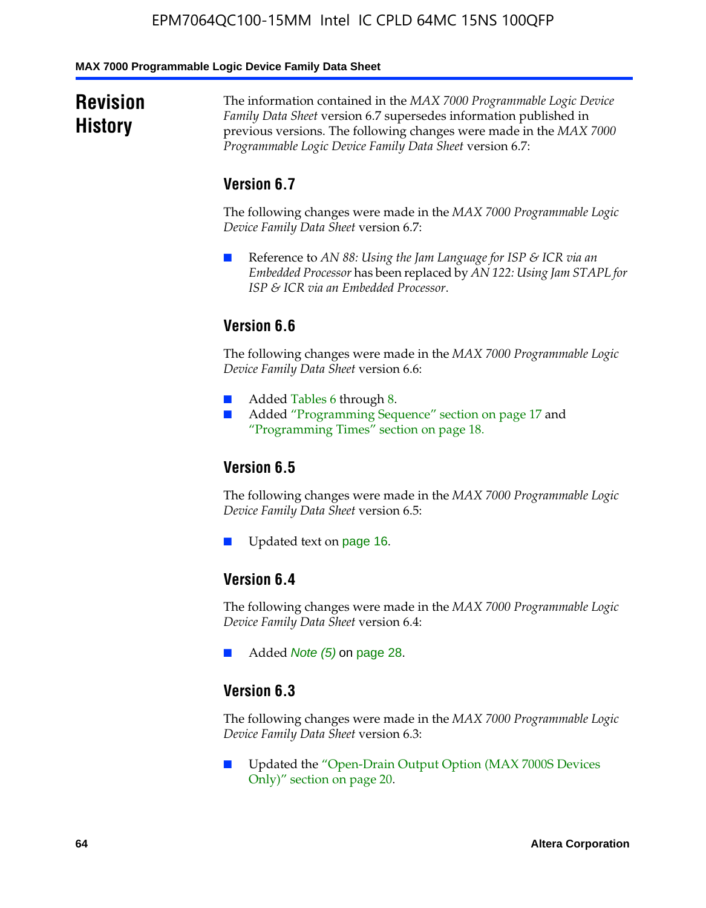# Revision History

The information contained in the *MAX 7000 Programmable Logic Device Family Data Sheet* version 6.7 supersedes information published in previous versions. The following changes were made in the *MAX 7000 Programmable Logic Device Family Data Sheet* version 6.7:

## Version 6.7

The following changes were made in the *MAX 7000 Programmable Logic Device Family Data Sheet* version 6.7:

- Reference to *AN 88: Using the Jam Language for ISP & ICR via an Embedded Processor* has been replaced by *AN 122: Using Jam STAPL for ISP & ICR via an Embedded Processor*.

## Version 6.6

The following changes were made in the *MAX 7000 Programmable Logic Device Family Data Sheet* version 6.6:

- Added Tables 6 through 8.
- Added "Programming Sequence" section on page 17 and "Programming Times" section on page 18.

## Version 6.5

The following changes were made in the *MAX 7000 Programmable Logic Device Family Data Sheet* version 6.5:

- Updated text on page 16.

## Version 6.4

The following changes were made in the *MAX 7000 Programmable Logic Device Family Data Sheet* version 6.4:

- Added *Note (5)* on page 28.

## Version 6.3

The following changes were made in the *MAX 7000 Programmable Logic Device Family Data Sheet* version 6.3:

- Updated the "Open-Drain Output Option (MAX 7000S Devices Only)" section on page 20.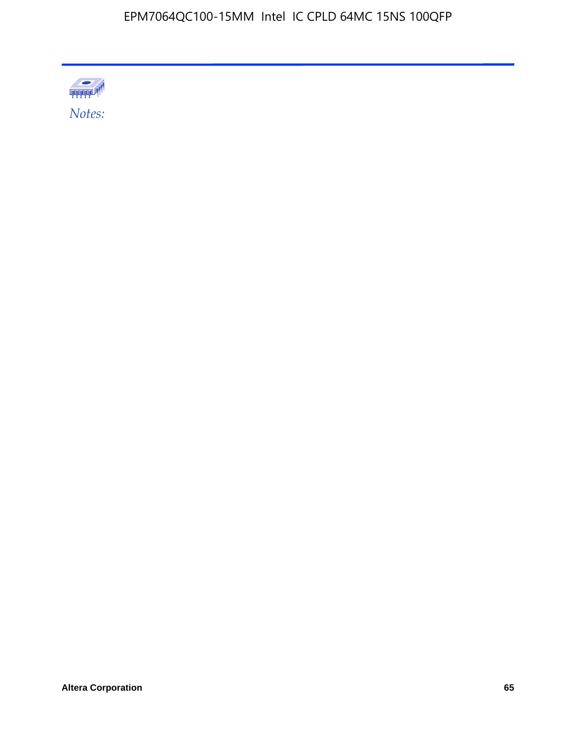*Notes:*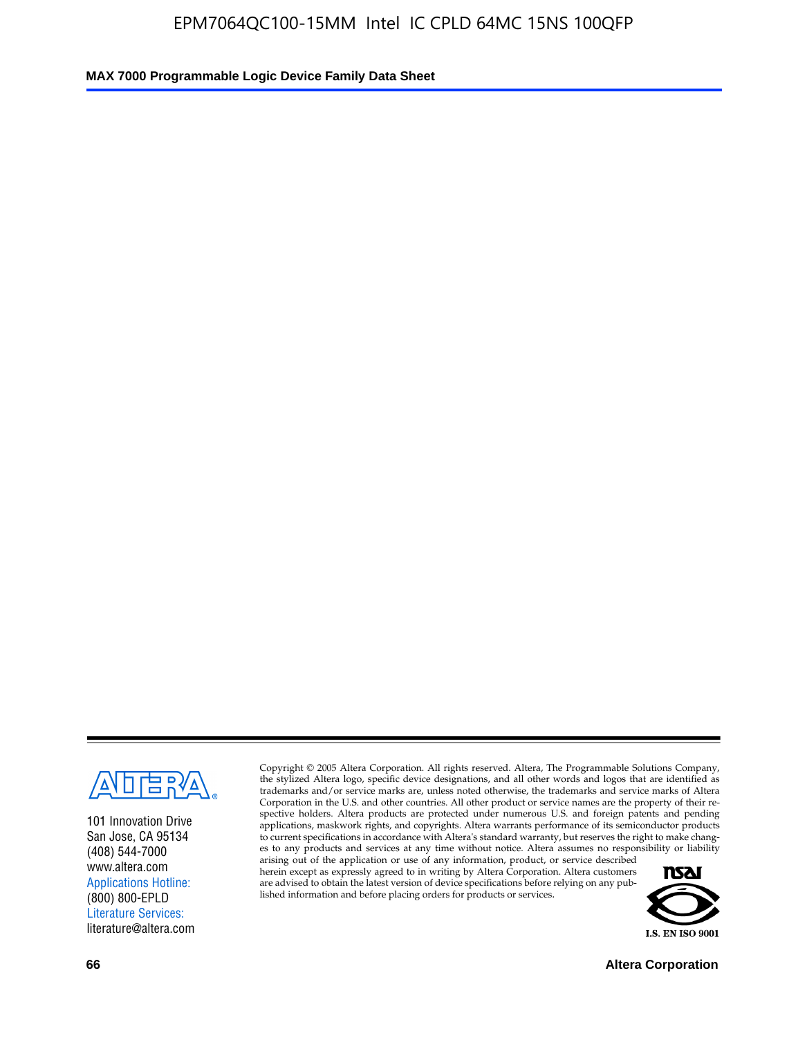101 Innovation Drive
San Jose, CA 95134
(408) 544-7000
www.altera.com
Applications Hotline:
(800) 800-EPLD
Literature Services:
literature@altera.com

Copyright © 2005 Altera Corporation. All rights reserved. Altera, The Programmable Solutions Company, the stylized Altera logo, specific device designations, and all other words and logos that are identified as trademarks and/or service marks are, unless noted otherwise, the trademarks and service marks of Altera Corporation in the U.S. and other countries. All other product or service names are the property of their respective holders. Altera products are protected under numerous U.S. and foreign patents and pending applications, maskwork rights, and copyrights. Altera warrants performance of its semiconductor products to current specifications in accordance with Altera's standard warranty, but reserves the right to make changes to any products and services at any time without notice. Altera assumes no responsibility or liability arising out of the application or use of any information, product, or service described herein except as expressly agreed to in writing by Altera Corporation. Altera customers are advised to obtain the latest version of device specifications before relying on any published information and before placing orders for products or services.

I.S. EN ISO 9001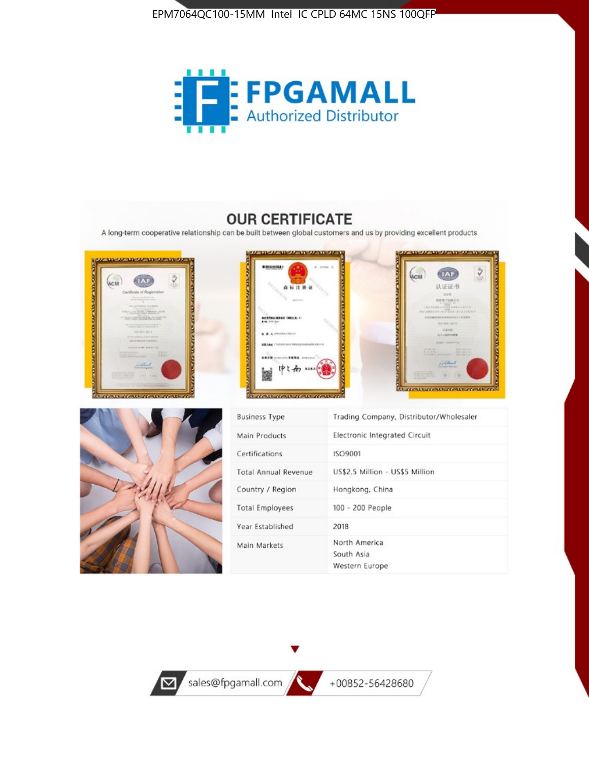FPGAMALL
Authorized Distributor

# OUR CERTIFICATE

A long-term cooperative relationship can be built between global customers and us by providing excellent products

| | |
|---|---|
| Business Type | Trading Company, Distributor/Wholesaler |
| Main Products | Electronic Integrated Circuit |
| Certifications | ISO9001 |
| Total Annual Revenue | US$2.5 Million - US$5 Million |
| Country / Region | Hongkong, China |
| Total Employees | 100 - 200 People |
| Year Established | 2018 |
| Main Markets | North America<br>South Asia<br>Western Europe |

sales@fpgamall.com

+00852-56428680